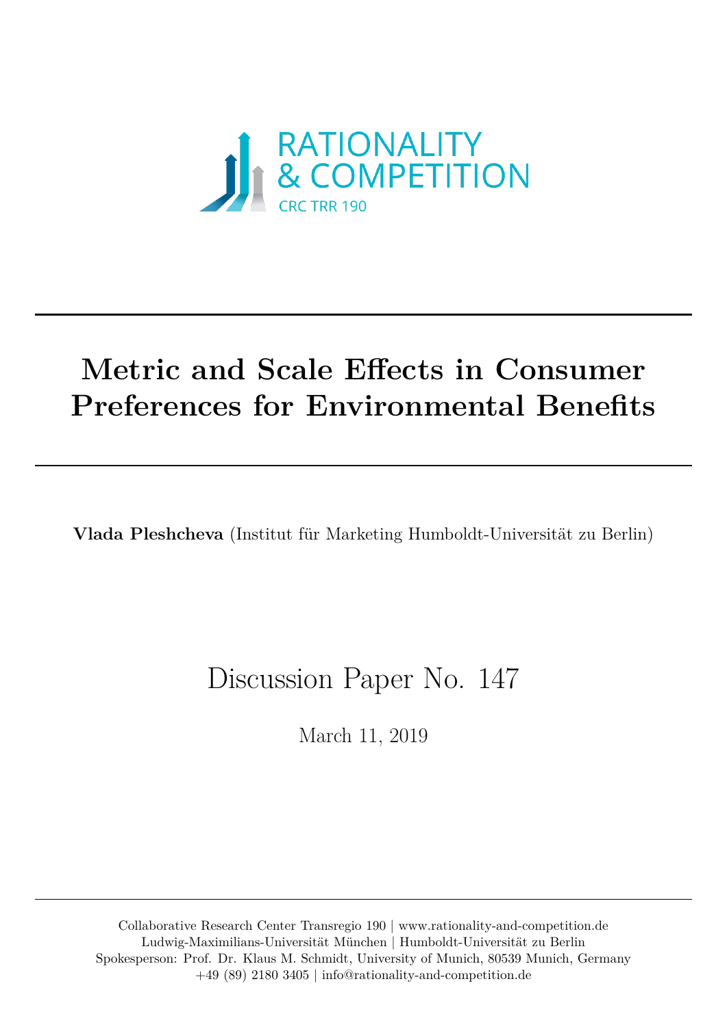RATIONALITY
& COMPETITION
CRC TRR 190

# Metric and Scale Effects in Consumer Preferences for Environmental Benefits

**Vlada Pleshcheva** (Institut für Marketing Humboldt-Universität zu Berlin)

Discussion Paper No. 147

March 11, 2019

Collaborative Research Center Transregio 190 | www.rationality-and-competition.de
Ludwig-Maximilians-Universität München | Humboldt-Universität zu Berlin
Spokesperson: Prof. Dr. Klaus M. Schmidt, University of Munich, 80539 Munich, Germany
+49 (89) 2180 3405 | info@rationality-and-competition.de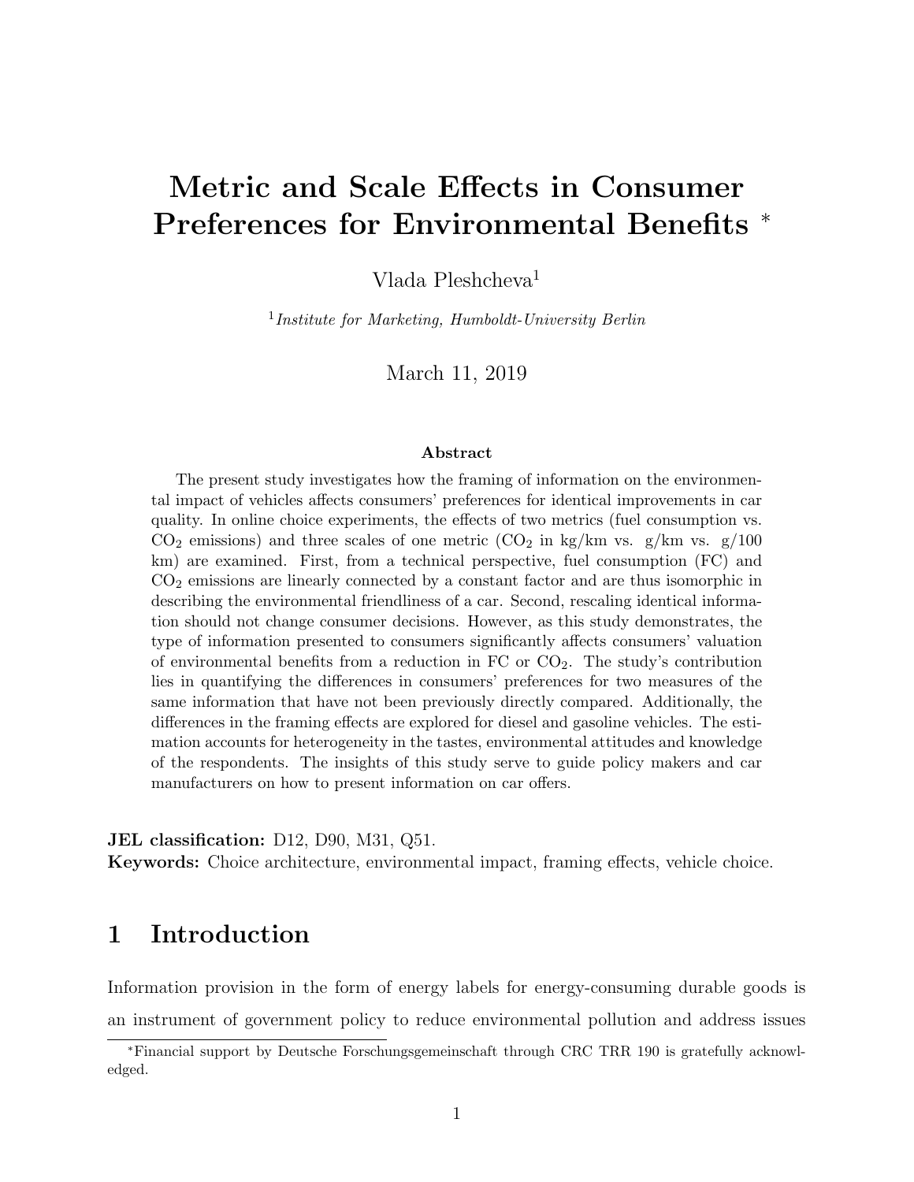# Metric and Scale Effects in Consumer Preferences for Environmental Benefits *

Vlada Pleshcheva[1]

[1] *Institute for Marketing, Humboldt-University Berlin*

March 11, 2019

**Abstract**

The present study investigates how the framing of information on the environmental impact of vehicles affects consumers' preferences for identical improvements in car quality. In online choice experiments, the effects of two metrics (fuel consumption vs. $CO_2$ emissions) and three scales of one metric ($CO_2$ in kg/km vs. g/km vs. g/100 km) are examined. First, from a technical perspective, fuel consumption (FC) and $CO_2$ emissions are linearly connected by a constant factor and are thus isomorphic in describing the environmental friendliness of a car. Second, rescaling identical information should not change consumer decisions. However, as this study demonstrates, the type of information presented to consumers significantly affects consumers' valuation of environmental benefits from a reduction in FC or $CO_2$. The study's contribution lies in quantifying the differences in consumers' preferences for two measures of the same information that have not been previously directly compared. Additionally, the differences in the framing effects are explored for diesel and gasoline vehicles. The estimation accounts for heterogeneity in the tastes, environmental attitudes and knowledge of the respondents. The insights of this study serve to guide policy makers and car manufacturers on how to present information on car offers.

**JEL classification:** D12, D90, M31, Q51.

**Keywords:** Choice architecture, environmental impact, framing effects, vehicle choice.

## 1 Introduction

Information provision in the form of energy labels for energy-consuming durable goods is an instrument of government policy to reduce environmental pollution and address issues

*Financial support by Deutsche Forschungsgemeinschaft through CRC TRR 190 is gratefully acknowledged.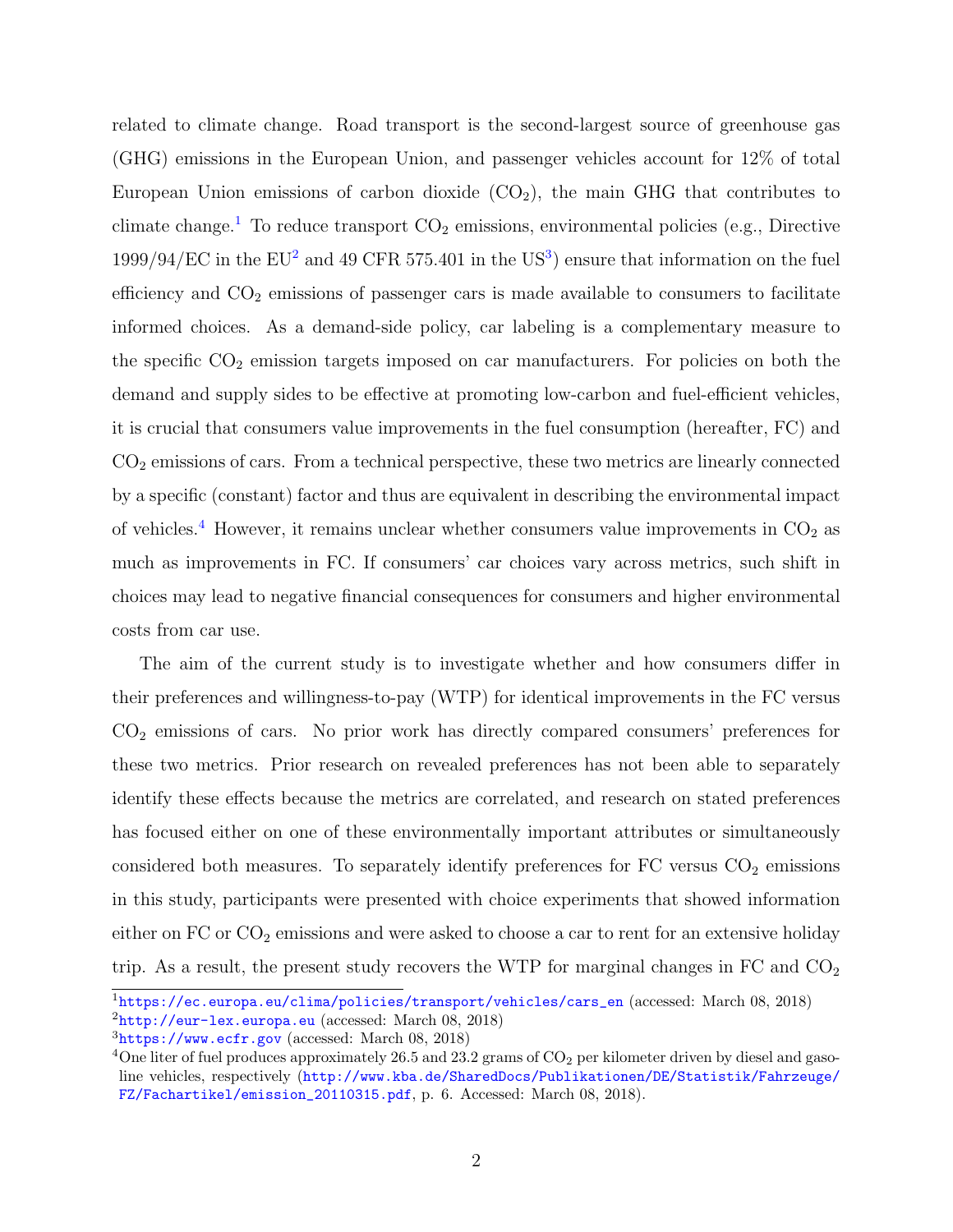related to climate change. Road transport is the second-largest source of greenhouse gas (GHG) emissions in the European Union, and passenger vehicles account for 12% of total European Union emissions of carbon dioxide ($CO_2$), the main GHG that contributes to climate change.[1] To reduce transport $CO_2$ emissions, environmental policies (e.g., Directive 1999/94/EC in the EU[2] and 49 CFR 575.401 in the US[3]) ensure that information on the fuel efficiency and $CO_2$ emissions of passenger cars is made available to consumers to facilitate informed choices. As a demand-side policy, car labeling is a complementary measure to the specific $CO_2$ emission targets imposed on car manufacturers. For policies on both the demand and supply sides to be effective at promoting low-carbon and fuel-efficient vehicles, it is crucial that consumers value improvements in the fuel consumption (hereafter, FC) and $CO_2$ emissions of cars. From a technical perspective, these two metrics are linearly connected by a specific (constant) factor and thus are equivalent in describing the environmental impact of vehicles.[4] However, it remains unclear whether consumers value improvements in $CO_2$ as much as improvements in FC. If consumers' car choices vary across metrics, such shift in choices may lead to negative financial consequences for consumers and higher environmental costs from car use.

The aim of the current study is to investigate whether and how consumers differ in their preferences and willingness-to-pay (WTP) for identical improvements in the FC versus $CO_2$ emissions of cars. No prior work has directly compared consumers' preferences for these two metrics. Prior research on revealed preferences has not been able to separately identify these effects because the metrics are correlated, and research on stated preferences has focused either on one of these environmentally important attributes or simultaneously considered both measures. To separately identify preferences for FC versus $CO_2$ emissions in this study, participants were presented with choice experiments that showed information either on FC or $CO_2$ emissions and were asked to choose a car to rent for an extensive holiday trip. As a result, the present study recovers the WTP for marginal changes in FC and $CO_2$

[1] https://ec.europa.eu/clima/policies/transport/vehicles/cars_en (accessed: March 08, 2018)

[2] http://eur-lex.europa.eu (accessed: March 08, 2018)

[3] https://www.ecfr.gov (accessed: March 08, 2018)

[4] One liter of fuel produces approximately 26.5 and 23.2 grams of $CO_2$ per kilometer driven by diesel and gasoline vehicles, respectively (http://www.kba.de/SharedDocs/Publikationen/DE/Statistik/Fahrzeuge/FZ/Fachartikel/emission_20110315.pdf, p. 6. Accessed: March 08, 2018).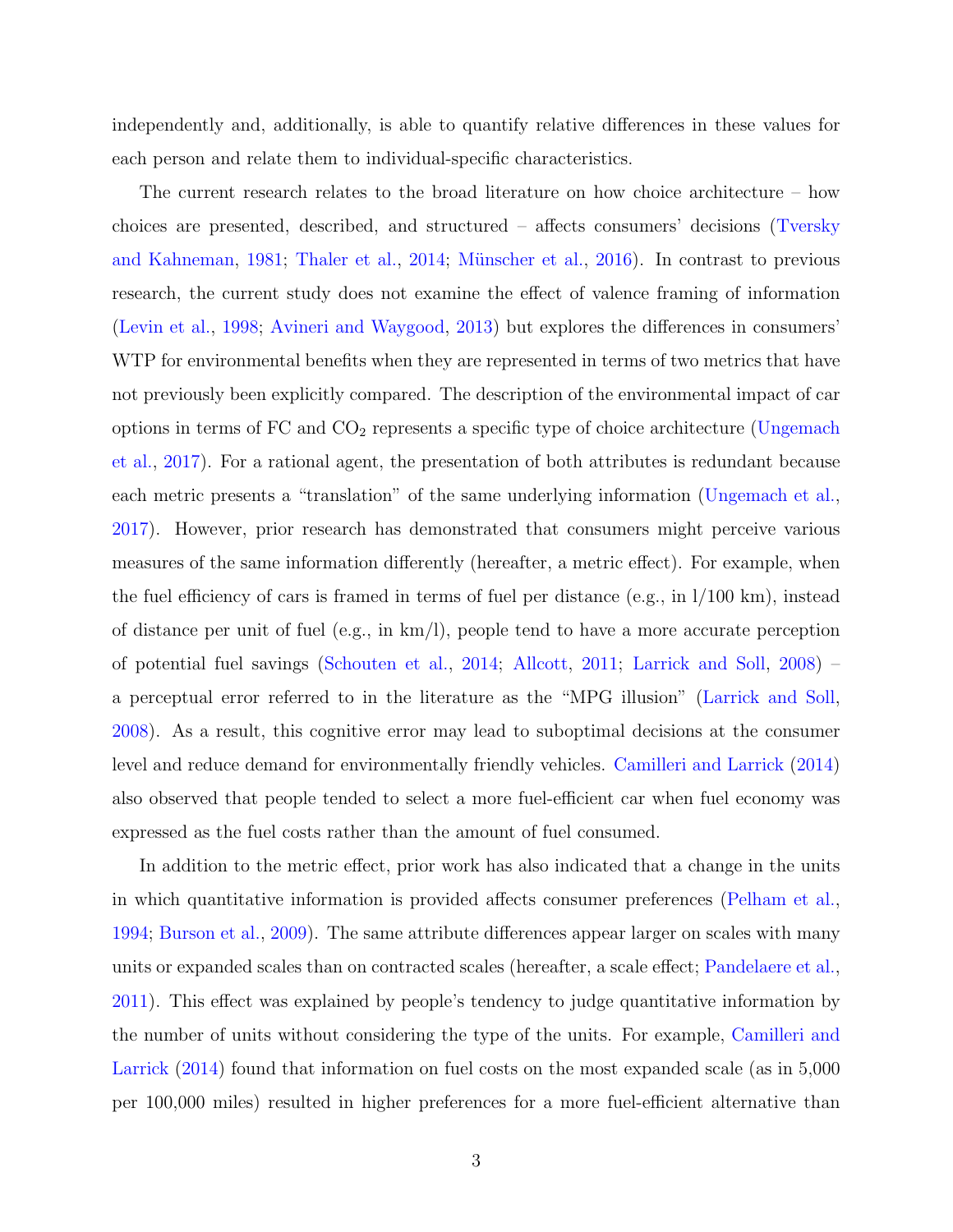independently and, additionally, is able to quantify relative differences in these values for each person and relate them to individual-specific characteristics.

The current research relates to the broad literature on how choice architecture – how choices are presented, described, and structured – affects consumers' decisions (Tversky and Kahneman, 1981; Thaler et al., 2014; Münscher et al., 2016). In contrast to previous research, the current study does not examine the effect of valence framing of information (Levin et al., 1998; Avineri and Waygood, 2013) but explores the differences in consumers' WTP for environmental benefits when they are represented in terms of two metrics that have not previously been explicitly compared. The description of the environmental impact of car options in terms of FC and $CO_2$ represents a specific type of choice architecture (Ungemach et al., 2017). For a rational agent, the presentation of both attributes is redundant because each metric presents a "translation" of the same underlying information (Ungemach et al., 2017). However, prior research has demonstrated that consumers might perceive various measures of the same information differently (hereafter, a metric effect). For example, when the fuel efficiency of cars is framed in terms of fuel per distance (e.g., in l/100 km), instead of distance per unit of fuel (e.g., in km/l), people tend to have a more accurate perception of potential fuel savings (Schouten et al., 2014; Allcott, 2011; Larrick and Soll, 2008) – a perceptual error referred to in the literature as the "MPG illusion" (Larrick and Soll, 2008). As a result, this cognitive error may lead to suboptimal decisions at the consumer level and reduce demand for environmentally friendly vehicles. Camilleri and Larrick (2014) also observed that people tended to select a more fuel-efficient car when fuel economy was expressed as the fuel costs rather than the amount of fuel consumed.

In addition to the metric effect, prior work has also indicated that a change in the units in which quantitative information is provided affects consumer preferences (Pelham et al., 1994; Burson et al., 2009). The same attribute differences appear larger on scales with many units or expanded scales than on contracted scales (hereafter, a scale effect; Pandelaere et al., 2011). This effect was explained by people's tendency to judge quantitative information by the number of units without considering the type of the units. For example, Camilleri and Larrick (2014) found that information on fuel costs on the most expanded scale (as in 5,000 per 100,000 miles) resulted in higher preferences for a more fuel-efficient alternative than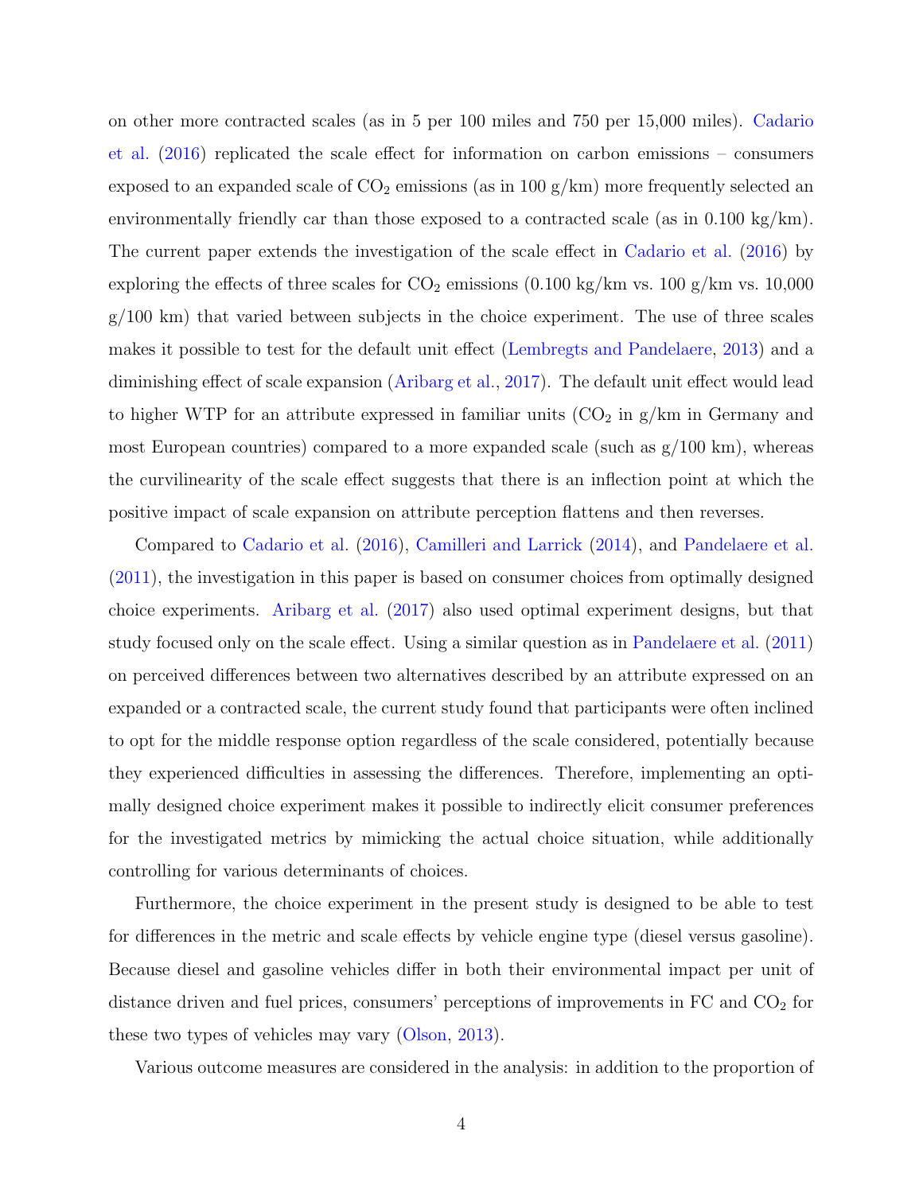on other more contracted scales (as in 5 per 100 miles and 750 per 15,000 miles). Cadario et al. (2016) replicated the scale effect for information on carbon emissions – consumers exposed to an expanded scale of $CO_2$ emissions (as in 100 g/km) more frequently selected an environmentally friendly car than those exposed to a contracted scale (as in 0.100 kg/km). The current paper extends the investigation of the scale effect in Cadario et al. (2016) by exploring the effects of three scales for $CO_2$ emissions (0.100 kg/km vs. 100 g/km vs. 10,000 g/100 km) that varied between subjects in the choice experiment. The use of three scales makes it possible to test for the default unit effect (Lembregts and Pandelaere, 2013) and a diminishing effect of scale expansion (Aribarg et al., 2017). The default unit effect would lead to higher WTP for an attribute expressed in familiar units ($CO_2$ in g/km in Germany and most European countries) compared to a more expanded scale (such as g/100 km), whereas the curvilinearity of the scale effect suggests that there is an inflection point at which the positive impact of scale expansion on attribute perception flattens and then reverses.

Compared to Cadario et al. (2016), Camilleri and Larrick (2014), and Pandelaere et al. (2011), the investigation in this paper is based on consumer choices from optimally designed choice experiments. Aribarg et al. (2017) also used optimal experiment designs, but that study focused only on the scale effect. Using a similar question as in Pandelaere et al. (2011) on perceived differences between two alternatives described by an attribute expressed on an expanded or a contracted scale, the current study found that participants were often inclined to opt for the middle response option regardless of the scale considered, potentially because they experienced difficulties in assessing the differences. Therefore, implementing an optimally designed choice experiment makes it possible to indirectly elicit consumer preferences for the investigated metrics by mimicking the actual choice situation, while additionally controlling for various determinants of choices.

Furthermore, the choice experiment in the present study is designed to be able to test for differences in the metric and scale effects by vehicle engine type (diesel versus gasoline). Because diesel and gasoline vehicles differ in both their environmental impact per unit of distance driven and fuel prices, consumers' perceptions of improvements in FC and $CO_2$ for these two types of vehicles may vary (Olson, 2013).

Various outcome measures are considered in the analysis: in addition to the proportion of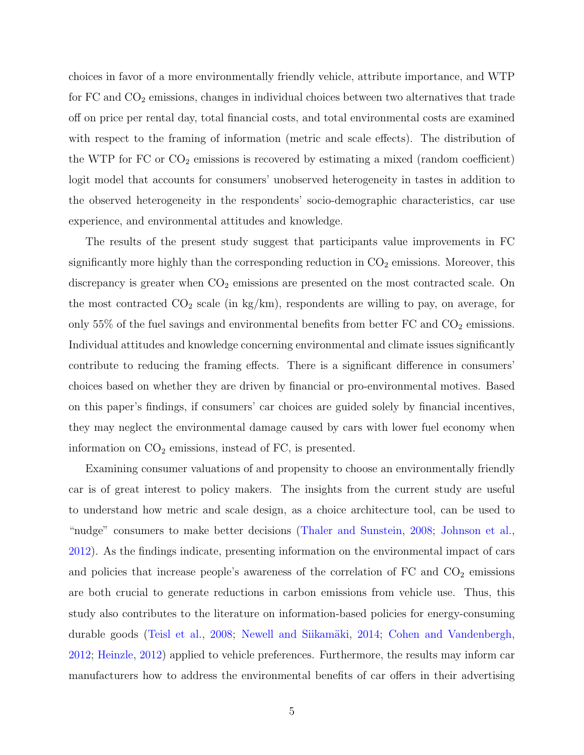choices in favor of a more environmentally friendly vehicle, attribute importance, and WTP for FC and $CO_2$ emissions, changes in individual choices between two alternatives that trade off on price per rental day, total financial costs, and total environmental costs are examined with respect to the framing of information (metric and scale effects). The distribution of the WTP for FC or $CO_2$ emissions is recovered by estimating a mixed (random coefficient) logit model that accounts for consumers' unobserved heterogeneity in tastes in addition to the observed heterogeneity in the respondents' socio-demographic characteristics, car use experience, and environmental attitudes and knowledge.

The results of the present study suggest that participants value improvements in FC significantly more highly than the corresponding reduction in $CO_2$ emissions. Moreover, this discrepancy is greater when $CO_2$ emissions are presented on the most contracted scale. On the most contracted $CO_2$ scale (in kg/km), respondents are willing to pay, on average, for only 55% of the fuel savings and environmental benefits from better FC and $CO_2$ emissions. Individual attitudes and knowledge concerning environmental and climate issues significantly contribute to reducing the framing effects. There is a significant difference in consumers' choices based on whether they are driven by financial or pro-environmental motives. Based on this paper's findings, if consumers' car choices are guided solely by financial incentives, they may neglect the environmental damage caused by cars with lower fuel economy when information on $CO_2$ emissions, instead of FC, is presented.

Examining consumer valuations of and propensity to choose an environmentally friendly car is of great interest to policy makers. The insights from the current study are useful to understand how metric and scale design, as a choice architecture tool, can be used to "nudge" consumers to make better decisions (Thaler and Sunstein, 2008; Johnson et al., 2012). As the findings indicate, presenting information on the environmental impact of cars and policies that increase people's awareness of the correlation of FC and $CO_2$ emissions are both crucial to generate reductions in carbon emissions from vehicle use. Thus, this study also contributes to the literature on information-based policies for energy-consuming durable goods (Teisl et al., 2008; Newell and Siikamäki, 2014; Cohen and Vandenbergh, 2012; Heinzle, 2012) applied to vehicle preferences. Furthermore, the results may inform car manufacturers how to address the environmental benefits of car offers in their advertising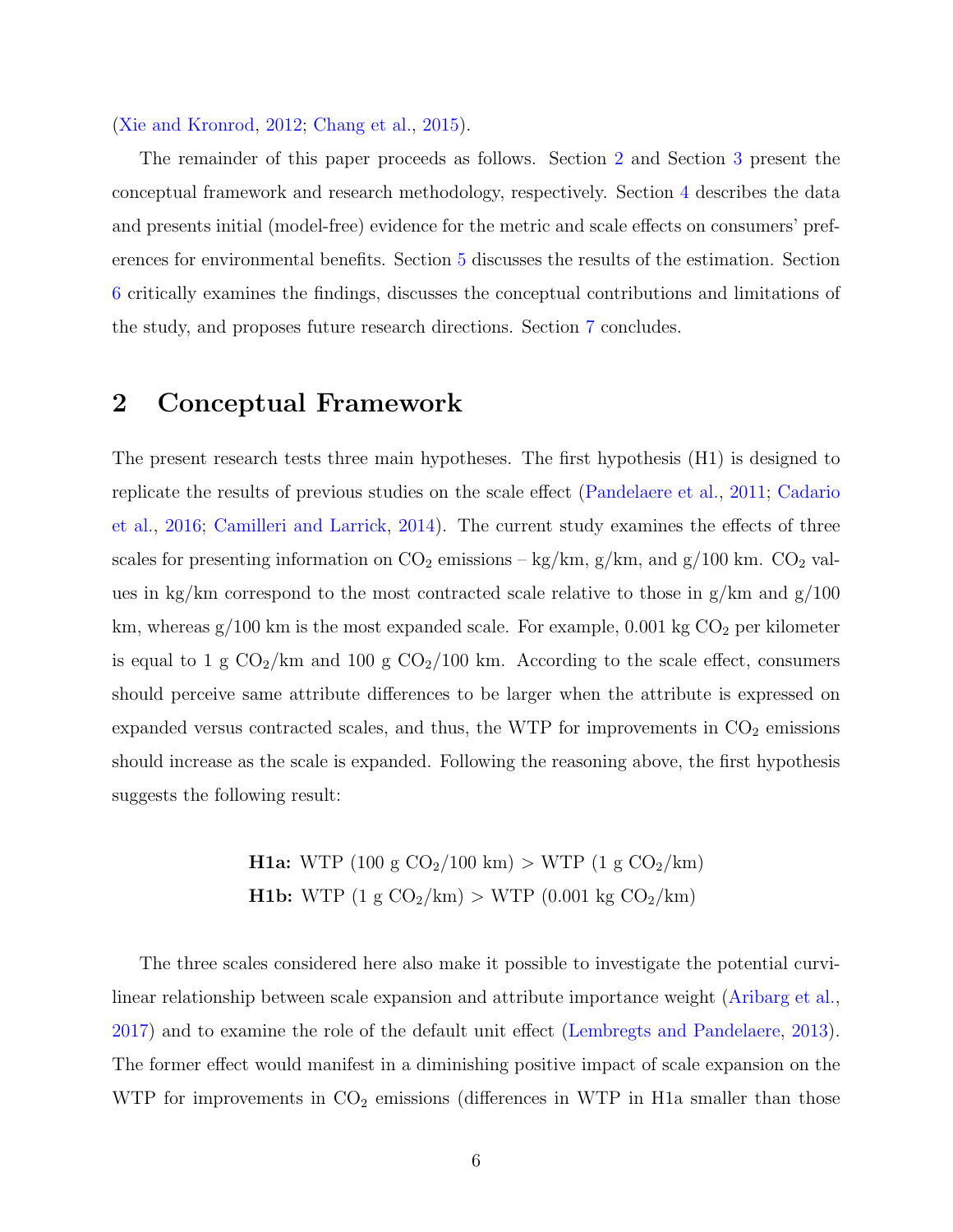(Xie and Kronrod, 2012; Chang et al., 2015).

The remainder of this paper proceeds as follows. Section 2 and Section 3 present the conceptual framework and research methodology, respectively. Section 4 describes the data and presents initial (model-free) evidence for the metric and scale effects on consumers' preferences for environmental benefits. Section 5 discusses the results of the estimation. Section 6 critically examines the findings, discusses the conceptual contributions and limitations of the study, and proposes future research directions. Section 7 concludes.

## 2 Conceptual Framework

The present research tests three main hypotheses. The first hypothesis (H1) is designed to replicate the results of previous studies on the scale effect (Pandelaere et al., 2011; Cadario et al., 2016; Camilleri and Larrick, 2014). The current study examines the effects of three scales for presenting information on $CO_2$ emissions – kg/km, g/km, and g/100 km. $CO_2$ values in kg/km correspond to the most contracted scale relative to those in g/km and g/100 km, whereas g/100 km is the most expanded scale. For example, 0.001 kg $CO_2$ per kilometer is equal to 1 g $CO_2$/km and 100 g $CO_2$/100 km. According to the scale effect, consumers should perceive same attribute differences to be larger when the attribute is expressed on expanded versus contracted scales, and thus, the WTP for improvements in $CO_2$ emissions should increase as the scale is expanded. Following the reasoning above, the first hypothesis suggests the following result:

**H1a:** WTP (100 g $CO_2$/100 km) > WTP (1 g $CO_2$/km)
**H1b:** WTP (1 g $CO_2$/km) > WTP (0.001 kg $CO_2$/km)

The three scales considered here also make it possible to investigate the potential curvilinear relationship between scale expansion and attribute importance weight (Aribarg et al., 2017) and to examine the role of the default unit effect (Lembregts and Pandelaere, 2013). The former effect would manifest in a diminishing positive impact of scale expansion on the WTP for improvements in $CO_2$ emissions (differences in WTP in H1a smaller than those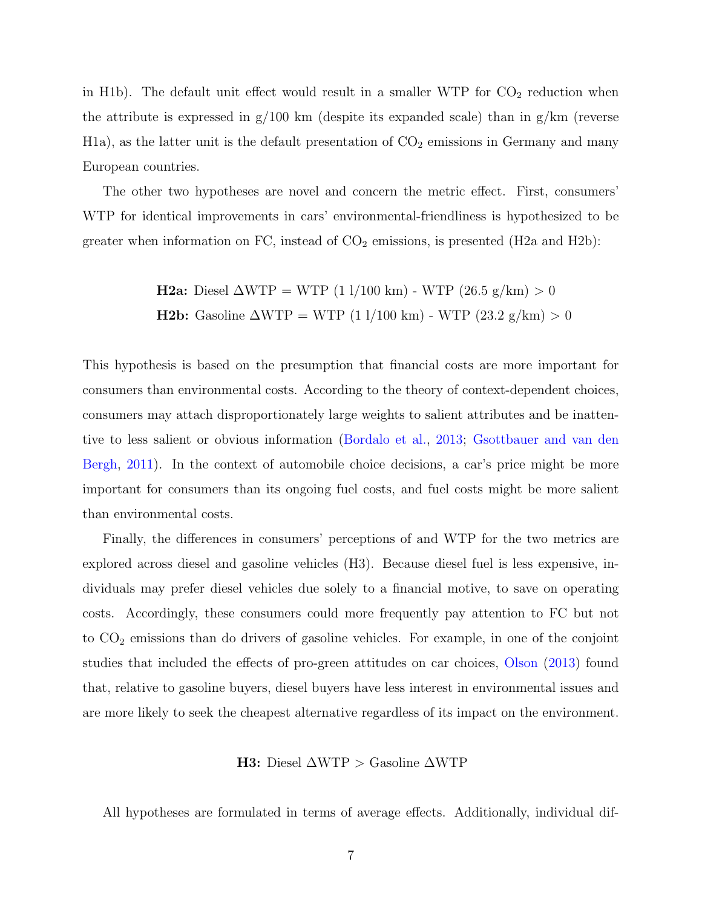in H1b). The default unit effect would result in a smaller WTP for $CO_2$ reduction when the attribute is expressed in g/100 km (despite its expanded scale) than in g/km (reverse H1a), as the latter unit is the default presentation of $CO_2$ emissions in Germany and many European countries.

The other two hypotheses are novel and concern the metric effect. First, consumers' WTP for identical improvements in cars' environmental-friendliness is hypothesized to be greater when information on FC, instead of $CO_2$ emissions, is presented (H2a and H2b):

**H2a:** Diesel $\Delta$WTP = WTP (1 l/100 km) - WTP (26.5 g/km) $> 0$

**H2b:** Gasoline $\Delta$WTP = WTP (1 l/100 km) - WTP (23.2 g/km) $> 0$

This hypothesis is based on the presumption that financial costs are more important for consumers than environmental costs. According to the theory of context-dependent choices, consumers may attach disproportionately large weights to salient attributes and be inattentive to less salient or obvious information (Bordalo et al., 2013; Gsottbauer and van den Bergh, 2011). In the context of automobile choice decisions, a car's price might be more important for consumers than its ongoing fuel costs, and fuel costs might be more salient than environmental costs.

Finally, the differences in consumers' perceptions of and WTP for the two metrics are explored across diesel and gasoline vehicles (H3). Because diesel fuel is less expensive, individuals may prefer diesel vehicles due solely to a financial motive, to save on operating costs. Accordingly, these consumers could more frequently pay attention to FC but not to $CO_2$ emissions than do drivers of gasoline vehicles. For example, in one of the conjoint studies that included the effects of pro-green attitudes on car choices, Olson (2013) found that, relative to gasoline buyers, diesel buyers have less interest in environmental issues and are more likely to seek the cheapest alternative regardless of its impact on the environment.

**H3:** Diesel $\Delta$WTP $>$ Gasoline $\Delta$WTP

All hypotheses are formulated in terms of average effects. Additionally, individual dif-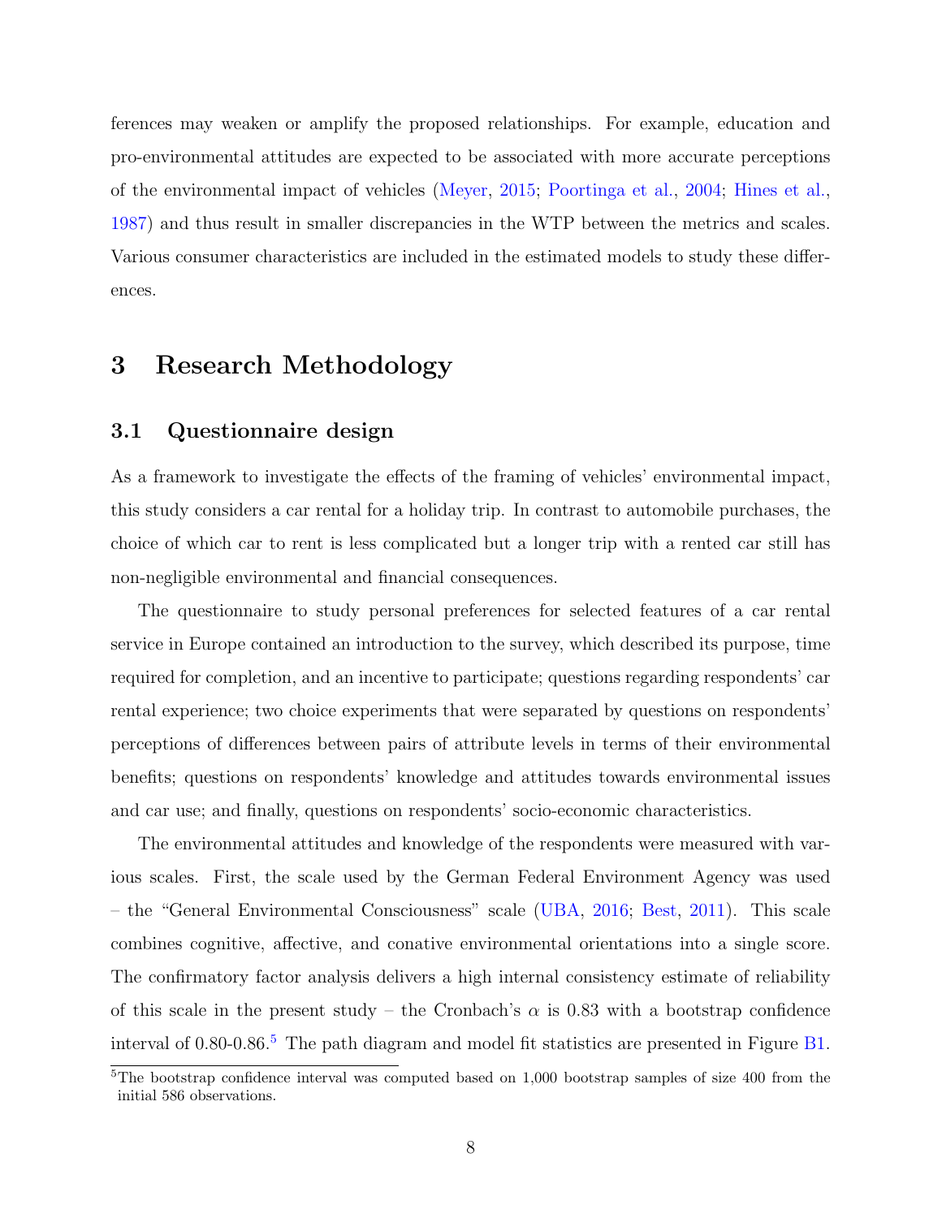ferences may weaken or amplify the proposed relationships. For example, education and pro-environmental attitudes are expected to be associated with more accurate perceptions of the environmental impact of vehicles (Meyer, 2015; Poortinga et al., 2004; Hines et al., 1987) and thus result in smaller discrepancies in the WTP between the metrics and scales. Various consumer characteristics are included in the estimated models to study these differences.

# 3 Research Methodology

## 3.1 Questionnaire design

As a framework to investigate the effects of the framing of vehicles' environmental impact, this study considers a car rental for a holiday trip. In contrast to automobile purchases, the choice of which car to rent is less complicated but a longer trip with a rented car still has non-negligible environmental and financial consequences.

The questionnaire to study personal preferences for selected features of a car rental service in Europe contained an introduction to the survey, which described its purpose, time required for completion, and an incentive to participate; questions regarding respondents' car rental experience; two choice experiments that were separated by questions on respondents' perceptions of differences between pairs of attribute levels in terms of their environmental benefits; questions on respondents' knowledge and attitudes towards environmental issues and car use; and finally, questions on respondents' socio-economic characteristics.

The environmental attitudes and knowledge of the respondents were measured with various scales. First, the scale used by the German Federal Environment Agency was used – the "General Environmental Consciousness" scale (UBA, 2016; Best, 2011). This scale combines cognitive, affective, and conative environmental orientations into a single score. The confirmatory factor analysis delivers a high internal consistency estimate of reliability of this scale in the present study – the Cronbach's $\alpha$ is 0.83 with a bootstrap confidence interval of 0.80-0.86.[5] The path diagram and model fit statistics are presented in Figure B1.

[5]The bootstrap confidence interval was computed based on 1,000 bootstrap samples of size 400 from the initial 586 observations.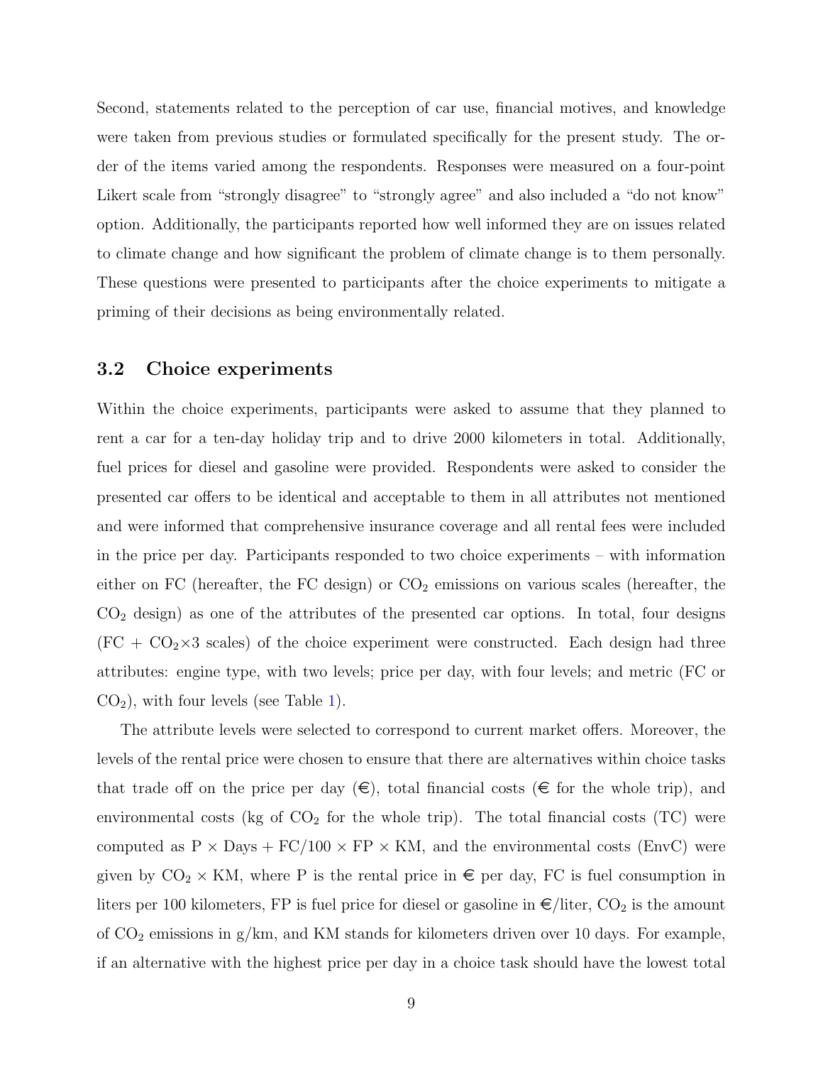Second, statements related to the perception of car use, financial motives, and knowledge were taken from previous studies or formulated specifically for the present study. The order of the items varied among the respondents. Responses were measured on a four-point Likert scale from "strongly disagree" to "strongly agree" and also included a "do not know" option. Additionally, the participants reported how well informed they are on issues related to climate change and how significant the problem of climate change is to them personally. These questions were presented to participants after the choice experiments to mitigate a priming of their decisions as being environmentally related.

### 3.2 Choice experiments

Within the choice experiments, participants were asked to assume that they planned to rent a car for a ten-day holiday trip and to drive 2000 kilometers in total. Additionally, fuel prices for diesel and gasoline were provided. Respondents were asked to consider the presented car offers to be identical and acceptable to them in all attributes not mentioned and were informed that comprehensive insurance coverage and all rental fees were included in the price per day. Participants responded to two choice experiments – with information either on FC (hereafter, the FC design) or $CO_2$ emissions on various scales (hereafter, the $CO_2$ design) as one of the attributes of the presented car options. In total, four designs (FC + $CO_2$×3 scales) of the choice experiment were constructed. Each design had three attributes: engine type, with two levels; price per day, with four levels; and metric (FC or $CO_2$), with four levels (see Table 1).

The attribute levels were selected to correspond to current market offers. Moreover, the levels of the rental price were chosen to ensure that there are alternatives within choice tasks that trade off on the price per day (€), total financial costs (€ for the whole trip), and environmental costs (kg of $CO_2$ for the whole trip). The total financial costs (TC) were computed as $P \times Days + FC/100 \times FP \times KM$, and the environmental costs (EnvC) were given by $CO_2 \times KM$, where P is the rental price in € per day, FC is fuel consumption in liters per 100 kilometers, FP is fuel price for diesel or gasoline in €/liter, $CO_2$ is the amount of $CO_2$ emissions in g/km, and KM stands for kilometers driven over 10 days. For example, if an alternative with the highest price per day in a choice task should have the lowest total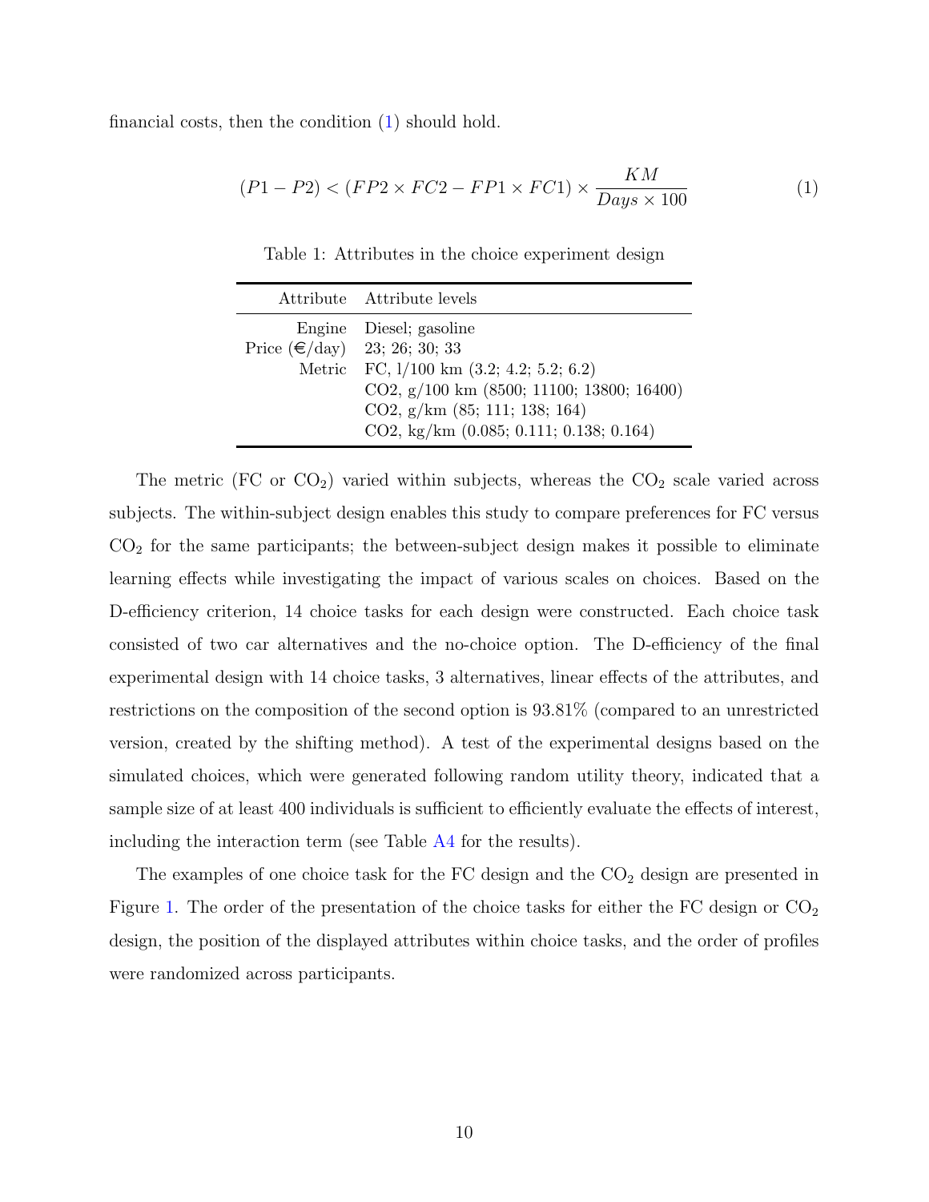financial costs, then the condition (1) should hold.

$$(P1 - P2) < (FP2 \times FC2 - FP1 \times FC1) \times \frac{KM}{Days \times 100} \tag{1}$$

Table 1: Attributes in the choice experiment design

| Attribute | Attribute levels |
|---|---|
| Engine | Diesel; gasoline |
| Price (€/day) | 23; 26; 30; 33 |
| Metric | FC, l/100 km (3.2; 4.2; 5.2; 6.2) |
| | CO2, g/100 km (8500; 11100; 13800; 16400) |
| | CO2, g/km (85; 111; 138; 164) |
| | CO2, kg/km (0.085; 0.111; 0.138; 0.164) |

The metric (FC or $CO_2$) varied within subjects, whereas the $CO_2$ scale varied across subjects. The within-subject design enables this study to compare preferences for FC versus $CO_2$ for the same participants; the between-subject design makes it possible to eliminate learning effects while investigating the impact of various scales on choices. Based on the D-efficiency criterion, 14 choice tasks for each design were constructed. Each choice task consisted of two car alternatives and the no-choice option. The D-efficiency of the final experimental design with 14 choice tasks, 3 alternatives, linear effects of the attributes, and restrictions on the composition of the second option is 93.81% (compared to an unrestricted version, created by the shifting method). A test of the experimental designs based on the simulated choices, which were generated following random utility theory, indicated that a sample size of at least 400 individuals is sufficient to efficiently evaluate the effects of interest, including the interaction term (see Table A4 for the results).

The examples of one choice task for the FC design and the $CO_2$ design are presented in Figure 1. The order of the presentation of the choice tasks for either the FC design or $CO_2$ design, the position of the displayed attributes within choice tasks, and the order of profiles were randomized across participants.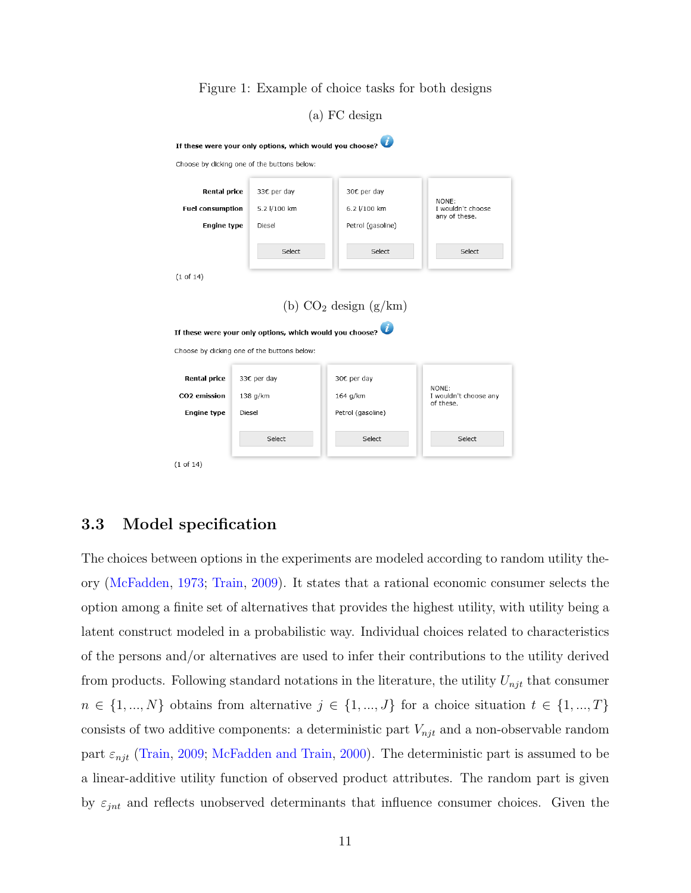Figure 1: Example of choice tasks for both designs

(a) FC design

**If these were your only options, which would you choose?**

Choose by clicking one of the buttons below:

| | | | |
|---|---|---|---|
| **Rental price** | 33€ per day | 30€ per day | NONE: I wouldn't choose any of these. |
| **Fuel consumption** | 5.2 l/100 km | 6.2 l/100 km | |
| **Engine type** | Diesel | Petrol (gasoline) | |
| | Select | Select | Select |

(1 of 14)

(b) $CO_2$ design (g/km)

**If these were your only options, which would you choose?**

Choose by clicking one of the buttons below:

| | | | |
|---|---|---|---|
| **Rental price** | 33€ per day | 30€ per day | NONE: I wouldn't choose any of these. |
| **CO2 emission** | 138 g/km | 164 g/km | |
| **Engine type** | Diesel | Petrol (gasoline) | |
| | Select | Select | Select |

(1 of 14)

## 3.3 Model specification

The choices between options in the experiments are modeled according to random utility theory (McFadden, 1973; Train, 2009). It states that a rational economic consumer selects the option among a finite set of alternatives that provides the highest utility, with utility being a latent construct modeled in a probabilistic way. Individual choices related to characteristics of the persons and/or alternatives are used to infer their contributions to the utility derived from products. Following standard notations in the literature, the utility $U_{njt}$ that consumer $n \in \{1, ..., N\}$ obtains from alternative $j \in \{1, ..., J\}$ for a choice situation $t \in \{1, ..., T\}$ consists of two additive components: a deterministic part $V_{njt}$ and a non-observable random part $\varepsilon_{njt}$ (Train, 2009; McFadden and Train, 2000). The deterministic part is assumed to be a linear-additive utility function of observed product attributes. The random part is given by $\varepsilon_{jnt}$ and reflects unobserved determinants that influence consumer choices. Given the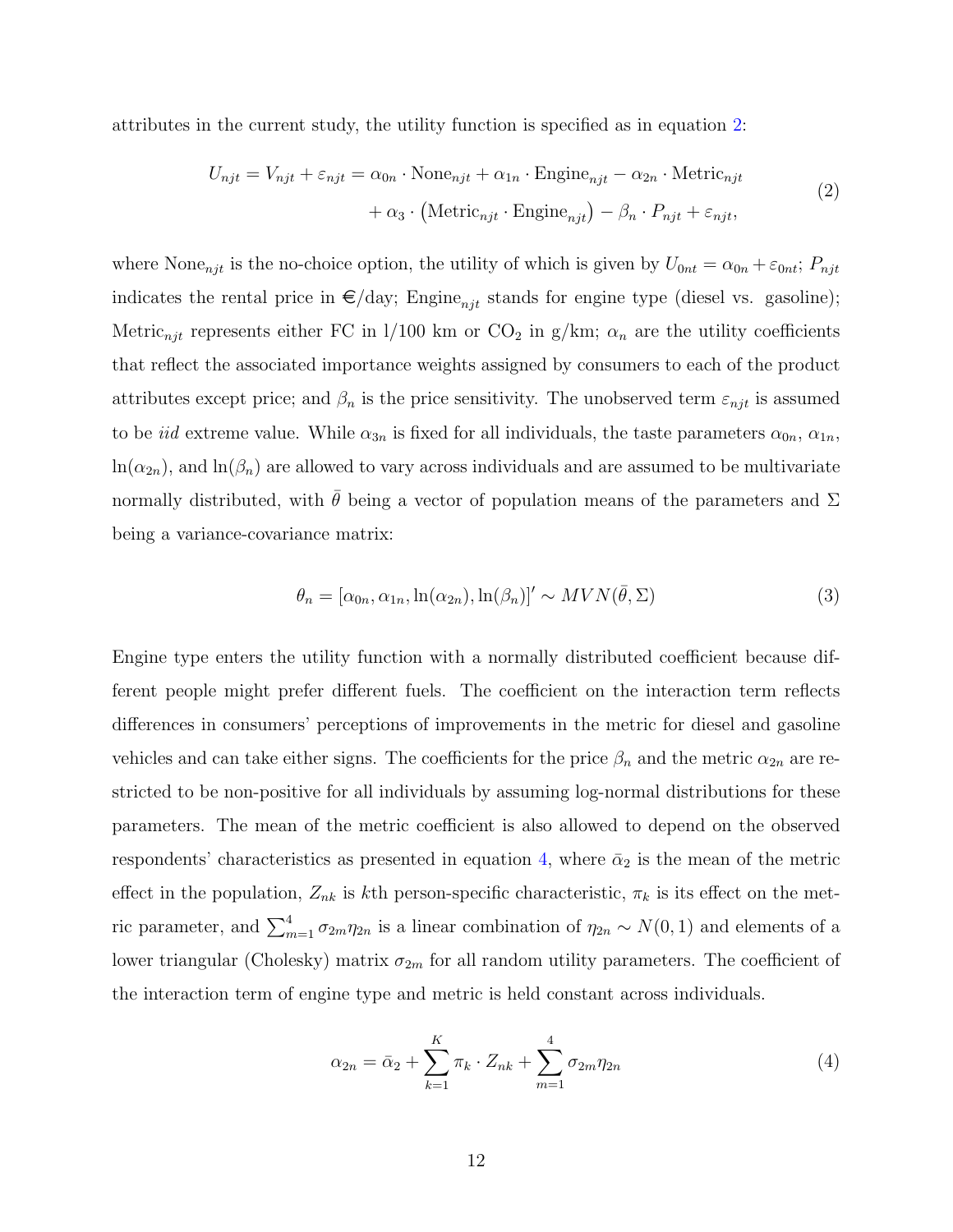attributes in the current study, the utility function is specified as in equation 2:

$$
\begin{aligned}
U_{njt} = V_{njt} + \varepsilon_{njt} = \alpha_{0n} \cdot \text{None}_{njt} + \alpha_{1n} \cdot \text{Engine}_{njt} - \alpha_{2n} \cdot \text{Metric}_{njt} \\
+ \alpha_3 \cdot \left(\text{Metric}_{njt} \cdot \text{Engine}_{njt}\right) - \beta_n \cdot P_{njt} + \varepsilon_{njt},
\end{aligned}
\tag{2}
$$

where $\text{None}_{njt}$ is the no-choice option, the utility of which is given by $U_{0nt} = \alpha_{0n} + \varepsilon_{0nt}$; $P_{njt}$ indicates the rental price in €/day; $\text{Engine}_{njt}$ stands for engine type (diesel vs. gasoline); $\text{Metric}_{njt}$ represents either FC in l/100 km or $CO_2$ in g/km; $\alpha_n$ are the utility coefficients that reflect the associated importance weights assigned by consumers to each of the product attributes except price; and $\beta_n$ is the price sensitivity. The unobserved term $\varepsilon_{njt}$ is assumed to be *iid* extreme value. While $\alpha_{3n}$ is fixed for all individuals, the taste parameters $\alpha_{0n}$, $\alpha_{1n}$, $\ln(\alpha_{2n})$, and $\ln(\beta_n)$ are allowed to vary across individuals and are assumed to be multivariate normally distributed, with $\bar{\theta}$ being a vector of population means of the parameters and $\Sigma$ being a variance-covariance matrix:

$$
\theta_n = [\alpha_{0n}, \alpha_{1n}, \ln(\alpha_{2n}), \ln(\beta_n)]' \sim MVN(\bar{\theta}, \Sigma) \tag{3}
$$

Engine type enters the utility function with a normally distributed coefficient because different people might prefer different fuels. The coefficient on the interaction term reflects differences in consumers' perceptions of improvements in the metric for diesel and gasoline vehicles and can take either signs. The coefficients for the price $\beta_n$ and the metric $\alpha_{2n}$ are restricted to be non-positive for all individuals by assuming log-normal distributions for these parameters. The mean of the metric coefficient is also allowed to depend on the observed respondents' characteristics as presented in equation 4, where $\bar{\alpha}_2$ is the mean of the metric effect in the population, $Z_{nk}$ is $k$th person-specific characteristic, $\pi_k$ is its effect on the metric parameter, and $\sum_{m=1}^{4} \sigma_{2m}\eta_{2n}$ is a linear combination of $\eta_{2n} \sim N(0,1)$ and elements of a lower triangular (Cholesky) matrix $\sigma_{2m}$ for all random utility parameters. The coefficient of the interaction term of engine type and metric is held constant across individuals.

$$
\alpha_{2n} = \bar{\alpha}_2 + \sum_{k=1}^{K} \pi_k \cdot Z_{nk} + \sum_{m=1}^{4} \sigma_{2m}\eta_{2n} \tag{4}
$$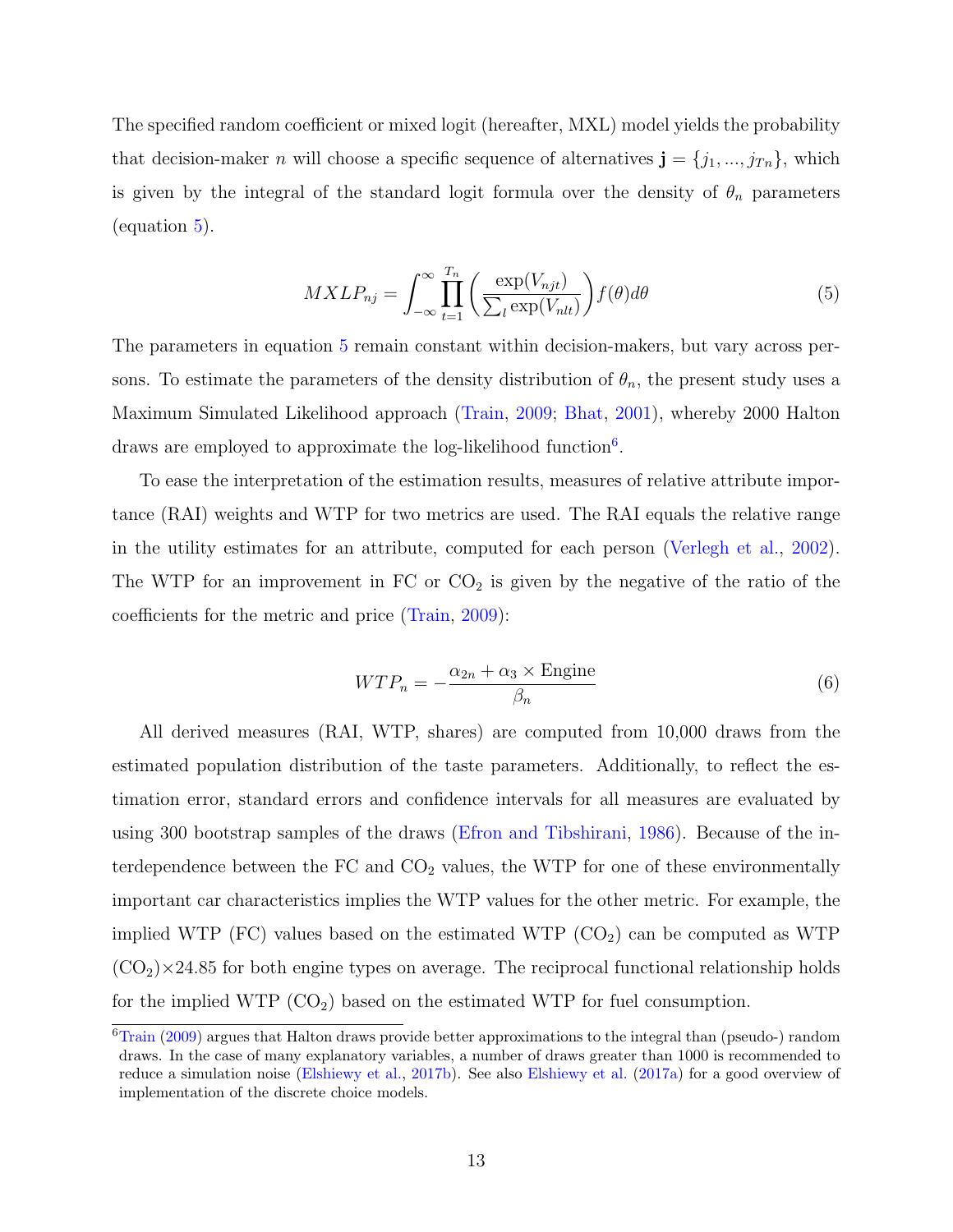The specified random coefficient or mixed logit (hereafter, MXL) model yields the probability that decision-maker $n$ will choose a specific sequence of alternatives $\mathbf{j} = \{j_1, ..., j_{Tn}\}$, which is given by the integral of the standard logit formula over the density of $\theta_n$ parameters (equation 5).

$$MXLP_{nj} = \int_{-\infty}^{\infty} \prod_{t=1}^{T_n} \left( \frac{\exp(V_{njt})}{\sum_l \exp(V_{nlt})} \right) f(\theta) d\theta \tag{5}$$

The parameters in equation 5 remain constant within decision-makers, but vary across persons. To estimate the parameters of the density distribution of $\theta_n$, the present study uses a Maximum Simulated Likelihood approach (Train, 2009; Bhat, 2001), whereby 2000 Halton draws are employed to approximate the log-likelihood function[6].

To ease the interpretation of the estimation results, measures of relative attribute importance (RAI) weights and WTP for two metrics are used. The RAI equals the relative range in the utility estimates for an attribute, computed for each person (Verlegh et al., 2002). The WTP for an improvement in FC or $CO_2$ is given by the negative of the ratio of the coefficients for the metric and price (Train, 2009):

$$WTP_n = -\frac{\alpha_{2n} + \alpha_3 \times \text{Engine}}{\beta_n} \tag{6}$$

All derived measures (RAI, WTP, shares) are computed from 10,000 draws from the estimated population distribution of the taste parameters. Additionally, to reflect the estimation error, standard errors and confidence intervals for all measures are evaluated by using 300 bootstrap samples of the draws (Efron and Tibshirani, 1986). Because of the interdependence between the FC and $CO_2$ values, the WTP for one of these environmentally important car characteristics implies the WTP values for the other metric. For example, the implied WTP (FC) values based on the estimated WTP ($CO_2$) can be computed as WTP ($CO_2$)$\times$24.85 for both engine types on average. The reciprocal functional relationship holds for the implied WTP ($CO_2$) based on the estimated WTP for fuel consumption.

[6] Train (2009) argues that Halton draws provide better approximations to the integral than (pseudo-) random draws. In the case of many explanatory variables, a number of draws greater than 1000 is recommended to reduce a simulation noise (Elshiewy et al., 2017b). See also Elshiewy et al. (2017a) for a good overview of implementation of the discrete choice models.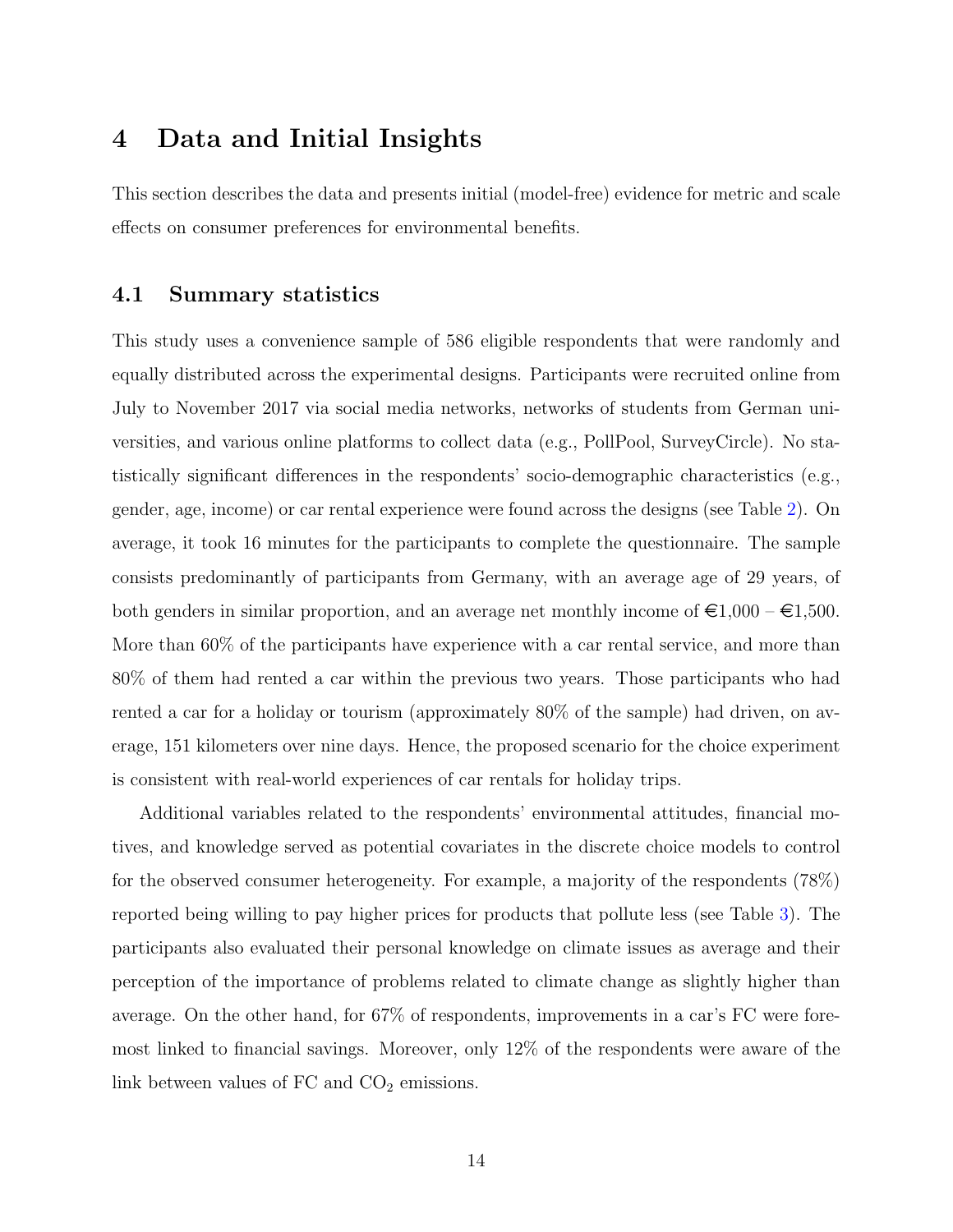# 4 Data and Initial Insights

This section describes the data and presents initial (model-free) evidence for metric and scale effects on consumer preferences for environmental benefits.

## 4.1 Summary statistics

This study uses a convenience sample of 586 eligible respondents that were randomly and equally distributed across the experimental designs. Participants were recruited online from July to November 2017 via social media networks, networks of students from German universities, and various online platforms to collect data (e.g., PollPool, SurveyCircle). No statistically significant differences in the respondents' socio-demographic characteristics (e.g., gender, age, income) or car rental experience were found across the designs (see Table 2). On average, it took 16 minutes for the participants to complete the questionnaire. The sample consists predominantly of participants from Germany, with an average age of 29 years, of both genders in similar proportion, and an average net monthly income of €1,000 – €1,500. More than 60% of the participants have experience with a car rental service, and more than 80% of them had rented a car within the previous two years. Those participants who had rented a car for a holiday or tourism (approximately 80% of the sample) had driven, on average, 151 kilometers over nine days. Hence, the proposed scenario for the choice experiment is consistent with real-world experiences of car rentals for holiday trips.

Additional variables related to the respondents' environmental attitudes, financial motives, and knowledge served as potential covariates in the discrete choice models to control for the observed consumer heterogeneity. For example, a majority of the respondents (78%) reported being willing to pay higher prices for products that pollute less (see Table 3). The participants also evaluated their personal knowledge on climate issues as average and their perception of the importance of problems related to climate change as slightly higher than average. On the other hand, for 67% of respondents, improvements in a car's FC were foremost linked to financial savings. Moreover, only 12% of the respondents were aware of the link between values of FC and $CO_2$ emissions.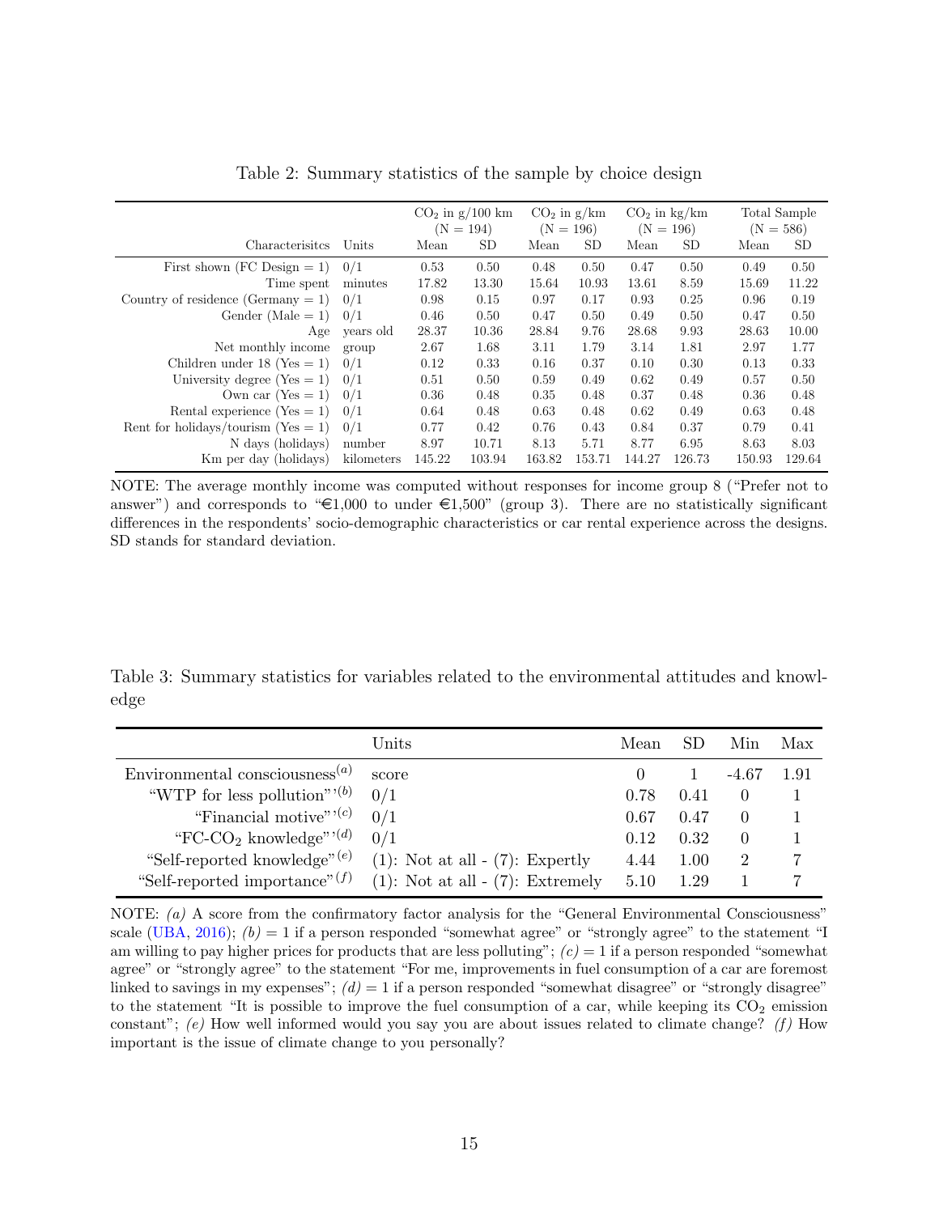Table 2: Summary statistics of the sample by choice design

| Characterisitcs | Units | $CO_2$ in g/100 km (N = 194) | | $CO_2$ in g/km (N = 196) | | $CO_2$ in kg/km (N = 196) | | Total Sample (N = 586) | |
|---|---|---|---|---|---|---|---|---|---|
| | | Mean | SD | Mean | SD | Mean | SD | Mean | SD |
| First shown (FC Design = 1) | 0/1 | 0.53 | 0.50 | 0.48 | 0.50 | 0.47 | 0.50 | 0.49 | 0.50 |
| Time spent | minutes | 17.82 | 13.30 | 15.64 | 10.93 | 13.61 | 8.59 | 15.69 | 11.22 |
| Country of residence (Germany = 1) | 0/1 | 0.98 | 0.15 | 0.97 | 0.17 | 0.93 | 0.25 | 0.96 | 0.19 |
| Gender (Male = 1) | 0/1 | 0.46 | 0.50 | 0.47 | 0.50 | 0.49 | 0.50 | 0.47 | 0.50 |
| Age | years old | 28.37 | 10.36 | 28.84 | 9.76 | 28.68 | 9.93 | 28.63 | 10.00 |
| Net monthly income | group | 2.67 | 1.68 | 3.11 | 1.79 | 3.14 | 1.81 | 2.97 | 1.77 |
| Children under 18 (Yes = 1) | 0/1 | 0.12 | 0.33 | 0.16 | 0.37 | 0.10 | 0.30 | 0.13 | 0.33 |
| University degree (Yes = 1) | 0/1 | 0.51 | 0.50 | 0.59 | 0.49 | 0.62 | 0.49 | 0.57 | 0.50 |
| Own car (Yes = 1) | 0/1 | 0.36 | 0.48 | 0.35 | 0.48 | 0.37 | 0.48 | 0.36 | 0.48 |
| Rental experience (Yes = 1) | 0/1 | 0.64 | 0.48 | 0.63 | 0.48 | 0.62 | 0.49 | 0.63 | 0.48 |
| Rent for holidays/tourism (Yes = 1) | 0/1 | 0.77 | 0.42 | 0.76 | 0.43 | 0.84 | 0.37 | 0.79 | 0.41 |
| N days (holidays) | number | 8.97 | 10.71 | 8.13 | 5.71 | 8.77 | 6.95 | 8.63 | 8.03 |
| Km per day (holidays) | kilometers | 145.22 | 103.94 | 163.82 | 153.71 | 144.27 | 126.73 | 150.93 | 129.64 |

NOTE: The average monthly income was computed without responses for income group 8 ("Prefer not to answer") and corresponds to "€1,000 to under €1,500" (group 3). There are no statistically significant differences in the respondents' socio-demographic characteristics or car rental experience across the designs. SD stands for standard deviation.

Table 3: Summary statistics for variables related to the environmental attitudes and knowledge

| | Units | Mean | SD | Min | Max |
|---|---|---|---|---|---|
| Environmental consciousness[(a)] | score | 0 | 1 | -4.67 | 1.91 |
| "WTP for less pollution"[(b)] | 0/1 | 0.78 | 0.41 | 0 | 1 |
| "Financial motive"[(c)] | 0/1 | 0.67 | 0.47 | 0 | 1 |
| "FC-$CO_2$ knowledge"[(d)] | 0/1 | 0.12 | 0.32 | 0 | 1 |
| "Self-reported knowledge"[(e)] | (1): Not at all - (7): Expertly | 4.44 | 1.00 | 2 | 7 |
| "Self-reported importance"[(f)] | (1): Not at all - (7): Extremely | 5.10 | 1.29 | 1 | 7 |

NOTE: *(a)* A score from the confirmatory factor analysis for the "General Environmental Consciousness" scale (UBA, 2016); *(b)* = 1 if a person responded "somewhat agree" or "strongly agree" to the statement "I am willing to pay higher prices for products that are less polluting"; *(c)* = 1 if a person responded "somewhat agree" or "strongly agree" to the statement "For me, improvements in fuel consumption of a car are foremost linked to savings in my expenses"; *(d)* = 1 if a person responded "somewhat disagree" or "strongly disagree" to the statement "It is possible to improve the fuel consumption of a car, while keeping its $CO_2$ emission constant"; *(e)* How well informed would you say you are about issues related to climate change? *(f)* How important is the issue of climate change to you personally?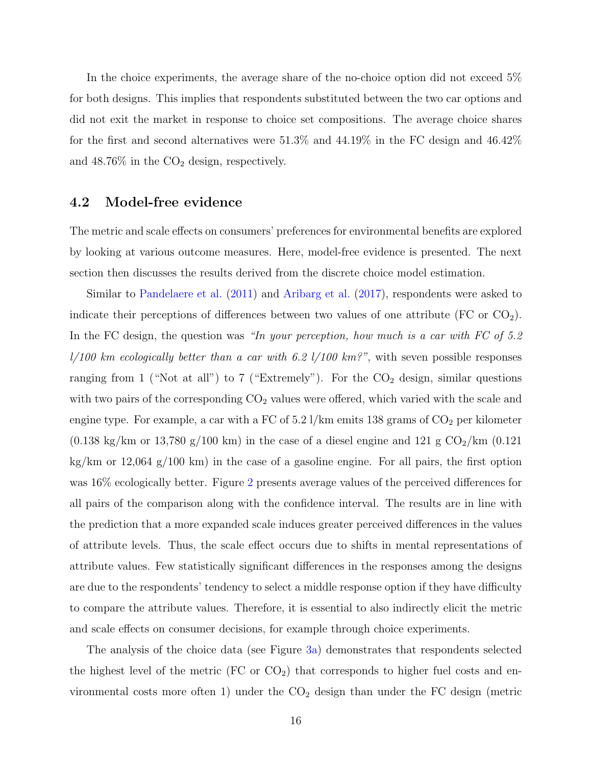In the choice experiments, the average share of the no-choice option did not exceed 5% for both designs. This implies that respondents substituted between the two car options and did not exit the market in response to choice set compositions. The average choice shares for the first and second alternatives were 51.3% and 44.19% in the FC design and 46.42% and 48.76% in the $CO_2$ design, respectively.

## 4.2 Model-free evidence

The metric and scale effects on consumers' preferences for environmental benefits are explored by looking at various outcome measures. Here, model-free evidence is presented. The next section then discusses the results derived from the discrete choice model estimation.

Similar to Pandelaere et al. (2011) and Aribarg et al. (2017), respondents were asked to indicate their perceptions of differences between two values of one attribute (FC or $CO_2$). In the FC design, the question was *"In your perception, how much is a car with FC of 5.2 l/100 km ecologically better than a car with 6.2 l/100 km?"*, with seven possible responses ranging from 1 ("Not at all") to 7 ("Extremely"). For the $CO_2$ design, similar questions with two pairs of the corresponding $CO_2$ values were offered, which varied with the scale and engine type. For example, a car with a FC of 5.2 l/km emits 138 grams of $CO_2$ per kilometer (0.138 kg/km or 13,780 g/100 km) in the case of a diesel engine and 121 g $CO_2$/km (0.121 kg/km or 12,064 g/100 km) in the case of a gasoline engine. For all pairs, the first option was 16% ecologically better. Figure 2 presents average values of the perceived differences for all pairs of the comparison along with the confidence interval. The results are in line with the prediction that a more expanded scale induces greater perceived differences in the values of attribute levels. Thus, the scale effect occurs due to shifts in mental representations of attribute values. Few statistically significant differences in the responses among the designs are due to the respondents' tendency to select a middle response option if they have difficulty to compare the attribute values. Therefore, it is essential to also indirectly elicit the metric and scale effects on consumer decisions, for example through choice experiments.

The analysis of the choice data (see Figure 3a) demonstrates that respondents selected the highest level of the metric (FC or $CO_2$) that corresponds to higher fuel costs and environmental costs more often 1) under the $CO_2$ design than under the FC design (metric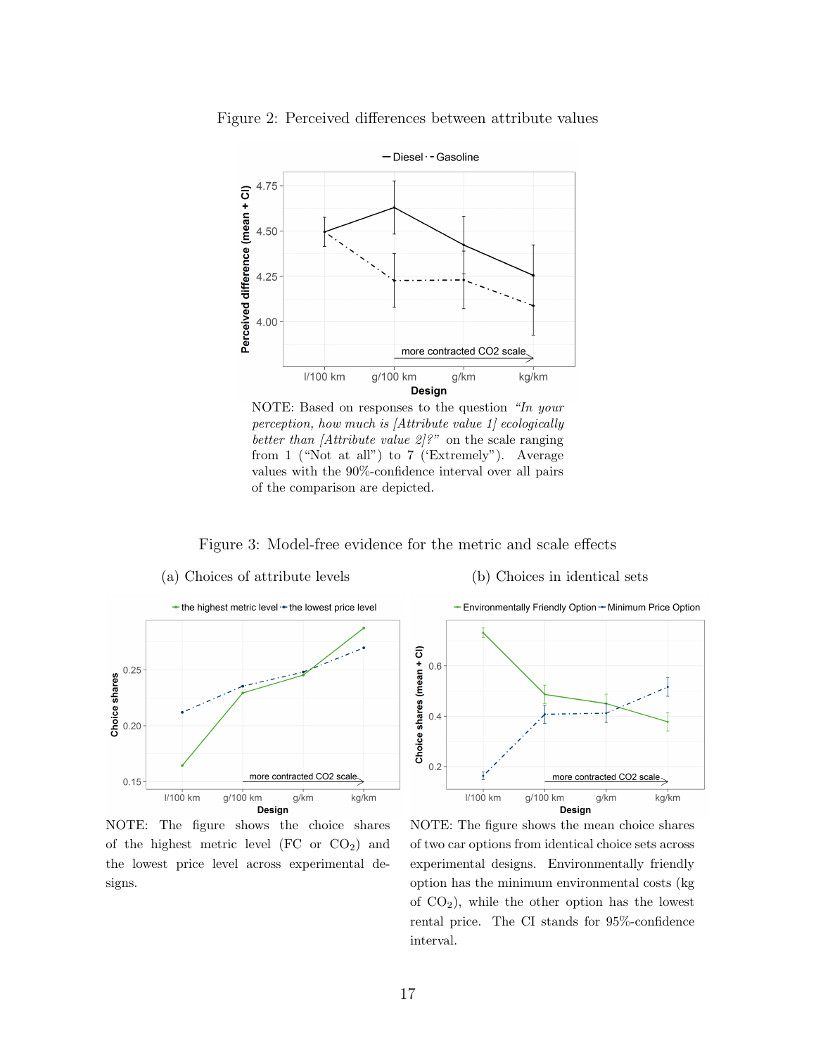Figure 2: Perceived differences between attribute values

NOTE: Based on responses to the question *"In your perception, how much is [Attribute value 1] ecologically better than [Attribute value 2]?"* on the scale ranging from 1 ("Not at all") to 7 ('Extremely"). Average values with the 90%-confidence interval over all pairs of the comparison are depicted.

Figure 3: Model-free evidence for the metric and scale effects

(a) Choices of attribute levels

NOTE: The figure shows the choice shares of the highest metric level (FC or $CO_2$) and the lowest price level across experimental designs.

(b) Choices in identical sets

NOTE: The figure shows the mean choice shares of two car options from identical choice sets across experimental designs. Environmentally friendly option has the minimum environmental costs (kg of $CO_2$), while the other option has the lowest rental price. The CI stands for 95%-confidence interval.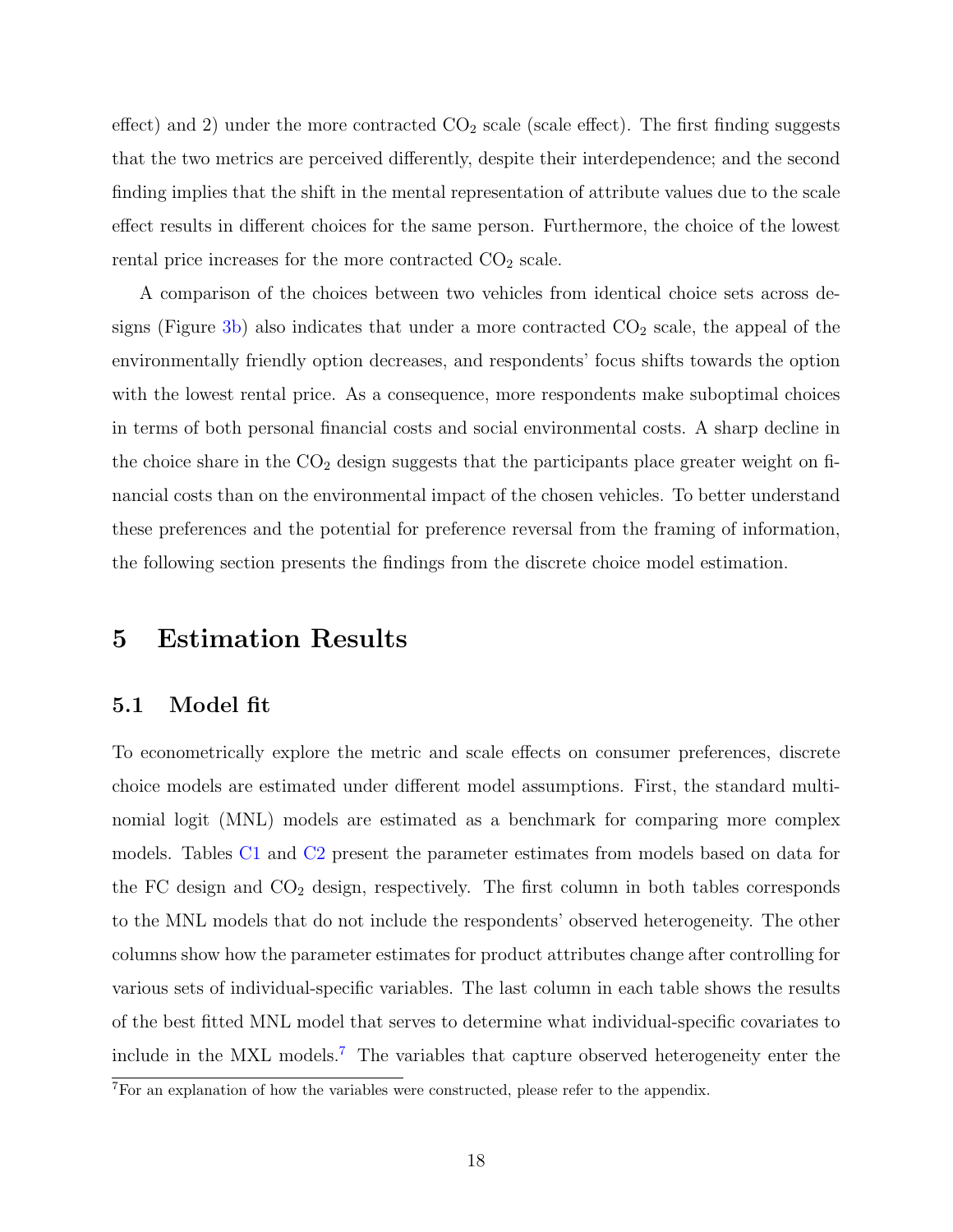effect) and 2) under the more contracted $CO_2$ scale (scale effect). The first finding suggests that the two metrics are perceived differently, despite their interdependence; and the second finding implies that the shift in the mental representation of attribute values due to the scale effect results in different choices for the same person. Furthermore, the choice of the lowest rental price increases for the more contracted $CO_2$ scale.

A comparison of the choices between two vehicles from identical choice sets across designs (Figure 3b) also indicates that under a more contracted $CO_2$ scale, the appeal of the environmentally friendly option decreases, and respondents' focus shifts towards the option with the lowest rental price. As a consequence, more respondents make suboptimal choices in terms of both personal financial costs and social environmental costs. A sharp decline in the choice share in the $CO_2$ design suggests that the participants place greater weight on financial costs than on the environmental impact of the chosen vehicles. To better understand these preferences and the potential for preference reversal from the framing of information, the following section presents the findings from the discrete choice model estimation.

# 5 Estimation Results

## 5.1 Model fit

To econometrically explore the metric and scale effects on consumer preferences, discrete choice models are estimated under different model assumptions. First, the standard multinomial logit (MNL) models are estimated as a benchmark for comparing more complex models. Tables C1 and C2 present the parameter estimates from models based on data for the FC design and $CO_2$ design, respectively. The first column in both tables corresponds to the MNL models that do not include the respondents' observed heterogeneity. The other columns show how the parameter estimates for product attributes change after controlling for various sets of individual-specific variables. The last column in each table shows the results of the best fitted MNL model that serves to determine what individual-specific covariates to include in the MXL models.[7] The variables that capture observed heterogeneity enter the

[7] For an explanation of how the variables were constructed, please refer to the appendix.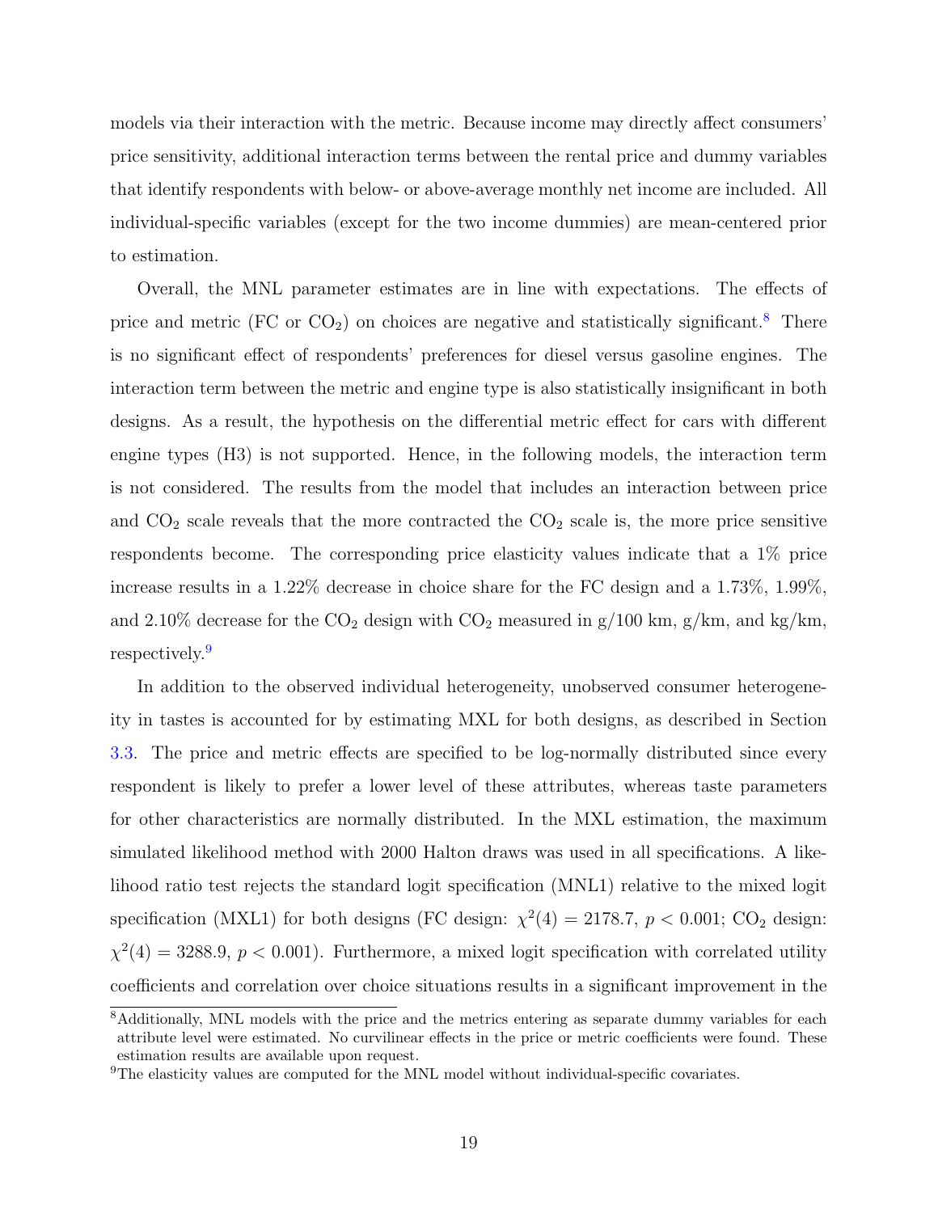models via their interaction with the metric. Because income may directly affect consumers' price sensitivity, additional interaction terms between the rental price and dummy variables that identify respondents with below- or above-average monthly net income are included. All individual-specific variables (except for the two income dummies) are mean-centered prior to estimation.

Overall, the MNL parameter estimates are in line with expectations. The effects of price and metric (FC or $CO_2$) on choices are negative and statistically significant.[8] There is no significant effect of respondents' preferences for diesel versus gasoline engines. The interaction term between the metric and engine type is also statistically insignificant in both designs. As a result, the hypothesis on the differential metric effect for cars with different engine types (H3) is not supported. Hence, in the following models, the interaction term is not considered. The results from the model that includes an interaction between price and $CO_2$ scale reveals that the more contracted the $CO_2$ scale is, the more price sensitive respondents become. The corresponding price elasticity values indicate that a 1% price increase results in a 1.22% decrease in choice share for the FC design and a 1.73%, 1.99%, and 2.10% decrease for the $CO_2$ design with $CO_2$ measured in g/100 km, g/km, and kg/km, respectively.[9]

In addition to the observed individual heterogeneity, unobserved consumer heterogeneity in tastes is accounted for by estimating MXL for both designs, as described in Section 3.3. The price and metric effects are specified to be log-normally distributed since every respondent is likely to prefer a lower level of these attributes, whereas taste parameters for other characteristics are normally distributed. In the MXL estimation, the maximum simulated likelihood method with 2000 Halton draws was used in all specifications. A likelihood ratio test rejects the standard logit specification (MNL1) relative to the mixed logit specification (MXL1) for both designs (FC design: $\chi^2(4) = 2178.7$, $p < 0.001$; $CO_2$ design: $\chi^2(4) = 3288.9$, $p < 0.001$). Furthermore, a mixed logit specification with correlated utility coefficients and correlation over choice situations results in a significant improvement in the

[8] Additionally, MNL models with the price and the metrics entering as separate dummy variables for each attribute level were estimated. No curvilinear effects in the price or metric coefficients were found. These estimation results are available upon request.

[9] The elasticity values are computed for the MNL model without individual-specific covariates.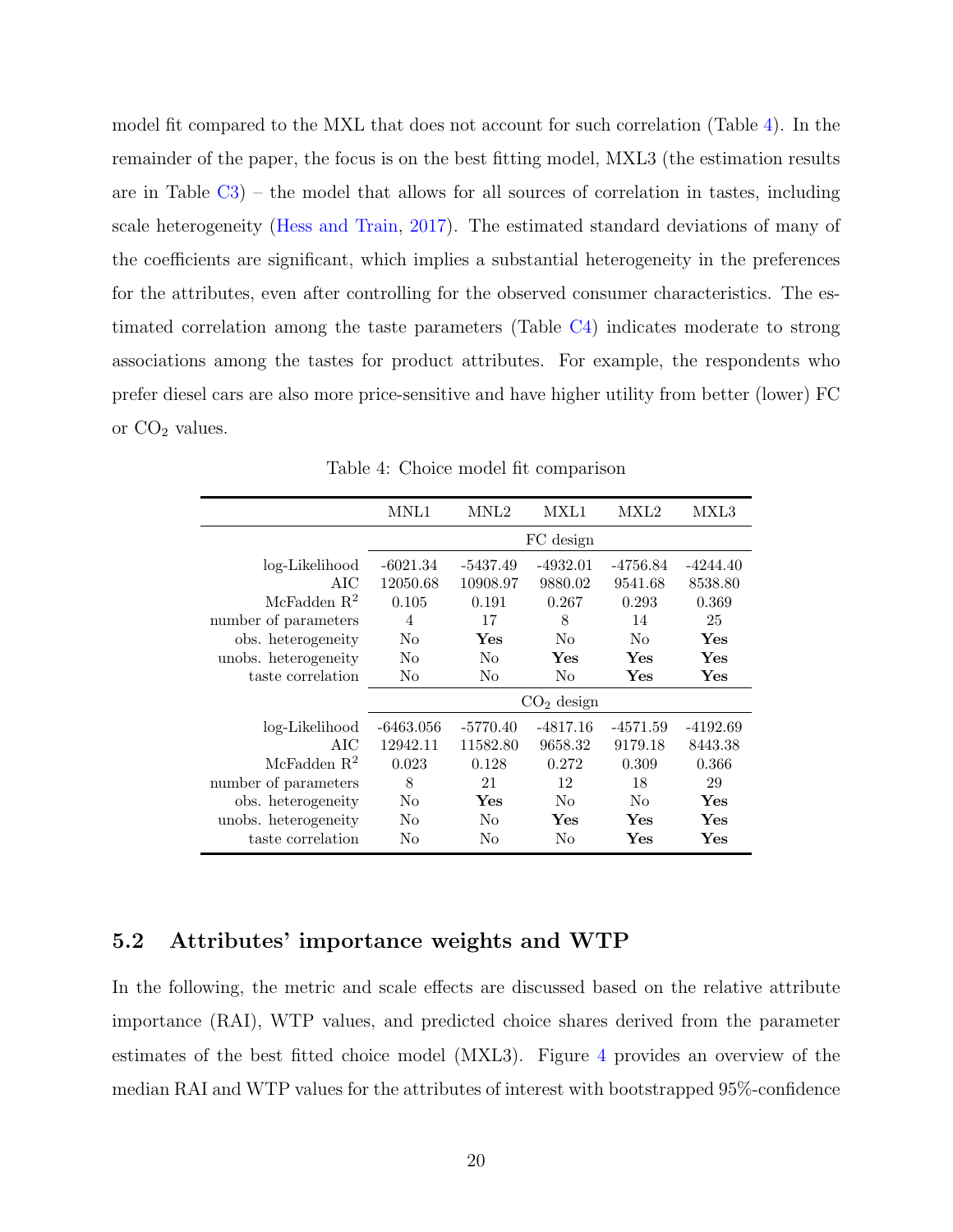model fit compared to the MXL that does not account for such correlation (Table 4). In the remainder of the paper, the focus is on the best fitting model, MXL3 (the estimation results are in Table C3) – the model that allows for all sources of correlation in tastes, including scale heterogeneity (Hess and Train, 2017). The estimated standard deviations of many of the coefficients are significant, which implies a substantial heterogeneity in the preferences for the attributes, even after controlling for the observed consumer characteristics. The estimated correlation among the taste parameters (Table C4) indicates moderate to strong associations among the tastes for product attributes. For example, the respondents who prefer diesel cars are also more price-sensitive and have higher utility from better (lower) FC or $CO_2$ values.

Table 4: Choice model fit comparison

| | MNL1 | MNL2 | MXL1 | MXL2 | MXL3 |
|---|---|---|---|---|---|
| | FC design | | | | |
| log-Likelihood | -6021.34 | -5437.49 | -4932.01 | -4756.84 | -4244.40 |
| AIC | 12050.68 | 10908.97 | 9880.02 | 9541.68 | 8538.80 |
| McFadden $R^2$ | 0.105 | 0.191 | 0.267 | 0.293 | 0.369 |
| number of parameters | 4 | 17 | 8 | 14 | 25 |
| obs. heterogeneity | No | **Yes** | No | No | **Yes** |
| unobs. heterogeneity | No | No | **Yes** | **Yes** | **Yes** |
| taste correlation | No | No | No | **Yes** | **Yes** |
| | $CO_2$ design | | | | |
| log-Likelihood | -6463.056 | -5770.40 | -4817.16 | -4571.59 | -4192.69 |
| AIC | 12942.11 | 11582.80 | 9658.32 | 9179.18 | 8443.38 |
| McFadden $R^2$ | 0.023 | 0.128 | 0.272 | 0.309 | 0.366 |
| number of parameters | 8 | 21 | 12 | 18 | 29 |
| obs. heterogeneity | No | **Yes** | No | No | **Yes** |
| unobs. heterogeneity | No | No | **Yes** | **Yes** | **Yes** |
| taste correlation | No | No | No | **Yes** | **Yes** |

## 5.2 Attributes' importance weights and WTP

In the following, the metric and scale effects are discussed based on the relative attribute importance (RAI), WTP values, and predicted choice shares derived from the parameter estimates of the best fitted choice model (MXL3). Figure 4 provides an overview of the median RAI and WTP values for the attributes of interest with bootstrapped 95%-confidence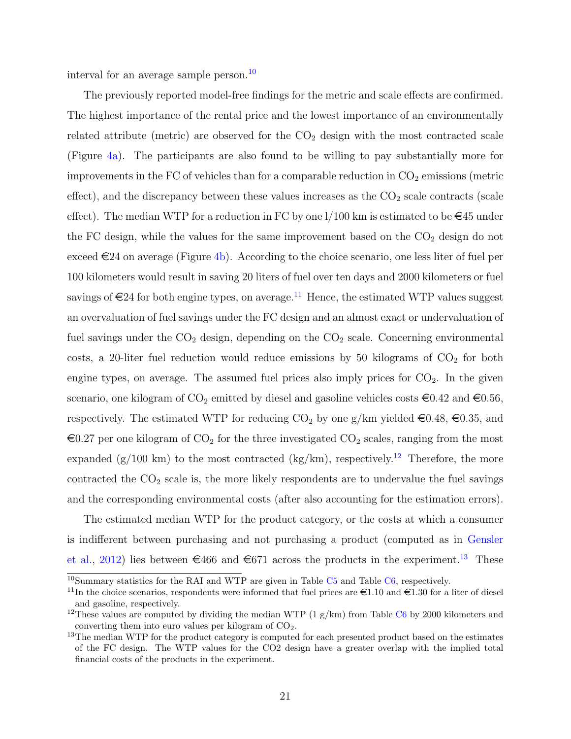interval for an average sample person.[10]

The previously reported model-free findings for the metric and scale effects are confirmed. The highest importance of the rental price and the lowest importance of an environmentally related attribute (metric) are observed for the $CO_2$ design with the most contracted scale (Figure 4a). The participants are also found to be willing to pay substantially more for improvements in the FC of vehicles than for a comparable reduction in $CO_2$ emissions (metric effect), and the discrepancy between these values increases as the $CO_2$ scale contracts (scale effect). The median WTP for a reduction in FC by one l/100 km is estimated to be €45 under the FC design, while the values for the same improvement based on the $CO_2$ design do not exceed €24 on average (Figure 4b). According to the choice scenario, one less liter of fuel per 100 kilometers would result in saving 20 liters of fuel over ten days and 2000 kilometers or fuel savings of €24 for both engine types, on average.[11] Hence, the estimated WTP values suggest an overvaluation of fuel savings under the FC design and an almost exact or undervaluation of fuel savings under the $CO_2$ design, depending on the $CO_2$ scale. Concerning environmental costs, a 20-liter fuel reduction would reduce emissions by 50 kilograms of $CO_2$ for both engine types, on average. The assumed fuel prices also imply prices for $CO_2$. In the given scenario, one kilogram of $CO_2$ emitted by diesel and gasoline vehicles costs €0.42 and €0.56, respectively. The estimated WTP for reducing $CO_2$ by one g/km yielded €0.48, €0.35, and €0.27 per one kilogram of $CO_2$ for the three investigated $CO_2$ scales, ranging from the most expanded (g/100 km) to the most contracted (kg/km), respectively.[12] Therefore, the more contracted the $CO_2$ scale is, the more likely respondents are to undervalue the fuel savings and the corresponding environmental costs (after also accounting for the estimation errors).

The estimated median WTP for the product category, or the costs at which a consumer is indifferent between purchasing and not purchasing a product (computed as in Gensler et al., 2012) lies between €466 and €671 across the products in the experiment.[13] These

---

[10] Summary statistics for the RAI and WTP are given in Table C5 and Table C6, respectively.

[11] In the choice scenarios, respondents were informed that fuel prices are €1.10 and €1.30 for a liter of diesel and gasoline, respectively.

[12] These values are computed by dividing the median WTP (1 g/km) from Table C6 by 2000 kilometers and converting them into euro values per kilogram of $CO_2$.

[13] The median WTP for the product category is computed for each presented product based on the estimates of the FC design. The WTP values for the CO2 design have a greater overlap with the implied total financial costs of the products in the experiment.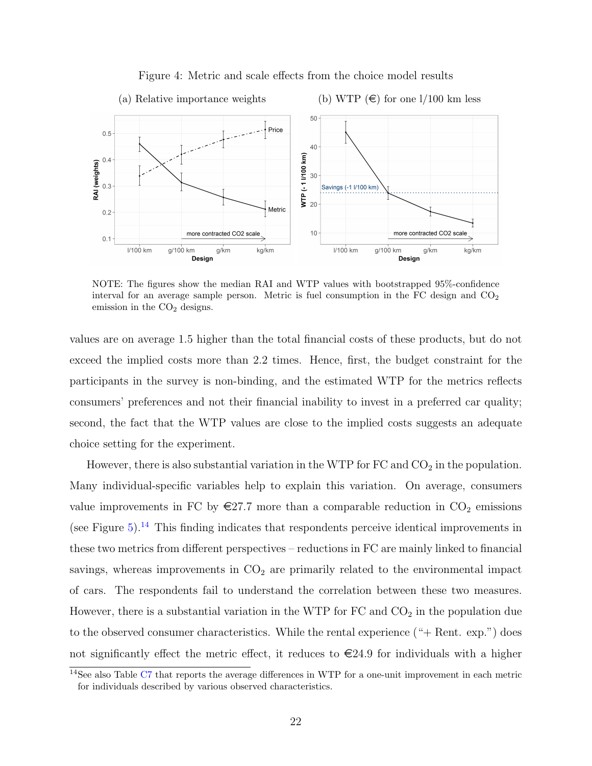Figure 4: Metric and scale effects from the choice model results

(a) Relative importance weights

(b) WTP (€) for one l/100 km less

NOTE: The figures show the median RAI and WTP values with bootstrapped 95%-confidence interval for an average sample person. Metric is fuel consumption in the FC design and $CO_2$ emission in the $CO_2$ designs.

values are on average 1.5 higher than the total financial costs of these products, but do not exceed the implied costs more than 2.2 times. Hence, first, the budget constraint for the participants in the survey is non-binding, and the estimated WTP for the metrics reflects consumers' preferences and not their financial inability to invest in a preferred car quality; second, the fact that the WTP values are close to the implied costs suggests an adequate choice setting for the experiment.

However, there is also substantial variation in the WTP for FC and $CO_2$ in the population. Many individual-specific variables help to explain this variation. On average, consumers value improvements in FC by €27.7 more than a comparable reduction in $CO_2$ emissions (see Figure 5).[14] This finding indicates that respondents perceive identical improvements in these two metrics from different perspectives – reductions in FC are mainly linked to financial savings, whereas improvements in $CO_2$ are primarily related to the environmental impact of cars. The respondents fail to understand the correlation between these two measures. However, there is a substantial variation in the WTP for FC and $CO_2$ in the population due to the observed consumer characteristics. While the rental experience ("+ Rent. exp.") does not significantly effect the metric effect, it reduces to €24.9 for individuals with a higher

[14]See also Table C7 that reports the average differences in WTP for a one-unit improvement in each metric for individuals described by various observed characteristics.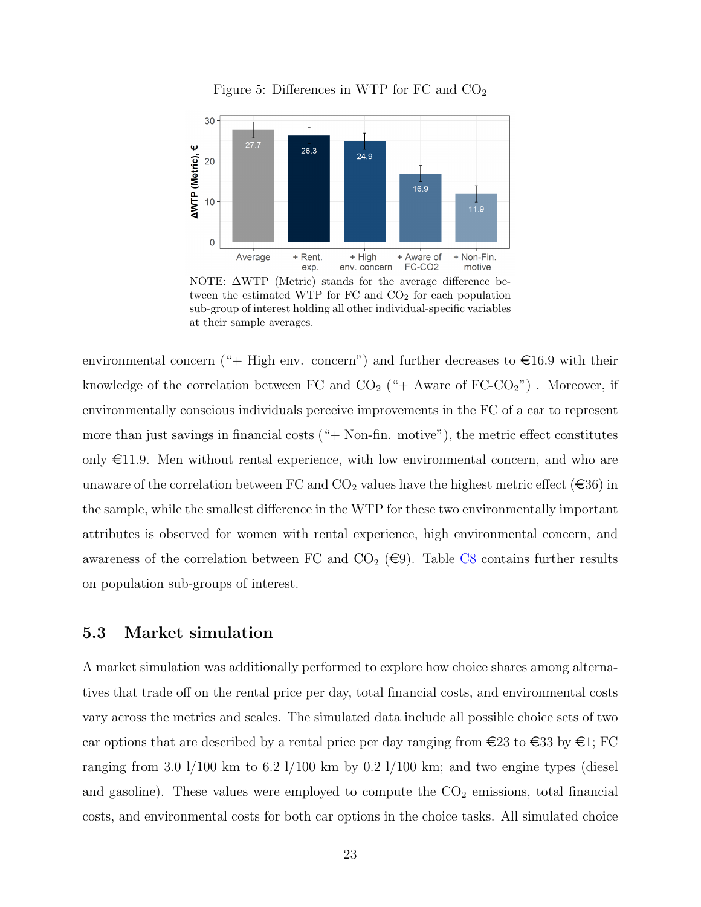Figure 5: Differences in WTP for FC and $CO_2$

NOTE: ΔWTP (Metric) stands for the average difference between the estimated WTP for FC and $CO_2$ for each population sub-group of interest holding all other individual-specific variables at their sample averages.

environmental concern ("+ High env. concern") and further decreases to €16.9 with their knowledge of the correlation between FC and $CO_2$ ("+ Aware of FC-$CO_2$") . Moreover, if environmentally conscious individuals perceive improvements in the FC of a car to represent more than just savings in financial costs ("+ Non-fin. motive"), the metric effect constitutes only €11.9. Men without rental experience, with low environmental concern, and who are unaware of the correlation between FC and $CO_2$ values have the highest metric effect (€36) in the sample, while the smallest difference in the WTP for these two environmentally important attributes is observed for women with rental experience, high environmental concern, and awareness of the correlation between FC and $CO_2$ (€9). Table C8 contains further results on population sub-groups of interest.

### 5.3 Market simulation

A market simulation was additionally performed to explore how choice shares among alternatives that trade off on the rental price per day, total financial costs, and environmental costs vary across the metrics and scales. The simulated data include all possible choice sets of two car options that are described by a rental price per day ranging from €23 to €33 by €1; FC ranging from 3.0 l/100 km to 6.2 l/100 km by 0.2 l/100 km; and two engine types (diesel and gasoline). These values were employed to compute the $CO_2$ emissions, total financial costs, and environmental costs for both car options in the choice tasks. All simulated choice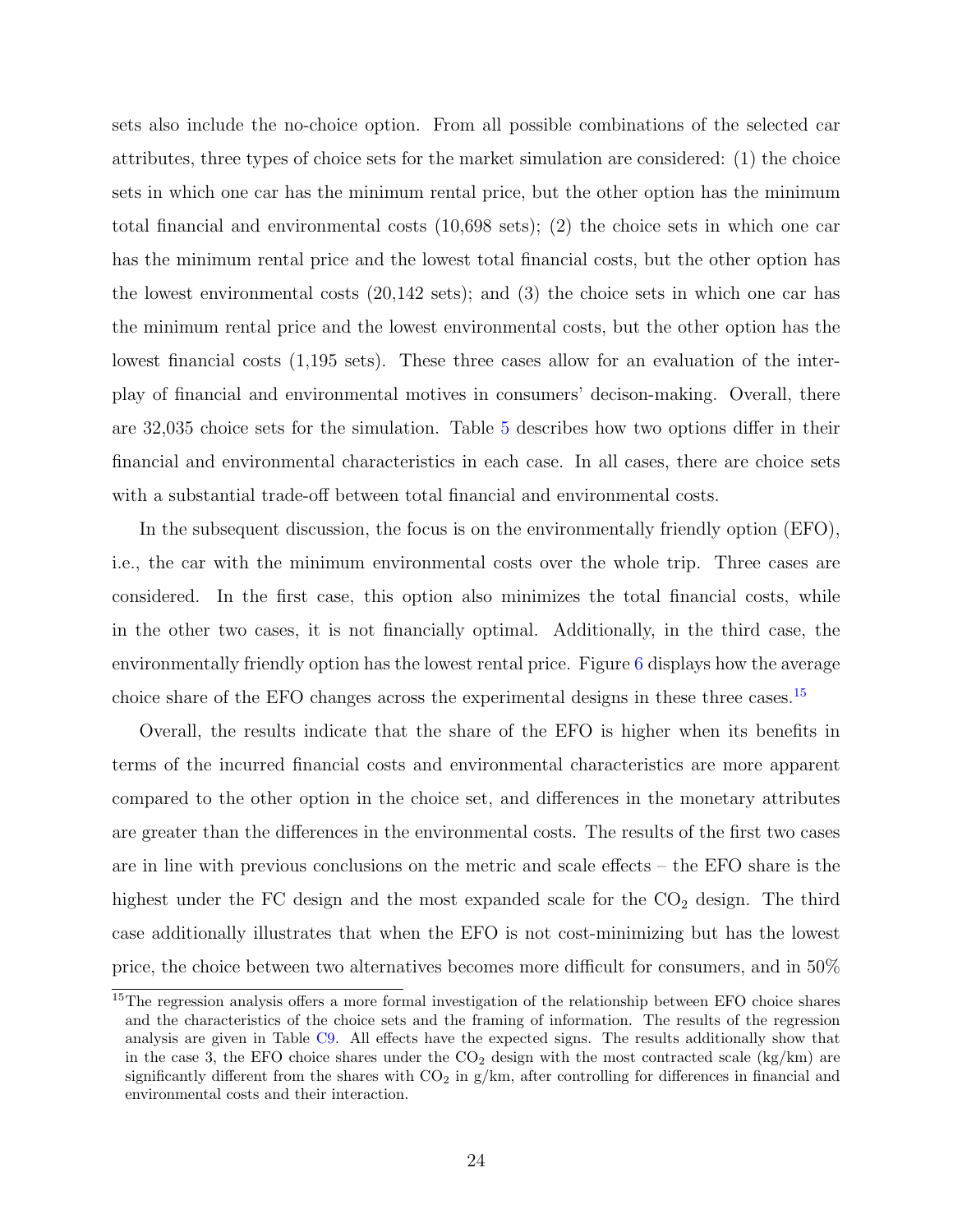sets also include the no-choice option. From all possible combinations of the selected car attributes, three types of choice sets for the market simulation are considered: (1) the choice sets in which one car has the minimum rental price, but the other option has the minimum total financial and environmental costs (10,698 sets); (2) the choice sets in which one car has the minimum rental price and the lowest total financial costs, but the other option has the lowest environmental costs (20,142 sets); and (3) the choice sets in which one car has the minimum rental price and the lowest environmental costs, but the other option has the lowest financial costs (1,195 sets). These three cases allow for an evaluation of the interplay of financial and environmental motives in consumers' decison-making. Overall, there are 32,035 choice sets for the simulation. Table 5 describes how two options differ in their financial and environmental characteristics in each case. In all cases, there are choice sets with a substantial trade-off between total financial and environmental costs.

In the subsequent discussion, the focus is on the environmentally friendly option (EFO), i.e., the car with the minimum environmental costs over the whole trip. Three cases are considered. In the first case, this option also minimizes the total financial costs, while in the other two cases, it is not financially optimal. Additionally, in the third case, the environmentally friendly option has the lowest rental price. Figure 6 displays how the average choice share of the EFO changes across the experimental designs in these three cases.[15]

Overall, the results indicate that the share of the EFO is higher when its benefits in terms of the incurred financial costs and environmental characteristics are more apparent compared to the other option in the choice set, and differences in the monetary attributes are greater than the differences in the environmental costs. The results of the first two cases are in line with previous conclusions on the metric and scale effects – the EFO share is the highest under the FC design and the most expanded scale for the $CO_2$ design. The third case additionally illustrates that when the EFO is not cost-minimizing but has the lowest price, the choice between two alternatives becomes more difficult for consumers, and in 50%

[15] The regression analysis offers a more formal investigation of the relationship between EFO choice shares and the characteristics of the choice sets and the framing of information. The results of the regression analysis are given in Table C9. All effects have the expected signs. The results additionally show that in the case 3, the EFO choice shares under the $CO_2$ design with the most contracted scale (kg/km) are significantly different from the shares with $CO_2$ in g/km, after controlling for differences in financial and environmental costs and their interaction.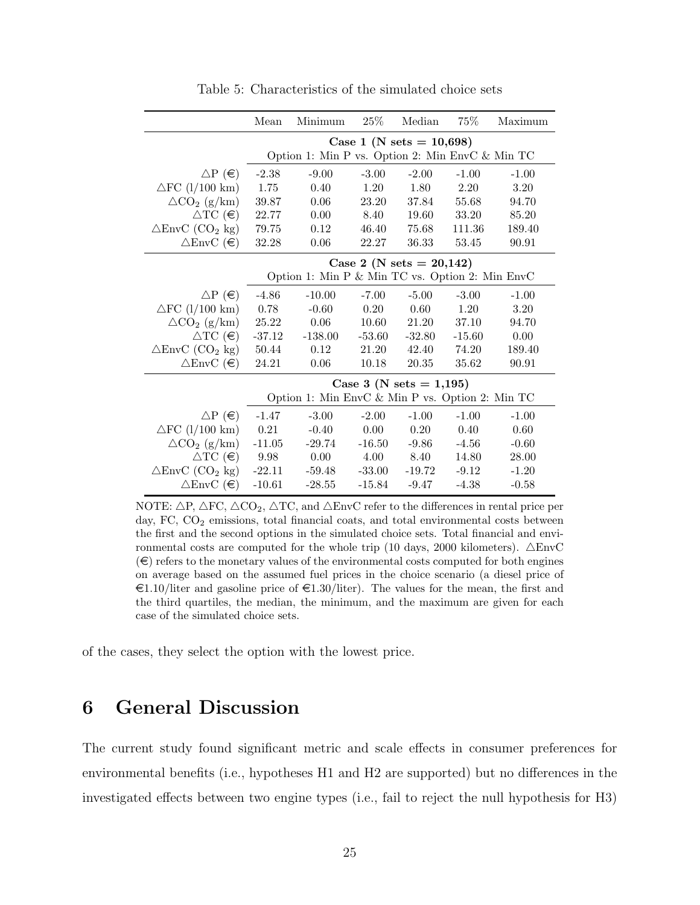Table 5: Characteristics of the simulated choice sets

| | Mean | Minimum | 25% | Median | 75% | Maximum |
|---|---|---|---|---|---|---|
| | **Case 1 (N sets = 10,698)** Option 1: Min P vs. Option 2: Min EnvC & Min TC | | | | | |
| $\triangle$P (€) | -2.38 | -9.00 | -3.00 | -2.00 | -1.00 | -1.00 |
| $\triangle$FC (l/100 km) | 1.75 | 0.40 | 1.20 | 1.80 | 2.20 | 3.20 |
| $\triangle CO_2$ (g/km) | 39.87 | 0.06 | 23.20 | 37.84 | 55.68 | 94.70 |
| $\triangle$TC (€) | 22.77 | 0.00 | 8.40 | 19.60 | 33.20 | 85.20 |
| $\triangle$EnvC ($CO_2$ kg) | 79.75 | 0.12 | 46.40 | 75.68 | 111.36 | 189.40 |
| $\triangle$EnvC (€) | 32.28 | 0.06 | 22.27 | 36.33 | 53.45 | 90.91 |
| | **Case 2 (N sets = 20,142)** Option 1: Min P & Min TC vs. Option 2: Min EnvC | | | | | |
| $\triangle$P (€) | -4.86 | -10.00 | -7.00 | -5.00 | -3.00 | -1.00 |
| $\triangle$FC (l/100 km) | 0.78 | -0.60 | 0.20 | 0.60 | 1.20 | 3.20 |
| $\triangle CO_2$ (g/km) | 25.22 | 0.06 | 10.60 | 21.20 | 37.10 | 94.70 |
| $\triangle$TC (€) | -37.12 | -138.00 | -53.60 | -32.80 | -15.60 | 0.00 |
| $\triangle$EnvC ($CO_2$ kg) | 50.44 | 0.12 | 21.20 | 42.40 | 74.20 | 189.40 |
| $\triangle$EnvC (€) | 24.21 | 0.06 | 10.18 | 20.35 | 35.62 | 90.91 |
| | **Case 3 (N sets = 1,195)** Option 1: Min EnvC & Min P vs. Option 2: Min TC | | | | | |
| $\triangle$P (€) | -1.47 | -3.00 | -2.00 | -1.00 | -1.00 | -1.00 |
| $\triangle$FC (l/100 km) | 0.21 | -0.40 | 0.00 | 0.20 | 0.40 | 0.60 |
| $\triangle CO_2$ (g/km) | -11.05 | -29.74 | -16.50 | -9.86 | -4.56 | -0.60 |
| $\triangle$TC (€) | 9.98 | 0.00 | 4.00 | 8.40 | 14.80 | 28.00 |
| $\triangle$EnvC ($CO_2$ kg) | -22.11 | -59.48 | -33.00 | -19.72 | -9.12 | -1.20 |
| $\triangle$EnvC (€) | -10.61 | -28.55 | -15.84 | -9.47 | -4.38 | -0.58 |

NOTE: $\triangle$P, $\triangle$FC, $\triangle CO_2$, $\triangle$TC, and $\triangle$EnvC refer to the differences in rental price per day, FC, $CO_2$ emissions, total financial coats, and total environmental costs between the first and the second options in the simulated choice sets. Total financial and environmental costs are computed for the whole trip (10 days, 2000 kilometers). $\triangle$EnvC (€) refers to the monetary values of the environmental costs computed for both engines on average based on the assumed fuel prices in the choice scenario (a diesel price of €1.10/liter and gasoline price of €1.30/liter). The values for the mean, the first and the third quartiles, the median, the minimum, and the maximum are given for each case of the simulated choice sets.

of the cases, they select the option with the lowest price.

# 6 General Discussion

The current study found significant metric and scale effects in consumer preferences for environmental benefits (i.e., hypotheses H1 and H2 are supported) but no differences in the investigated effects between two engine types (i.e., fail to reject the null hypothesis for H3)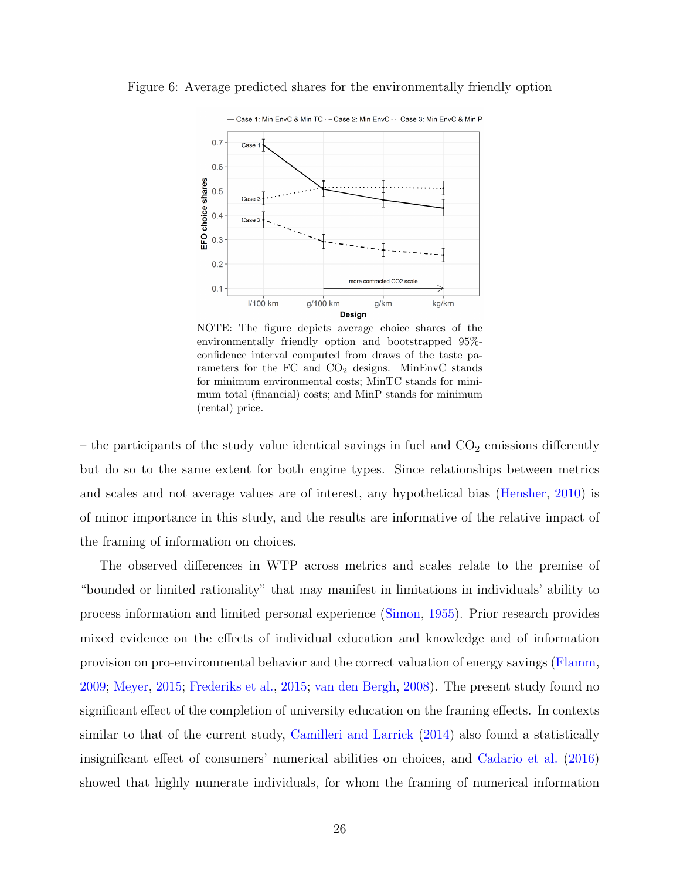Figure 6: Average predicted shares for the environmentally friendly option

NOTE: The figure depicts average choice shares of the environmentally friendly option and bootstrapped 95%-confidence interval computed from draws of the taste parameters for the FC and $CO_2$ designs. MinEnvC stands for minimum environmental costs; MinTC stands for minimum total (financial) costs; and MinP stands for minimum (rental) price.

– the participants of the study value identical savings in fuel and $CO_2$ emissions differently but do so to the same extent for both engine types. Since relationships between metrics and scales and not average values are of interest, any hypothetical bias (Hensher, 2010) is of minor importance in this study, and the results are informative of the relative impact of the framing of information on choices.

The observed differences in WTP across metrics and scales relate to the premise of "bounded or limited rationality" that may manifest in limitations in individuals' ability to process information and limited personal experience (Simon, 1955). Prior research provides mixed evidence on the effects of individual education and knowledge and of information provision on pro-environmental behavior and the correct valuation of energy savings (Flamm, 2009; Meyer, 2015; Frederiks et al., 2015; van den Bergh, 2008). The present study found no significant effect of the completion of university education on the framing effects. In contexts similar to that of the current study, Camilleri and Larrick (2014) also found a statistically insignificant effect of consumers' numerical abilities on choices, and Cadario et al. (2016) showed that highly numerate individuals, for whom the framing of numerical information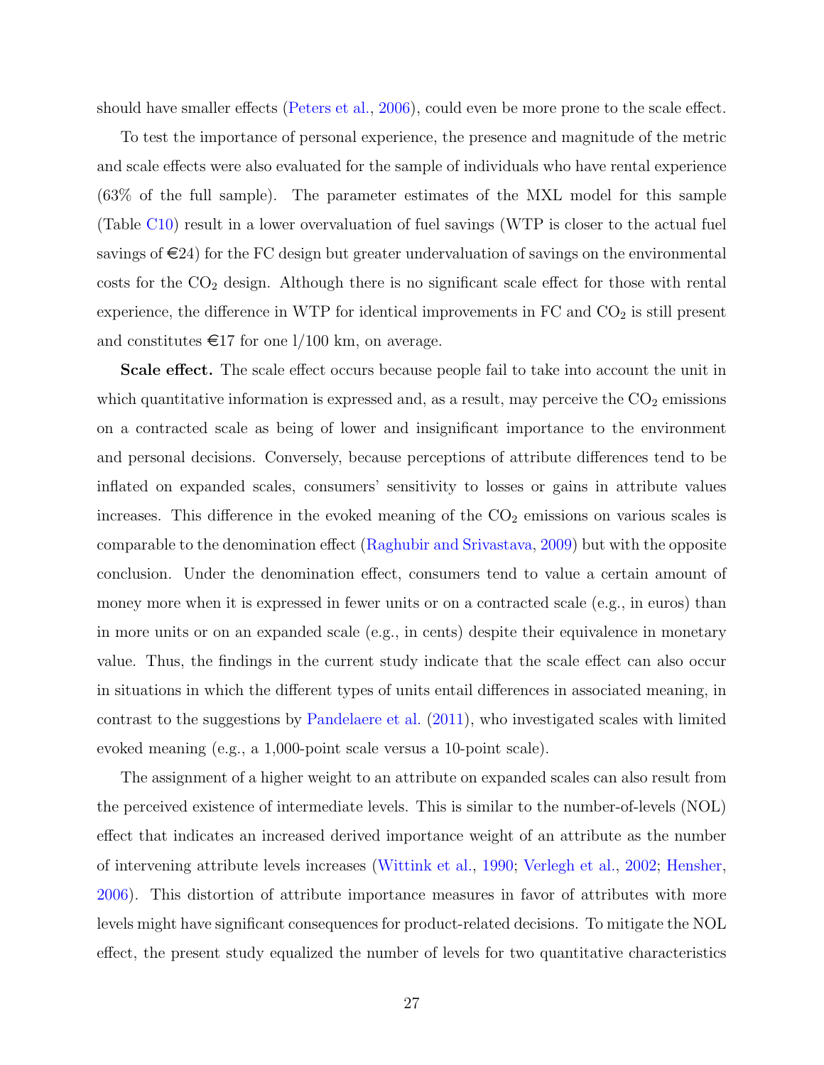should have smaller effects (Peters et al., 2006), could even be more prone to the scale effect.

To test the importance of personal experience, the presence and magnitude of the metric and scale effects were also evaluated for the sample of individuals who have rental experience (63% of the full sample). The parameter estimates of the MXL model for this sample (Table C10) result in a lower overvaluation of fuel savings (WTP is closer to the actual fuel savings of €24) for the FC design but greater undervaluation of savings on the environmental costs for the $CO_2$ design. Although there is no significant scale effect for those with rental experience, the difference in WTP for identical improvements in FC and $CO_2$ is still present and constitutes €17 for one l/100 km, on average.

**Scale effect.** The scale effect occurs because people fail to take into account the unit in which quantitative information is expressed and, as a result, may perceive the $CO_2$ emissions on a contracted scale as being of lower and insignificant importance to the environment and personal decisions. Conversely, because perceptions of attribute differences tend to be inflated on expanded scales, consumers' sensitivity to losses or gains in attribute values increases. This difference in the evoked meaning of the $CO_2$ emissions on various scales is comparable to the denomination effect (Raghubir and Srivastava, 2009) but with the opposite conclusion. Under the denomination effect, consumers tend to value a certain amount of money more when it is expressed in fewer units or on a contracted scale (e.g., in euros) than in more units or on an expanded scale (e.g., in cents) despite their equivalence in monetary value. Thus, the findings in the current study indicate that the scale effect can also occur in situations in which the different types of units entail differences in associated meaning, in contrast to the suggestions by Pandelaere et al. (2011), who investigated scales with limited evoked meaning (e.g., a 1,000-point scale versus a 10-point scale).

The assignment of a higher weight to an attribute on expanded scales can also result from the perceived existence of intermediate levels. This is similar to the number-of-levels (NOL) effect that indicates an increased derived importance weight of an attribute as the number of intervening attribute levels increases (Wittink et al., 1990; Verlegh et al., 2002; Hensher, 2006). This distortion of attribute importance measures in favor of attributes with more levels might have significant consequences for product-related decisions. To mitigate the NOL effect, the present study equalized the number of levels for two quantitative characteristics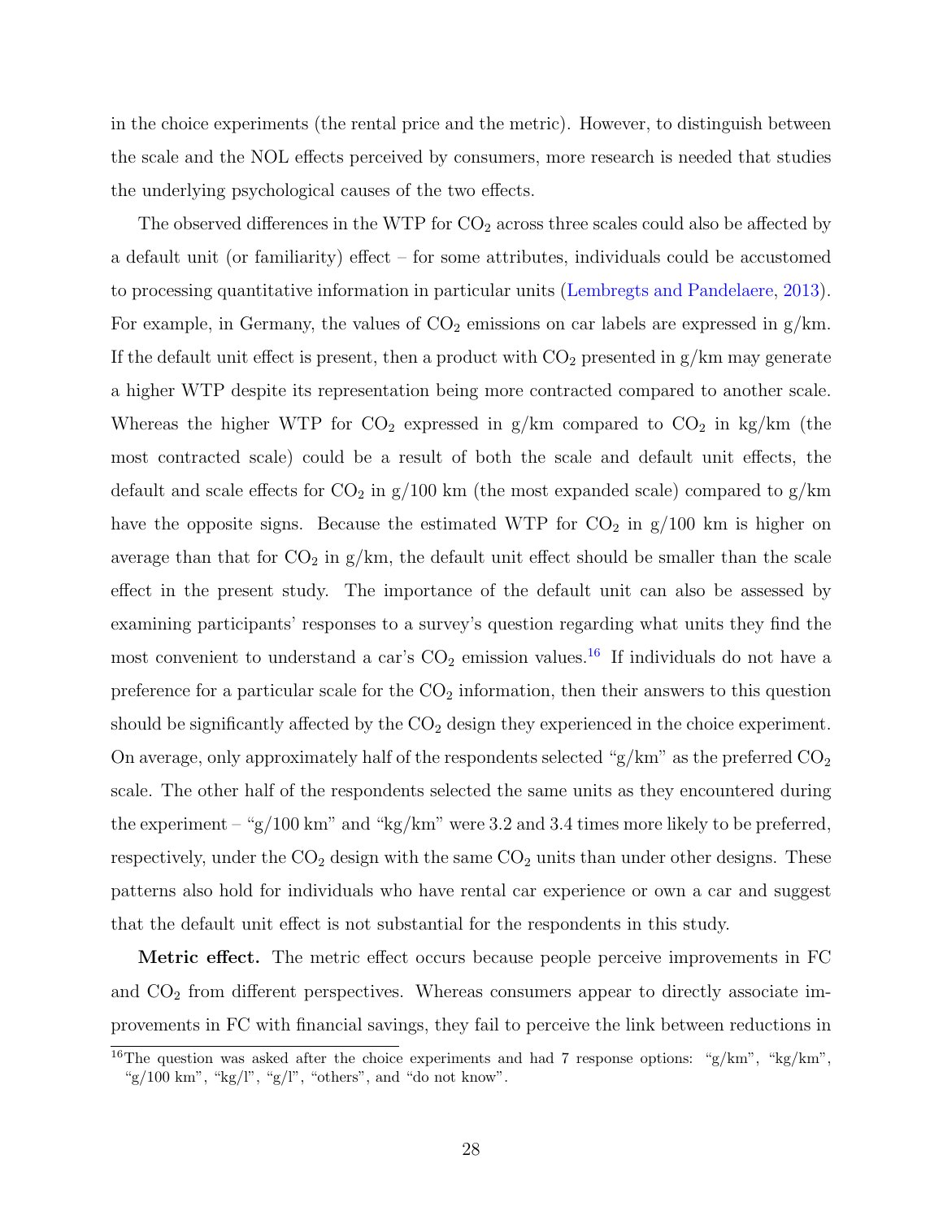in the choice experiments (the rental price and the metric). However, to distinguish between the scale and the NOL effects perceived by consumers, more research is needed that studies the underlying psychological causes of the two effects.

The observed differences in the WTP for $CO_2$ across three scales could also be affected by a default unit (or familiarity) effect – for some attributes, individuals could be accustomed to processing quantitative information in particular units (Lembregts and Pandelaere, 2013). For example, in Germany, the values of $CO_2$ emissions on car labels are expressed in g/km. If the default unit effect is present, then a product with $CO_2$ presented in g/km may generate a higher WTP despite its representation being more contracted compared to another scale. Whereas the higher WTP for $CO_2$ expressed in g/km compared to $CO_2$ in kg/km (the most contracted scale) could be a result of both the scale and default unit effects, the default and scale effects for $CO_2$ in g/100 km (the most expanded scale) compared to g/km have the opposite signs. Because the estimated WTP for $CO_2$ in g/100 km is higher on average than that for $CO_2$ in g/km, the default unit effect should be smaller than the scale effect in the present study. The importance of the default unit can also be assessed by examining participants' responses to a survey's question regarding what units they find the most convenient to understand a car's $CO_2$ emission values.[16] If individuals do not have a preference for a particular scale for the $CO_2$ information, then their answers to this question should be significantly affected by the $CO_2$ design they experienced in the choice experiment. On average, only approximately half of the respondents selected "g/km" as the preferred $CO_2$ scale. The other half of the respondents selected the same units as they encountered during the experiment – "g/100 km" and "kg/km" were 3.2 and 3.4 times more likely to be preferred, respectively, under the $CO_2$ design with the same $CO_2$ units than under other designs. These patterns also hold for individuals who have rental car experience or own a car and suggest that the default unit effect is not substantial for the respondents in this study.

**Metric effect.** The metric effect occurs because people perceive improvements in FC and $CO_2$ from different perspectives. Whereas consumers appear to directly associate improvements in FC with financial savings, they fail to perceive the link between reductions in

[16] The question was asked after the choice experiments and had 7 response options: "g/km", "kg/km", "g/100 km", "kg/l", "g/l", "others", and "do not know".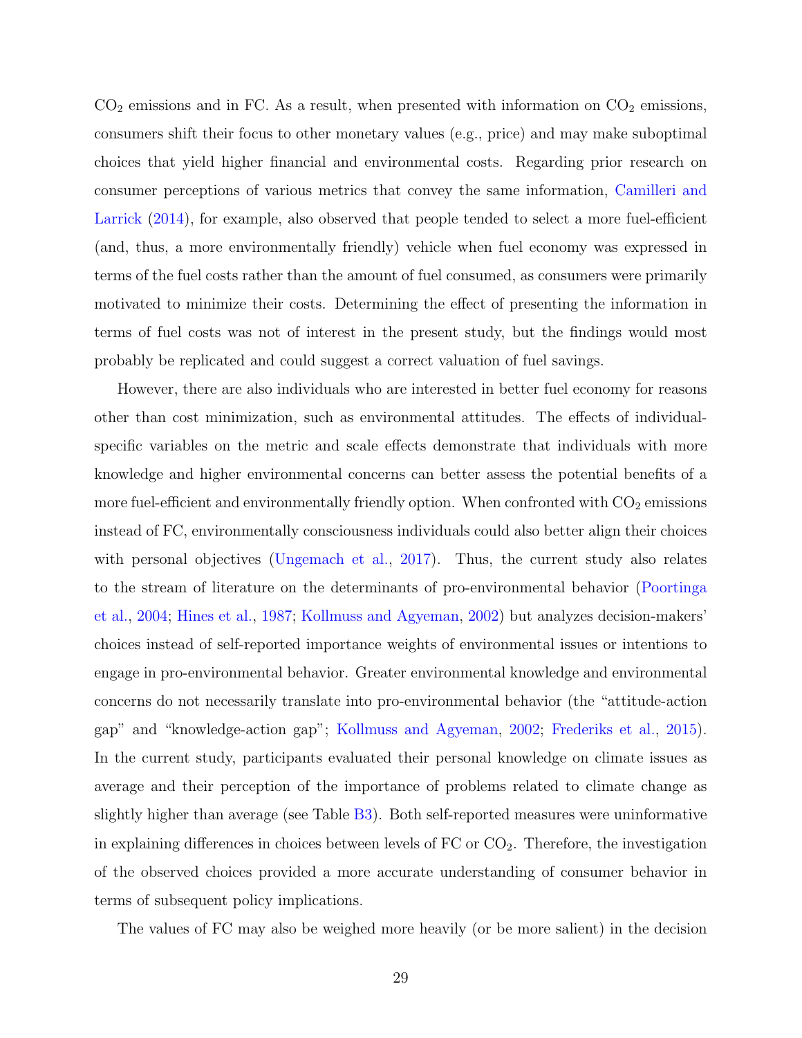$CO_2$ emissions and in FC. As a result, when presented with information on $CO_2$ emissions, consumers shift their focus to other monetary values (e.g., price) and may make suboptimal choices that yield higher financial and environmental costs. Regarding prior research on consumer perceptions of various metrics that convey the same information, Camilleri and Larrick (2014), for example, also observed that people tended to select a more fuel-efficient (and, thus, a more environmentally friendly) vehicle when fuel economy was expressed in terms of the fuel costs rather than the amount of fuel consumed, as consumers were primarily motivated to minimize their costs. Determining the effect of presenting the information in terms of fuel costs was not of interest in the present study, but the findings would most probably be replicated and could suggest a correct valuation of fuel savings.

However, there are also individuals who are interested in better fuel economy for reasons other than cost minimization, such as environmental attitudes. The effects of individual-specific variables on the metric and scale effects demonstrate that individuals with more knowledge and higher environmental concerns can better assess the potential benefits of a more fuel-efficient and environmentally friendly option. When confronted with $CO_2$ emissions instead of FC, environmentally consciousness individuals could also better align their choices with personal objectives (Ungemach et al., 2017). Thus, the current study also relates to the stream of literature on the determinants of pro-environmental behavior (Poortinga et al., 2004; Hines et al., 1987; Kollmuss and Agyeman, 2002) but analyzes decision-makers' choices instead of self-reported importance weights of environmental issues or intentions to engage in pro-environmental behavior. Greater environmental knowledge and environmental concerns do not necessarily translate into pro-environmental behavior (the "attitude-action gap" and "knowledge-action gap"; Kollmuss and Agyeman, 2002; Frederiks et al., 2015). In the current study, participants evaluated their personal knowledge on climate issues as average and their perception of the importance of problems related to climate change as slightly higher than average (see Table B3). Both self-reported measures were uninformative in explaining differences in choices between levels of FC or $CO_2$. Therefore, the investigation of the observed choices provided a more accurate understanding of consumer behavior in terms of subsequent policy implications.

The values of FC may also be weighed more heavily (or be more salient) in the decision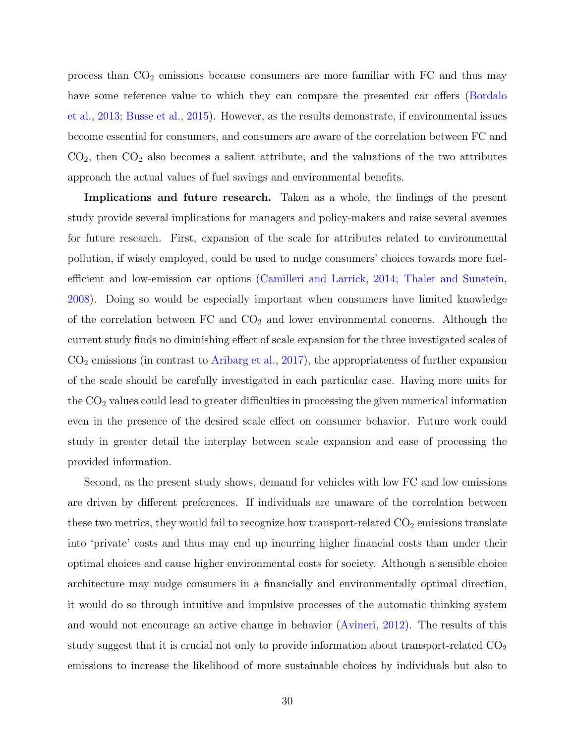process than $CO_2$ emissions because consumers are more familiar with FC and thus may have some reference value to which they can compare the presented car offers (Bordalo et al., 2013; Busse et al., 2015). However, as the results demonstrate, if environmental issues become essential for consumers, and consumers are aware of the correlation between FC and $CO_2$, then $CO_2$ also becomes a salient attribute, and the valuations of the two attributes approach the actual values of fuel savings and environmental benefits.

**Implications and future research.** Taken as a whole, the findings of the present study provide several implications for managers and policy-makers and raise several avenues for future research. First, expansion of the scale for attributes related to environmental pollution, if wisely employed, could be used to nudge consumers' choices towards more fuel-efficient and low-emission car options (Camilleri and Larrick, 2014; Thaler and Sunstein, 2008). Doing so would be especially important when consumers have limited knowledge of the correlation between FC and $CO_2$ and lower environmental concerns. Although the current study finds no diminishing effect of scale expansion for the three investigated scales of $CO_2$ emissions (in contrast to Aribarg et al., 2017), the appropriateness of further expansion of the scale should be carefully investigated in each particular case. Having more units for the $CO_2$ values could lead to greater difficulties in processing the given numerical information even in the presence of the desired scale effect on consumer behavior. Future work could study in greater detail the interplay between scale expansion and ease of processing the provided information.

Second, as the present study shows, demand for vehicles with low FC and low emissions are driven by different preferences. If individuals are unaware of the correlation between these two metrics, they would fail to recognize how transport-related $CO_2$ emissions translate into 'private' costs and thus may end up incurring higher financial costs than under their optimal choices and cause higher environmental costs for society. Although a sensible choice architecture may nudge consumers in a financially and environmentally optimal direction, it would do so through intuitive and impulsive processes of the automatic thinking system and would not encourage an active change in behavior (Avineri, 2012). The results of this study suggest that it is crucial not only to provide information about transport-related $CO_2$ emissions to increase the likelihood of more sustainable choices by individuals but also to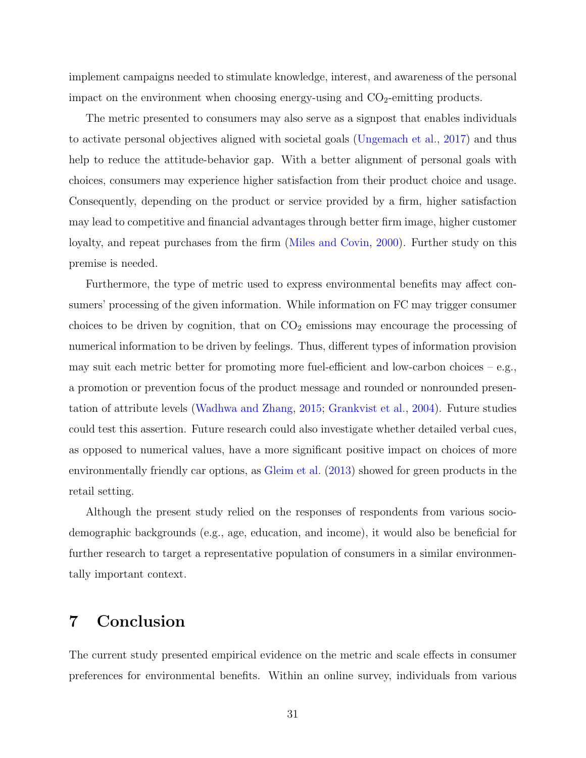implement campaigns needed to stimulate knowledge, interest, and awareness of the personal impact on the environment when choosing energy-using and $CO_2$-emitting products.

The metric presented to consumers may also serve as a signpost that enables individuals to activate personal objectives aligned with societal goals (Ungemach et al., 2017) and thus help to reduce the attitude-behavior gap. With a better alignment of personal goals with choices, consumers may experience higher satisfaction from their product choice and usage. Consequently, depending on the product or service provided by a firm, higher satisfaction may lead to competitive and financial advantages through better firm image, higher customer loyalty, and repeat purchases from the firm (Miles and Covin, 2000). Further study on this premise is needed.

Furthermore, the type of metric used to express environmental benefits may affect consumers' processing of the given information. While information on FC may trigger consumer choices to be driven by cognition, that on $CO_2$ emissions may encourage the processing of numerical information to be driven by feelings. Thus, different types of information provision may suit each metric better for promoting more fuel-efficient and low-carbon choices – e.g., a promotion or prevention focus of the product message and rounded or nonrounded presentation of attribute levels (Wadhwa and Zhang, 2015; Grankvist et al., 2004). Future studies could test this assertion. Future research could also investigate whether detailed verbal cues, as opposed to numerical values, have a more significant positive impact on choices of more environmentally friendly car options, as Gleim et al. (2013) showed for green products in the retail setting.

Although the present study relied on the responses of respondents from various socio-demographic backgrounds (e.g., age, education, and income), it would also be beneficial for further research to target a representative population of consumers in a similar environmentally important context.

# 7 Conclusion

The current study presented empirical evidence on the metric and scale effects in consumer preferences for environmental benefits. Within an online survey, individuals from various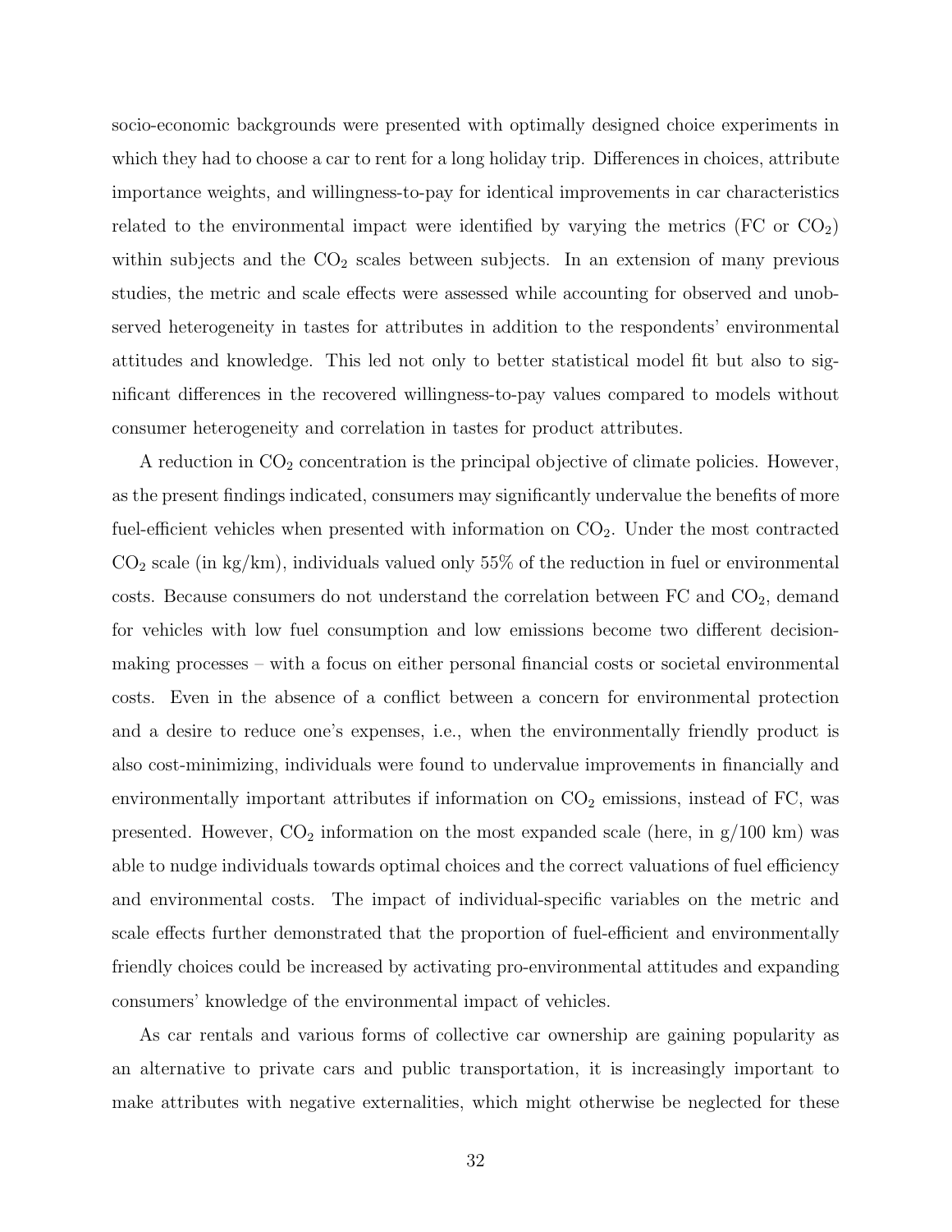socio-economic backgrounds were presented with optimally designed choice experiments in which they had to choose a car to rent for a long holiday trip. Differences in choices, attribute importance weights, and willingness-to-pay for identical improvements in car characteristics related to the environmental impact were identified by varying the metrics (FC or $CO_2$) within subjects and the $CO_2$ scales between subjects. In an extension of many previous studies, the metric and scale effects were assessed while accounting for observed and unobserved heterogeneity in tastes for attributes in addition to the respondents' environmental attitudes and knowledge. This led not only to better statistical model fit but also to significant differences in the recovered willingness-to-pay values compared to models without consumer heterogeneity and correlation in tastes for product attributes.

A reduction in $CO_2$ concentration is the principal objective of climate policies. However, as the present findings indicated, consumers may significantly undervalue the benefits of more fuel-efficient vehicles when presented with information on $CO_2$. Under the most contracted $CO_2$ scale (in kg/km), individuals valued only 55% of the reduction in fuel or environmental costs. Because consumers do not understand the correlation between FC and $CO_2$, demand for vehicles with low fuel consumption and low emissions become two different decision-making processes – with a focus on either personal financial costs or societal environmental costs. Even in the absence of a conflict between a concern for environmental protection and a desire to reduce one's expenses, i.e., when the environmentally friendly product is also cost-minimizing, individuals were found to undervalue improvements in financially and environmentally important attributes if information on $CO_2$ emissions, instead of FC, was presented. However, $CO_2$ information on the most expanded scale (here, in g/100 km) was able to nudge individuals towards optimal choices and the correct valuations of fuel efficiency and environmental costs. The impact of individual-specific variables on the metric and scale effects further demonstrated that the proportion of fuel-efficient and environmentally friendly choices could be increased by activating pro-environmental attitudes and expanding consumers' knowledge of the environmental impact of vehicles.

As car rentals and various forms of collective car ownership are gaining popularity as an alternative to private cars and public transportation, it is increasingly important to make attributes with negative externalities, which might otherwise be neglected for these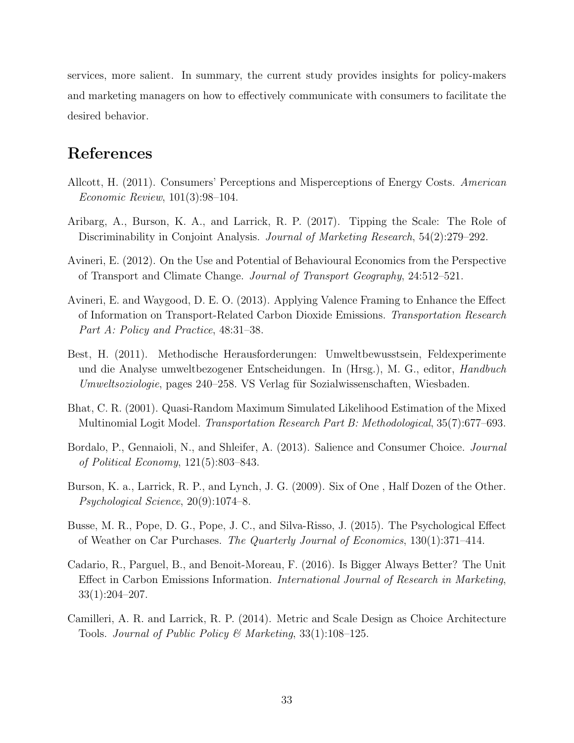services, more salient. In summary, the current study provides insights for policy-makers and marketing managers on how to effectively communicate with consumers to facilitate the desired behavior.

# References

Allcott, H. (2011). Consumers' Perceptions and Misperceptions of Energy Costs. *American Economic Review*, 101(3):98–104.

Aribarg, A., Burson, K. A., and Larrick, R. P. (2017). Tipping the Scale: The Role of Discriminability in Conjoint Analysis. *Journal of Marketing Research*, 54(2):279–292.

Avineri, E. (2012). On the Use and Potential of Behavioural Economics from the Perspective of Transport and Climate Change. *Journal of Transport Geography*, 24:512–521.

Avineri, E. and Waygood, D. E. O. (2013). Applying Valence Framing to Enhance the Effect of Information on Transport-Related Carbon Dioxide Emissions. *Transportation Research Part A: Policy and Practice*, 48:31–38.

Best, H. (2011). Methodische Herausforderungen: Umweltbewusstsein, Feldexperimente und die Analyse umweltbezogener Entscheidungen. In (Hrsg.), M. G., editor, *Handbuch Umweltsoziologie*, pages 240–258. VS Verlag für Sozialwissenschaften, Wiesbaden.

Bhat, C. R. (2001). Quasi-Random Maximum Simulated Likelihood Estimation of the Mixed Multinomial Logit Model. *Transportation Research Part B: Methodological*, 35(7):677–693.

Bordalo, P., Gennaioli, N., and Shleifer, A. (2013). Salience and Consumer Choice. *Journal of Political Economy*, 121(5):803–843.

Burson, K. a., Larrick, R. P., and Lynch, J. G. (2009). Six of One , Half Dozen of the Other. *Psychological Science*, 20(9):1074–8.

Busse, M. R., Pope, D. G., Pope, J. C., and Silva-Risso, J. (2015). The Psychological Effect of Weather on Car Purchases. *The Quarterly Journal of Economics*, 130(1):371–414.

Cadario, R., Parguel, B., and Benoit-Moreau, F. (2016). Is Bigger Always Better? The Unit Effect in Carbon Emissions Information. *International Journal of Research in Marketing*, 33(1):204–207.

Camilleri, A. R. and Larrick, R. P. (2014). Metric and Scale Design as Choice Architecture Tools. *Journal of Public Policy & Marketing*, 33(1):108–125.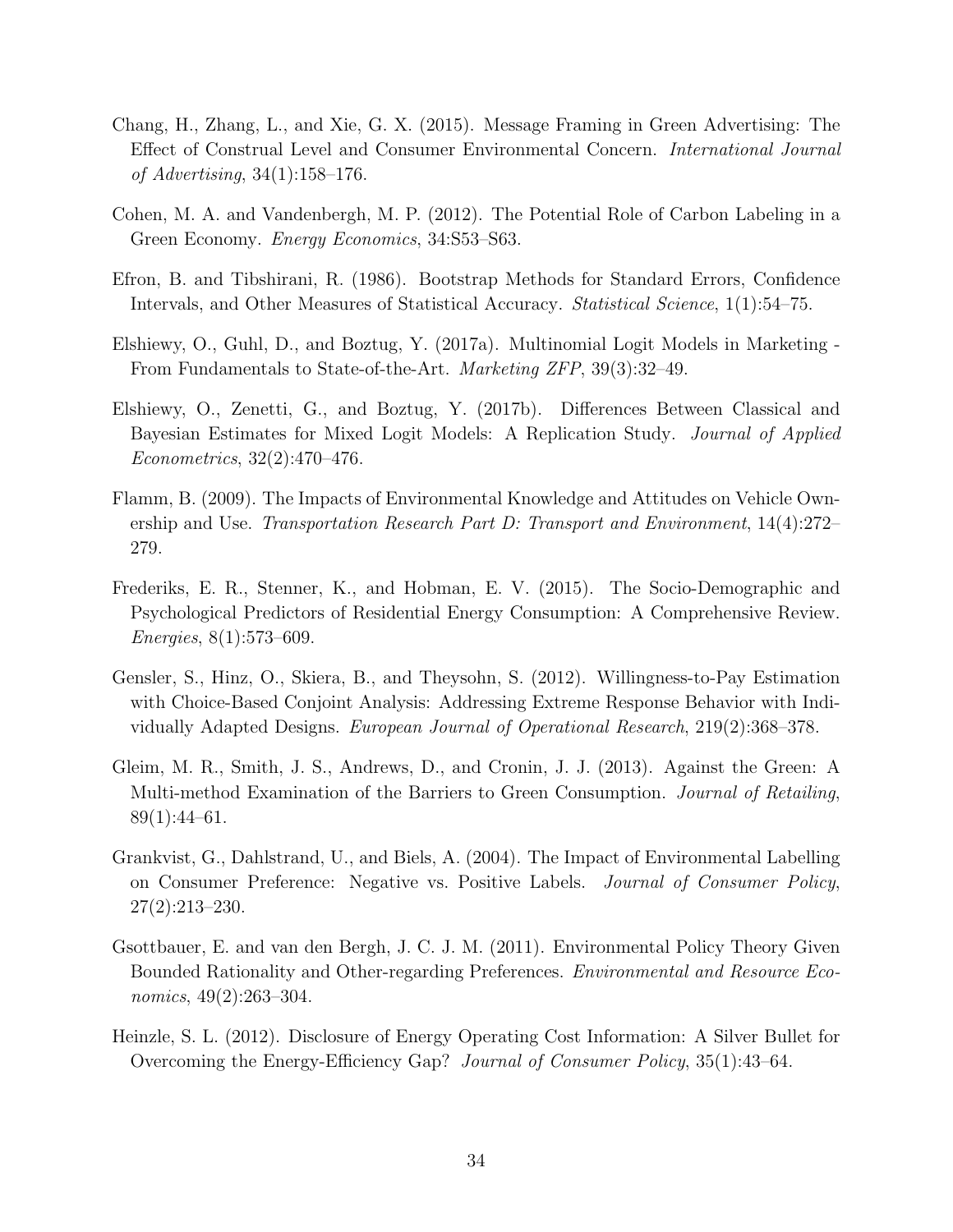Chang, H., Zhang, L., and Xie, G. X. (2015). Message Framing in Green Advertising: The Effect of Construal Level and Consumer Environmental Concern. *International Journal of Advertising*, 34(1):158–176.

Cohen, M. A. and Vandenbergh, M. P. (2012). The Potential Role of Carbon Labeling in a Green Economy. *Energy Economics*, 34:S53–S63.

Efron, B. and Tibshirani, R. (1986). Bootstrap Methods for Standard Errors, Confidence Intervals, and Other Measures of Statistical Accuracy. *Statistical Science*, 1(1):54–75.

Elshiewy, O., Guhl, D., and Boztug, Y. (2017a). Multinomial Logit Models in Marketing - From Fundamentals to State-of-the-Art. *Marketing ZFP*, 39(3):32–49.

Elshiewy, O., Zenetti, G., and Boztug, Y. (2017b). Differences Between Classical and Bayesian Estimates for Mixed Logit Models: A Replication Study. *Journal of Applied Econometrics*, 32(2):470–476.

Flamm, B. (2009). The Impacts of Environmental Knowledge and Attitudes on Vehicle Ownership and Use. *Transportation Research Part D: Transport and Environment*, 14(4):272–279.

Frederiks, E. R., Stenner, K., and Hobman, E. V. (2015). The Socio-Demographic and Psychological Predictors of Residential Energy Consumption: A Comprehensive Review. *Energies*, 8(1):573–609.

Gensler, S., Hinz, O., Skiera, B., and Theysohn, S. (2012). Willingness-to-Pay Estimation with Choice-Based Conjoint Analysis: Addressing Extreme Response Behavior with Individually Adapted Designs. *European Journal of Operational Research*, 219(2):368–378.

Gleim, M. R., Smith, J. S., Andrews, D., and Cronin, J. J. (2013). Against the Green: A Multi-method Examination of the Barriers to Green Consumption. *Journal of Retailing*, 89(1):44–61.

Grankvist, G., Dahlstrand, U., and Biels, A. (2004). The Impact of Environmental Labelling on Consumer Preference: Negative vs. Positive Labels. *Journal of Consumer Policy*, 27(2):213–230.

Gsottbauer, E. and van den Bergh, J. C. J. M. (2011). Environmental Policy Theory Given Bounded Rationality and Other-regarding Preferences. *Environmental and Resource Economics*, 49(2):263–304.

Heinzle, S. L. (2012). Disclosure of Energy Operating Cost Information: A Silver Bullet for Overcoming the Energy-Efficiency Gap? *Journal of Consumer Policy*, 35(1):43–64.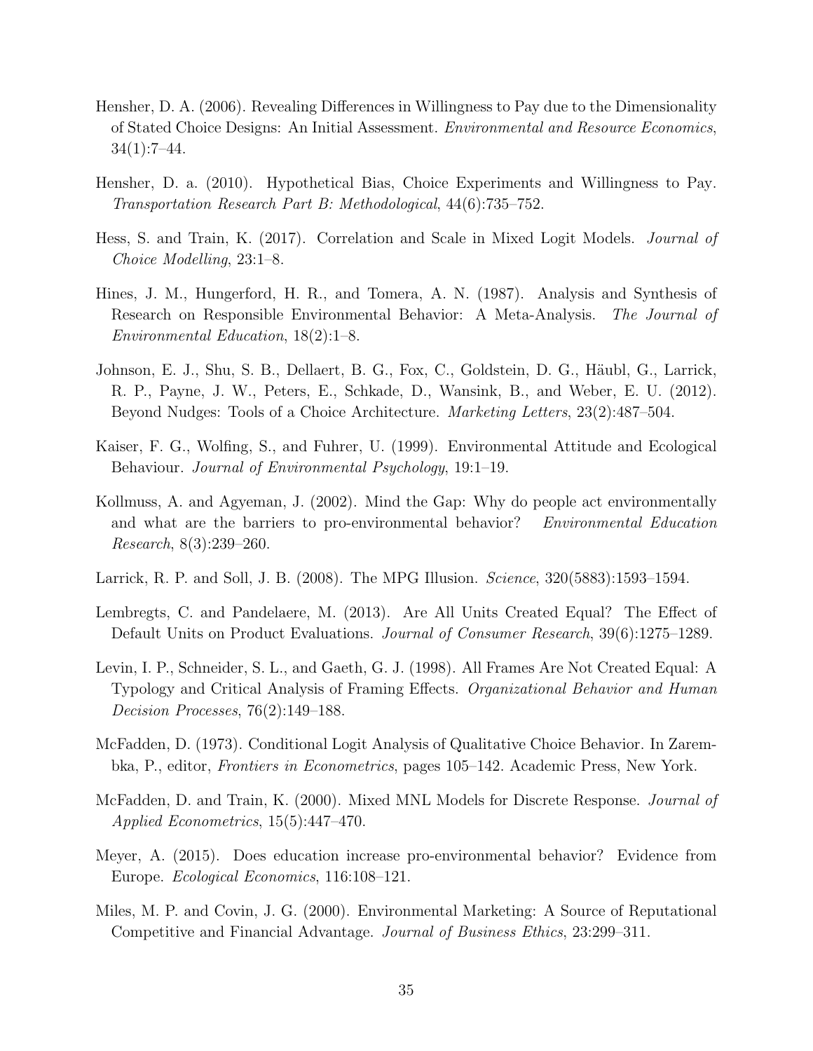Hensher, D. A. (2006). Revealing Differences in Willingness to Pay due to the Dimensionality of Stated Choice Designs: An Initial Assessment. *Environmental and Resource Economics*, 34(1):7–44.

Hensher, D. a. (2010). Hypothetical Bias, Choice Experiments and Willingness to Pay. *Transportation Research Part B: Methodological*, 44(6):735–752.

Hess, S. and Train, K. (2017). Correlation and Scale in Mixed Logit Models. *Journal of Choice Modelling*, 23:1–8.

Hines, J. M., Hungerford, H. R., and Tomera, A. N. (1987). Analysis and Synthesis of Research on Responsible Environmental Behavior: A Meta-Analysis. *The Journal of Environmental Education*, 18(2):1–8.

Johnson, E. J., Shu, S. B., Dellaert, B. G., Fox, C., Goldstein, D. G., Häubl, G., Larrick, R. P., Payne, J. W., Peters, E., Schkade, D., Wansink, B., and Weber, E. U. (2012). Beyond Nudges: Tools of a Choice Architecture. *Marketing Letters*, 23(2):487–504.

Kaiser, F. G., Wolfing, S., and Fuhrer, U. (1999). Environmental Attitude and Ecological Behaviour. *Journal of Environmental Psychology*, 19:1–19.

Kollmuss, A. and Agyeman, J. (2002). Mind the Gap: Why do people act environmentally and what are the barriers to pro-environmental behavior? *Environmental Education Research*, 8(3):239–260.

Larrick, R. P. and Soll, J. B. (2008). The MPG Illusion. *Science*, 320(5883):1593–1594.

Lembregts, C. and Pandelaere, M. (2013). Are All Units Created Equal? The Effect of Default Units on Product Evaluations. *Journal of Consumer Research*, 39(6):1275–1289.

Levin, I. P., Schneider, S. L., and Gaeth, G. J. (1998). All Frames Are Not Created Equal: A Typology and Critical Analysis of Framing Effects. *Organizational Behavior and Human Decision Processes*, 76(2):149–188.

McFadden, D. (1973). Conditional Logit Analysis of Qualitative Choice Behavior. In Zarembka, P., editor, *Frontiers in Econometrics*, pages 105–142. Academic Press, New York.

McFadden, D. and Train, K. (2000). Mixed MNL Models for Discrete Response. *Journal of Applied Econometrics*, 15(5):447–470.

Meyer, A. (2015). Does education increase pro-environmental behavior? Evidence from Europe. *Ecological Economics*, 116:108–121.

Miles, M. P. and Covin, J. G. (2000). Environmental Marketing: A Source of Reputational Competitive and Financial Advantage. *Journal of Business Ethics*, 23:299–311.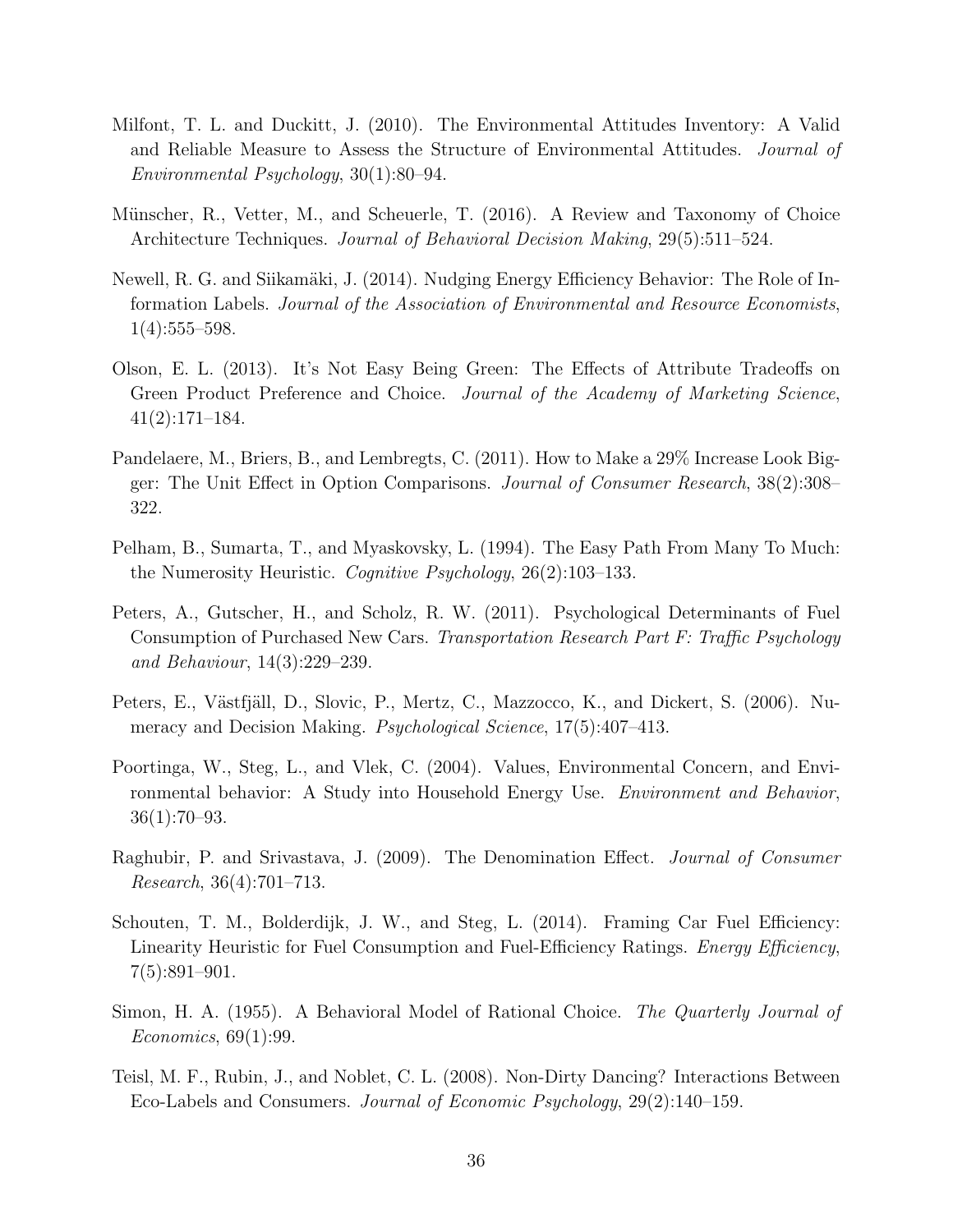Milfont, T. L. and Duckitt, J. (2010). The Environmental Attitudes Inventory: A Valid and Reliable Measure to Assess the Structure of Environmental Attitudes. *Journal of Environmental Psychology*, 30(1):80–94.

Münscher, R., Vetter, M., and Scheuerle, T. (2016). A Review and Taxonomy of Choice Architecture Techniques. *Journal of Behavioral Decision Making*, 29(5):511–524.

Newell, R. G. and Siikamäki, J. (2014). Nudging Energy Efficiency Behavior: The Role of Information Labels. *Journal of the Association of Environmental and Resource Economists*, 1(4):555–598.

Olson, E. L. (2013). It's Not Easy Being Green: The Effects of Attribute Tradeoffs on Green Product Preference and Choice. *Journal of the Academy of Marketing Science*, 41(2):171–184.

Pandelaere, M., Briers, B., and Lembregts, C. (2011). How to Make a 29% Increase Look Bigger: The Unit Effect in Option Comparisons. *Journal of Consumer Research*, 38(2):308–322.

Pelham, B., Sumarta, T., and Myaskovsky, L. (1994). The Easy Path From Many To Much: the Numerosity Heuristic. *Cognitive Psychology*, 26(2):103–133.

Peters, A., Gutscher, H., and Scholz, R. W. (2011). Psychological Determinants of Fuel Consumption of Purchased New Cars. *Transportation Research Part F: Traffic Psychology and Behaviour*, 14(3):229–239.

Peters, E., Västfjäll, D., Slovic, P., Mertz, C., Mazzocco, K., and Dickert, S. (2006). Numeracy and Decision Making. *Psychological Science*, 17(5):407–413.

Poortinga, W., Steg, L., and Vlek, C. (2004). Values, Environmental Concern, and Environmental behavior: A Study into Household Energy Use. *Environment and Behavior*, 36(1):70–93.

Raghubir, P. and Srivastava, J. (2009). The Denomination Effect. *Journal of Consumer Research*, 36(4):701–713.

Schouten, T. M., Bolderdijk, J. W., and Steg, L. (2014). Framing Car Fuel Efficiency: Linearity Heuristic for Fuel Consumption and Fuel-Efficiency Ratings. *Energy Efficiency*, 7(5):891–901.

Simon, H. A. (1955). A Behavioral Model of Rational Choice. *The Quarterly Journal of Economics*, 69(1):99.

Teisl, M. F., Rubin, J., and Noblet, C. L. (2008). Non-Dirty Dancing? Interactions Between Eco-Labels and Consumers. *Journal of Economic Psychology*, 29(2):140–159.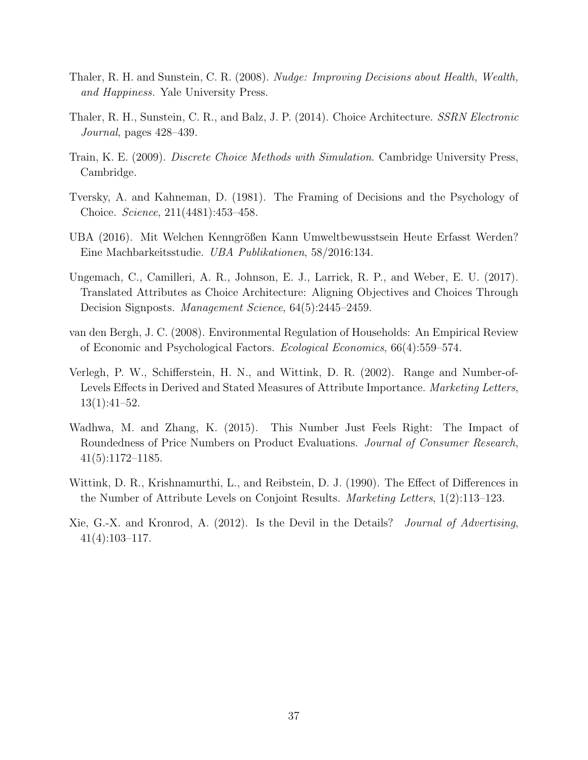Thaler, R. H. and Sunstein, C. R. (2008). *Nudge: Improving Decisions about Health, Wealth, and Happiness.* Yale University Press.

Thaler, R. H., Sunstein, C. R., and Balz, J. P. (2014). Choice Architecture. *SSRN Electronic Journal*, pages 428–439.

Train, K. E. (2009). *Discrete Choice Methods with Simulation*. Cambridge University Press, Cambridge.

Tversky, A. and Kahneman, D. (1981). The Framing of Decisions and the Psychology of Choice. *Science*, 211(4481):453–458.

UBA (2016). Mit Welchen Kenngrößen Kann Umweltbewusstsein Heute Erfasst Werden? Eine Machbarkeitsstudie. *UBA Publikationen*, 58/2016:134.

Ungemach, C., Camilleri, A. R., Johnson, E. J., Larrick, R. P., and Weber, E. U. (2017). Translated Attributes as Choice Architecture: Aligning Objectives and Choices Through Decision Signposts. *Management Science*, 64(5):2445–2459.

van den Bergh, J. C. (2008). Environmental Regulation of Households: An Empirical Review of Economic and Psychological Factors. *Ecological Economics*, 66(4):559–574.

Verlegh, P. W., Schifferstein, H. N., and Wittink, D. R. (2002). Range and Number-of-Levels Effects in Derived and Stated Measures of Attribute Importance. *Marketing Letters*, 13(1):41–52.

Wadhwa, M. and Zhang, K. (2015). This Number Just Feels Right: The Impact of Roundedness of Price Numbers on Product Evaluations. *Journal of Consumer Research*, 41(5):1172–1185.

Wittink, D. R., Krishnamurthi, L., and Reibstein, D. J. (1990). The Effect of Differences in the Number of Attribute Levels on Conjoint Results. *Marketing Letters*, 1(2):113–123.

Xie, G.-X. and Kronrod, A. (2012). Is the Devil in the Details? *Journal of Advertising*, 41(4):103–117.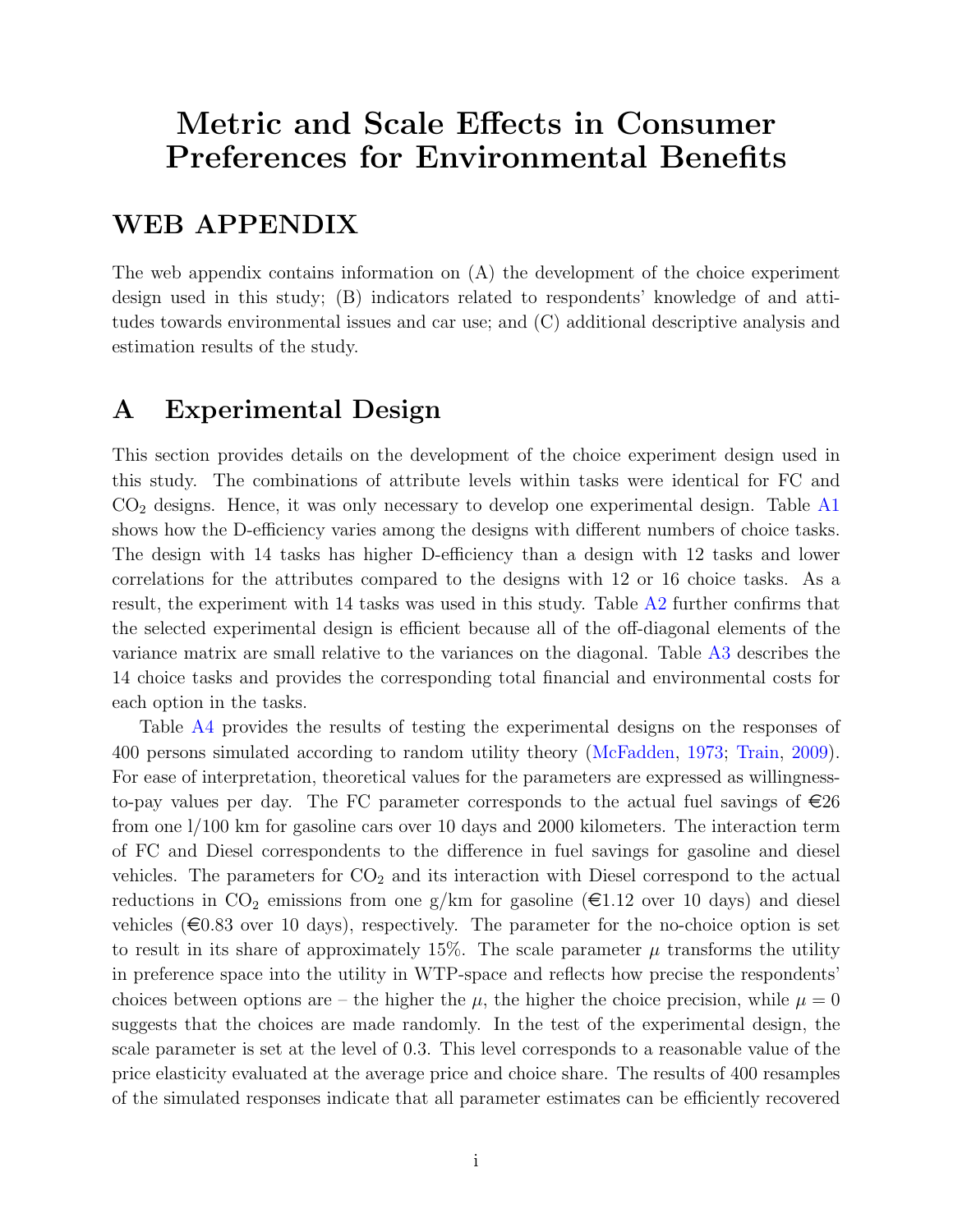# Metric and Scale Effects in Consumer Preferences for Environmental Benefits

## WEB APPENDIX

The web appendix contains information on (A) the development of the choice experiment design used in this study; (B) indicators related to respondents' knowledge of and attitudes towards environmental issues and car use; and (C) additional descriptive analysis and estimation results of the study.

## A Experimental Design

This section provides details on the development of the choice experiment design used in this study. The combinations of attribute levels within tasks were identical for FC and $CO_2$ designs. Hence, it was only necessary to develop one experimental design. Table A1 shows how the D-efficiency varies among the designs with different numbers of choice tasks. The design with 14 tasks has higher D-efficiency than a design with 12 tasks and lower correlations for the attributes compared to the designs with 12 or 16 choice tasks. As a result, the experiment with 14 tasks was used in this study. Table A2 further confirms that the selected experimental design is efficient because all of the off-diagonal elements of the variance matrix are small relative to the variances on the diagonal. Table A3 describes the 14 choice tasks and provides the corresponding total financial and environmental costs for each option in the tasks.

Table A4 provides the results of testing the experimental designs on the responses of 400 persons simulated according to random utility theory (McFadden, 1973; Train, 2009). For ease of interpretation, theoretical values for the parameters are expressed as willingness-to-pay values per day. The FC parameter corresponds to the actual fuel savings of €26 from one l/100 km for gasoline cars over 10 days and 2000 kilometers. The interaction term of FC and Diesel correspondents to the difference in fuel savings for gasoline and diesel vehicles. The parameters for $CO_2$ and its interaction with Diesel correspond to the actual reductions in $CO_2$ emissions from one g/km for gasoline (€1.12 over 10 days) and diesel vehicles (€0.83 over 10 days), respectively. The parameter for the no-choice option is set to result in its share of approximately 15%. The scale parameter $\mu$ transforms the utility in preference space into the utility in WTP-space and reflects how precise the respondents' choices between options are – the higher the $\mu$, the higher the choice precision, while $\mu = 0$ suggests that the choices are made randomly. In the test of the experimental design, the scale parameter is set at the level of 0.3. This level corresponds to a reasonable value of the price elasticity evaluated at the average price and choice share. The results of 400 resamples of the simulated responses indicate that all parameter estimates can be efficiently recovered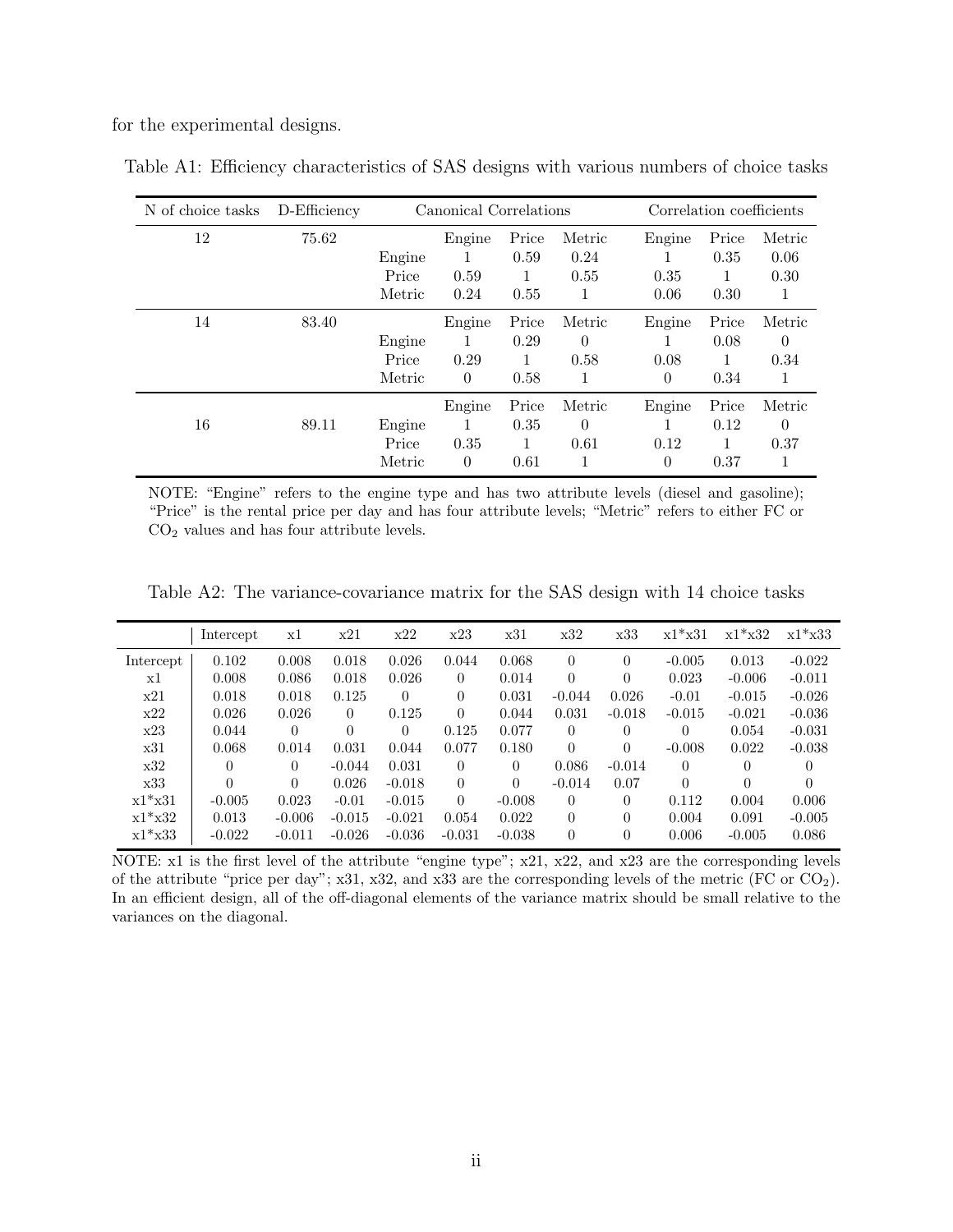for the experimental designs.

Table A1: Efficiency characteristics of SAS designs with various numbers of choice tasks

| N of choice tasks | D-Efficiency | | Canonical Correlations | | | Correlation coefficients | | |
|---|---|---|---|---|---|---|---|---|
| 12 | 75.62 | | Engine | Price | Metric | Engine | Price | Metric |
| | | Engine | 1 | 0.59 | 0.24 | 1 | 0.35 | 0.06 |
| | | Price | 0.59 | 1 | 0.55 | 0.35 | 1 | 0.30 |
| | | Metric | 0.24 | 0.55 | 1 | 0.06 | 0.30 | 1 |
| 14 | 83.40 | | Engine | Price | Metric | Engine | Price | Metric |
| | | Engine | 1 | 0.29 | 0 | 1 | 0.08 | 0 |
| | | Price | 0.29 | 1 | 0.58 | 0.08 | 1 | 0.34 |
| | | Metric | 0 | 0.58 | 1 | 0 | 0.34 | 1 |
| | | | Engine | Price | Metric | Engine | Price | Metric |
| 16 | 89.11 | Engine | 1 | 0.35 | 0 | 1 | 0.12 | 0 |
| | | Price | 0.35 | 1 | 0.61 | 0.12 | 1 | 0.37 |
| | | Metric | 0 | 0.61 | 1 | 0 | 0.37 | 1 |

NOTE: "Engine" refers to the engine type and has two attribute levels (diesel and gasoline); "Price" is the rental price per day and has four attribute levels; "Metric" refers to either FC or $CO_2$ values and has four attribute levels.

Table A2: The variance-covariance matrix for the SAS design with 14 choice tasks

| | Intercept | x1 | x21 | x22 | x23 | x31 | x32 | x33 | x1*x31 | x1*x32 | x1*x33 |
|---|---|---|---|---|---|---|---|---|---|---|---|
| Intercept | 0.102 | 0.008 | 0.018 | 0.026 | 0.044 | 0.068 | 0 | 0 | -0.005 | 0.013 | -0.022 |
| x1 | 0.008 | 0.086 | 0.018 | 0.026 | 0 | 0.014 | 0 | 0 | 0.023 | -0.006 | -0.011 |
| x21 | 0.018 | 0.018 | 0.125 | 0 | 0 | 0.031 | -0.044 | 0.026 | -0.01 | -0.015 | -0.026 |
| x22 | 0.026 | 0.026 | 0 | 0.125 | 0 | 0.044 | 0.031 | -0.018 | -0.015 | -0.021 | -0.036 |
| x23 | 0.044 | 0 | 0 | 0 | 0.125 | 0.077 | 0 | 0 | 0 | 0.054 | -0.031 |
| x31 | 0.068 | 0.014 | 0.031 | 0.044 | 0.077 | 0.180 | 0 | 0 | -0.008 | 0.022 | -0.038 |
| x32 | 0 | 0 | -0.044 | 0.031 | 0 | 0 | 0.086 | -0.014 | 0 | 0 | 0 |
| x33 | 0 | 0 | 0.026 | -0.018 | 0 | 0 | -0.014 | 0.07 | 0 | 0 | 0 |
| x1*x31 | -0.005 | 0.023 | -0.01 | -0.015 | 0 | -0.008 | 0 | 0 | 0.112 | 0.004 | 0.006 |
| x1*x32 | 0.013 | -0.006 | -0.015 | -0.021 | 0.054 | 0.022 | 0 | 0 | 0.004 | 0.091 | -0.005 |
| x1*x33 | -0.022 | -0.011 | -0.026 | -0.036 | -0.031 | -0.038 | 0 | 0 | 0.006 | -0.005 | 0.086 |

NOTE: x1 is the first level of the attribute "engine type"; x21, x22, and x23 are the corresponding levels of the attribute "price per day"; x31, x32, and x33 are the corresponding levels of the metric (FC or $CO_2$). In an efficient design, all of the off-diagonal elements of the variance matrix should be small relative to the variances on the diagonal.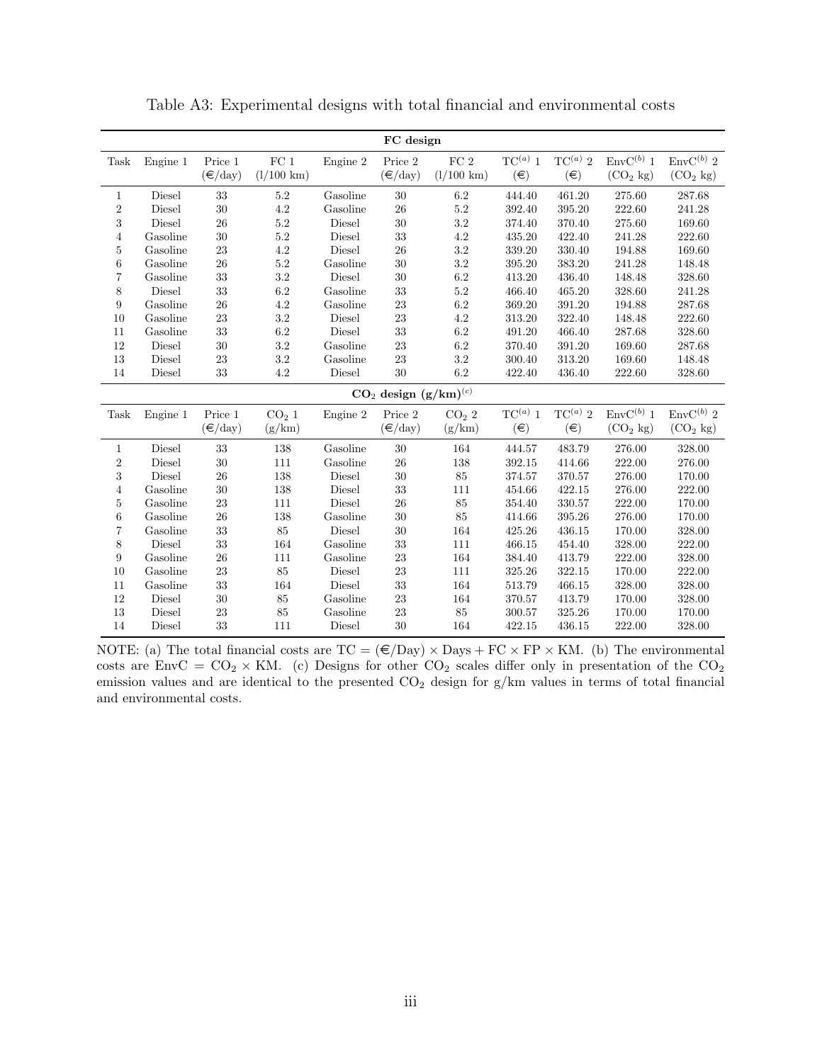Table A3: Experimental designs with total financial and environmental costs

| **FC design** | | | | | | | | | | |
|---|---|---|---|---|---|---|---|---|---|---|
| Task | Engine 1 | Price 1 (€/day) | FC 1 (l/100 km) | Engine 2 | Price 2 (€/day) | FC 2 (l/100 km) | TC[(a)] 1 (€) | TC[(a)] 2 (€) | EnvC[(b)] 1 ($CO_2$ kg) | EnvC[(b)] 2 ($CO_2$ kg) |
| 1 | Diesel | 33 | 5.2 | Gasoline | 30 | 6.2 | 444.40 | 461.20 | 275.60 | 287.68 |
| 2 | Diesel | 30 | 4.2 | Gasoline | 26 | 5.2 | 392.40 | 395.20 | 222.60 | 241.28 |
| 3 | Diesel | 26 | 5.2 | Diesel | 30 | 3.2 | 374.40 | 370.40 | 275.60 | 169.60 |
| 4 | Gasoline | 30 | 5.2 | Diesel | 33 | 4.2 | 435.20 | 422.40 | 241.28 | 222.60 |
| 5 | Gasoline | 23 | 4.2 | Diesel | 26 | 3.2 | 339.20 | 330.40 | 194.88 | 169.60 |
| 6 | Gasoline | 26 | 5.2 | Gasoline | 30 | 3.2 | 395.20 | 383.20 | 241.28 | 148.48 |
| 7 | Gasoline | 33 | 3.2 | Diesel | 30 | 6.2 | 413.20 | 436.40 | 148.48 | 328.60 |
| 8 | Diesel | 33 | 6.2 | Gasoline | 33 | 5.2 | 466.40 | 465.20 | 328.60 | 241.28 |
| 9 | Gasoline | 26 | 4.2 | Gasoline | 23 | 6.2 | 369.20 | 391.20 | 194.88 | 287.68 |
| 10 | Gasoline | 23 | 3.2 | Diesel | 23 | 4.2 | 313.20 | 322.40 | 148.48 | 222.60 |
| 11 | Gasoline | 33 | 6.2 | Diesel | 33 | 6.2 | 491.20 | 466.40 | 287.68 | 328.60 |
| 12 | Diesel | 30 | 3.2 | Gasoline | 23 | 6.2 | 370.40 | 391.20 | 169.60 | 287.68 |
| 13 | Diesel | 23 | 3.2 | Gasoline | 23 | 3.2 | 300.40 | 313.20 | 169.60 | 148.48 |
| 14 | Diesel | 33 | 4.2 | Diesel | 30 | 6.2 | 422.40 | 436.40 | 222.60 | 328.60 |
| **$CO_2$ design (g/km)[(c)]** | | | | | | | | | | |
| Task | Engine 1 | Price 1 (€/day) | $CO_2$ 1 (g/km) | Engine 2 | Price 2 (€/day) | $CO_2$ 2 (g/km) | TC[(a)] 1 (€) | TC[(a)] 2 (€) | EnvC[(b)] 1 ($CO_2$ kg) | EnvC[(b)] 2 ($CO_2$ kg) |
| 1 | Diesel | 33 | 138 | Gasoline | 30 | 164 | 444.57 | 483.79 | 276.00 | 328.00 |
| 2 | Diesel | 30 | 111 | Gasoline | 26 | 138 | 392.15 | 414.66 | 222.00 | 276.00 |
| 3 | Diesel | 26 | 138 | Diesel | 30 | 85 | 374.57 | 370.57 | 276.00 | 170.00 |
| 4 | Gasoline | 30 | 138 | Diesel | 33 | 111 | 454.66 | 422.15 | 276.00 | 222.00 |
| 5 | Gasoline | 23 | 111 | Diesel | 26 | 85 | 354.40 | 330.57 | 222.00 | 170.00 |
| 6 | Gasoline | 26 | 138 | Gasoline | 30 | 85 | 414.66 | 395.26 | 276.00 | 170.00 |
| 7 | Gasoline | 33 | 85 | Diesel | 30 | 164 | 425.26 | 436.15 | 170.00 | 328.00 |
| 8 | Diesel | 33 | 164 | Gasoline | 33 | 111 | 466.15 | 454.40 | 328.00 | 222.00 |
| 9 | Gasoline | 26 | 111 | Gasoline | 23 | 164 | 384.40 | 413.79 | 222.00 | 328.00 |
| 10 | Gasoline | 23 | 85 | Diesel | 23 | 111 | 325.26 | 322.15 | 170.00 | 222.00 |
| 11 | Gasoline | 33 | 164 | Diesel | 33 | 164 | 513.79 | 466.15 | 328.00 | 328.00 |
| 12 | Diesel | 30 | 85 | Gasoline | 23 | 164 | 370.57 | 413.79 | 170.00 | 328.00 |
| 13 | Diesel | 23 | 85 | Gasoline | 23 | 85 | 300.57 | 325.26 | 170.00 | 170.00 |
| 14 | Diesel | 33 | 111 | Diesel | 30 | 164 | 422.15 | 436.15 | 222.00 | 328.00 |

NOTE: (a) The total financial costs are $\text{TC} = (€/\text{Day}) \times \text{Days} + \text{FC} \times \text{FP} \times \text{KM}$. (b) The environmental costs are $\text{EnvC} = CO_2 \times \text{KM}$. (c) Designs for other $CO_2$ scales differ only in presentation of the $CO_2$ emission values and are identical to the presented $CO_2$ design for g/km values in terms of total financial and environmental costs.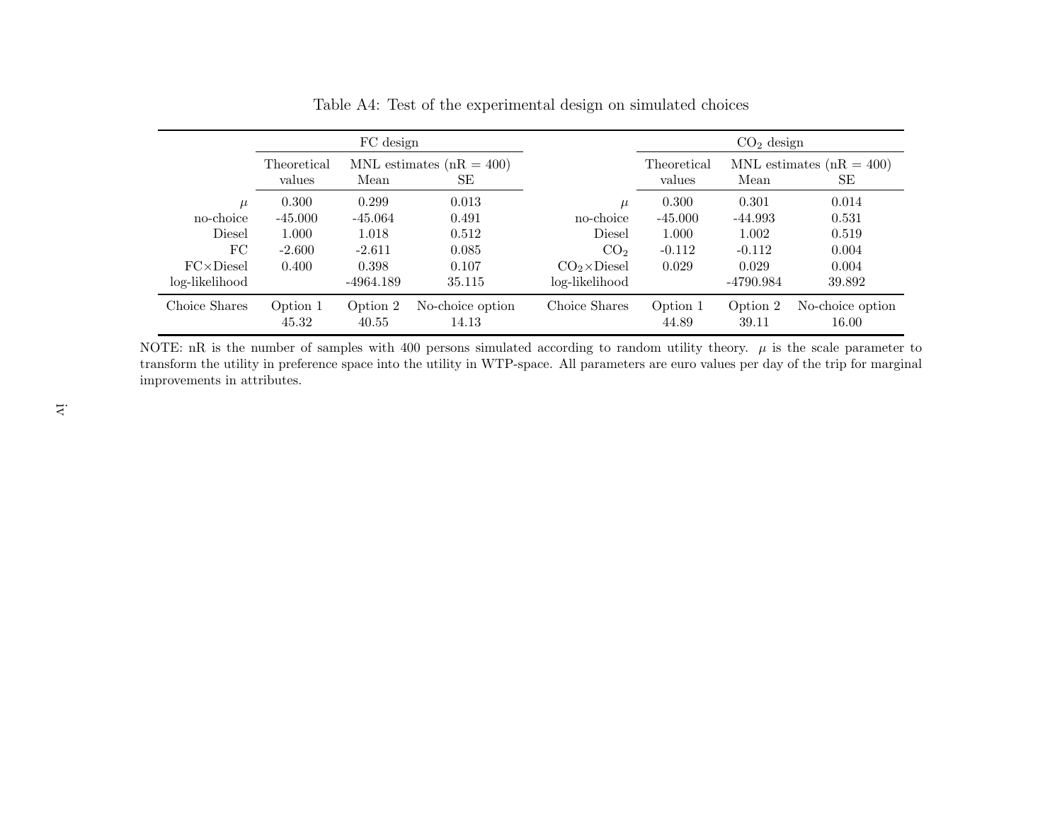Table A4: Test of the experimental design on simulated choices

| | FC design | | | | $CO_2$ design | | |
|---|---|---|---|---|---|---|---|
| | Theoretical values | MNL estimates (nR = 400) Mean | SE | | Theoretical values | MNL estimates (nR = 400) Mean | SE |
| $\mu$ | 0.300 | 0.299 | 0.013 | $\mu$ | 0.300 | 0.301 | 0.014 |
| no-choice | -45.000 | -45.064 | 0.491 | no-choice | -45.000 | -44.993 | 0.531 |
| Diesel | 1.000 | 1.018 | 0.512 | Diesel | 1.000 | 1.002 | 0.519 |
| FC | -2.600 | -2.611 | 0.085 | $CO_2$ | -0.112 | -0.112 | 0.004 |
| FC×Diesel | 0.400 | 0.398 | 0.107 | $CO_2$×Diesel | 0.029 | 0.029 | 0.004 |
| log-likelihood | | -4964.189 | 35.115 | log-likelihood | | -4790.984 | 39.892 |
| Choice Shares | Option 1 | Option 2 | No-choice option | Choice Shares | Option 1 | Option 2 | No-choice option |
| | 45.32 | 40.55 | 14.13 | | 44.89 | 39.11 | 16.00 |

NOTE: nR is the number of samples with 400 persons simulated according to random utility theory. $\mu$ is the scale parameter to transform the utility in preference space into the utility in WTP-space. All parameters are euro values per day of the trip for marginal improvements in attributes.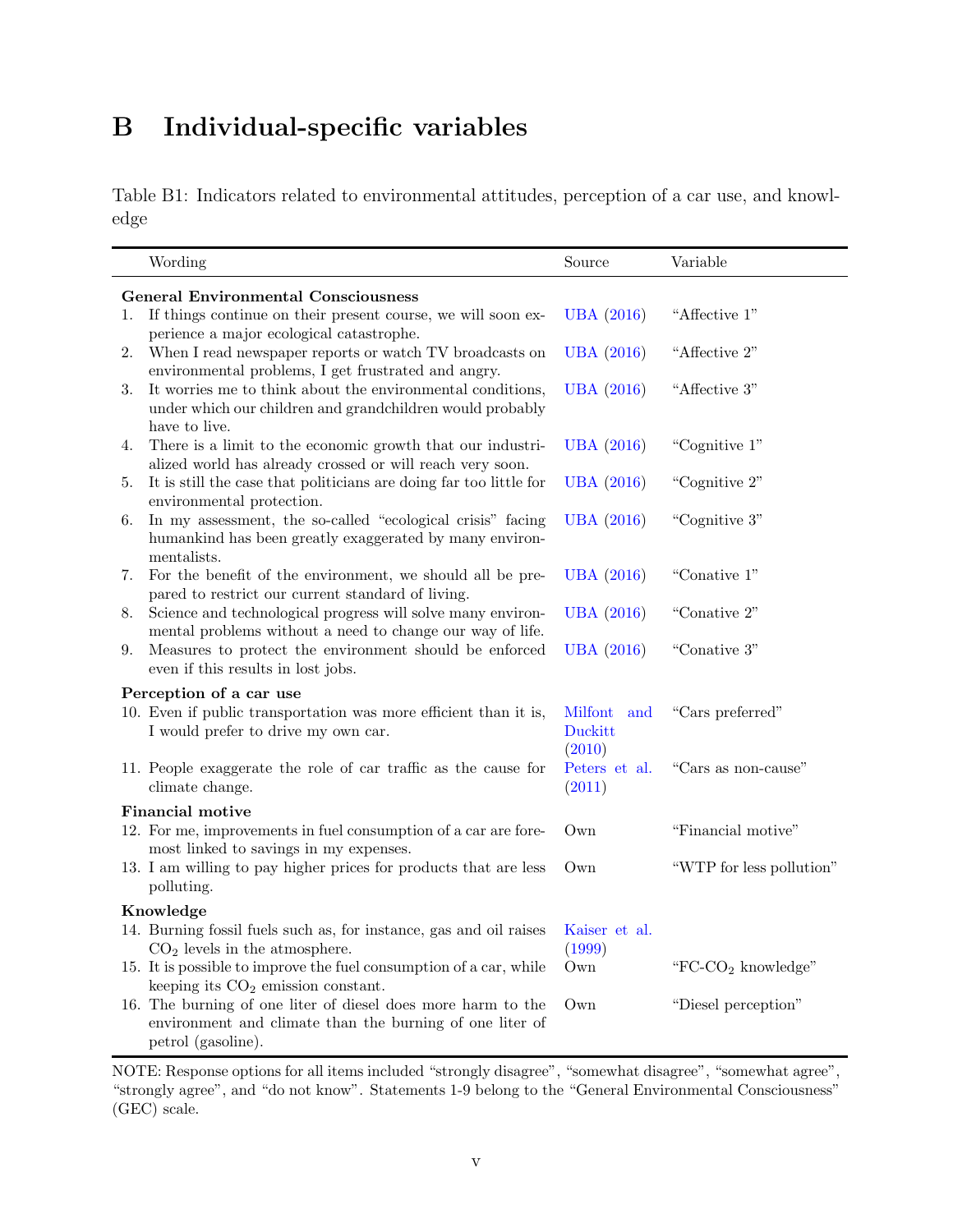# B Individual-specific variables

Table B1: Indicators related to environmental attitudes, perception of a car use, and knowledge

| | Wording | Source | Variable |
|---|---|---|---|
| **General Environmental Consciousness** | | | |
| 1. | If things continue on their present course, we will soon experience a major ecological catastrophe. | UBA (2016) | "Affective 1" |
| 2. | When I read newspaper reports or watch TV broadcasts on environmental problems, I get frustrated and angry. | UBA (2016) | "Affective 2" |
| 3. | It worries me to think about the environmental conditions, under which our children and grandchildren would probably have to live. | UBA (2016) | "Affective 3" |
| 4. | There is a limit to the economic growth that our industrialized world has already crossed or will reach very soon. | UBA (2016) | "Cognitive 1" |
| 5. | It is still the case that politicians are doing far too little for environmental protection. | UBA (2016) | "Cognitive 2" |
| 6. | In my assessment, the so-called "ecological crisis" facing humankind has been greatly exaggerated by many environmentalists. | UBA (2016) | "Cognitive 3" |
| 7. | For the benefit of the environment, we should all be prepared to restrict our current standard of living. | UBA (2016) | "Conative 1" |
| 8. | Science and technological progress will solve many environmental problems without a need to change our way of life. | UBA (2016) | "Conative 2" |
| 9. | Measures to protect the environment should be enforced even if this results in lost jobs. | UBA (2016) | "Conative 3" |
| **Perception of a car use** | | | |
| 10. | Even if public transportation was more efficient than it is, I would prefer to drive my own car. | Milfont and Duckitt (2010) | "Cars preferred" |
| 11. | People exaggerate the role of car traffic as the cause for climate change. | Peters et al. (2011) | "Cars as non-cause" |
| **Financial motive** | | | |
| 12. | For me, improvements in fuel consumption of a car are foremost linked to savings in my expenses. | Own | "Financial motive" |
| 13. | I am willing to pay higher prices for products that are less polluting. | Own | "WTP for less pollution" |
| **Knowledge** | | | |
| 14. | Burning fossil fuels such as, for instance, gas and oil raises $CO_2$ levels in the atmosphere. | Kaiser et al. (1999) | |
| 15. | It is possible to improve the fuel consumption of a car, while keeping its $CO_2$ emission constant. | Own | "FC-$CO_2$ knowledge" |
| 16. | The burning of one liter of diesel does more harm to the environment and climate than the burning of one liter of petrol (gasoline). | Own | "Diesel perception" |

NOTE: Response options for all items included "strongly disagree", "somewhat disagree", "somewhat agree", "strongly agree", and "do not know". Statements 1-9 belong to the "General Environmental Consciousness" (GEC) scale.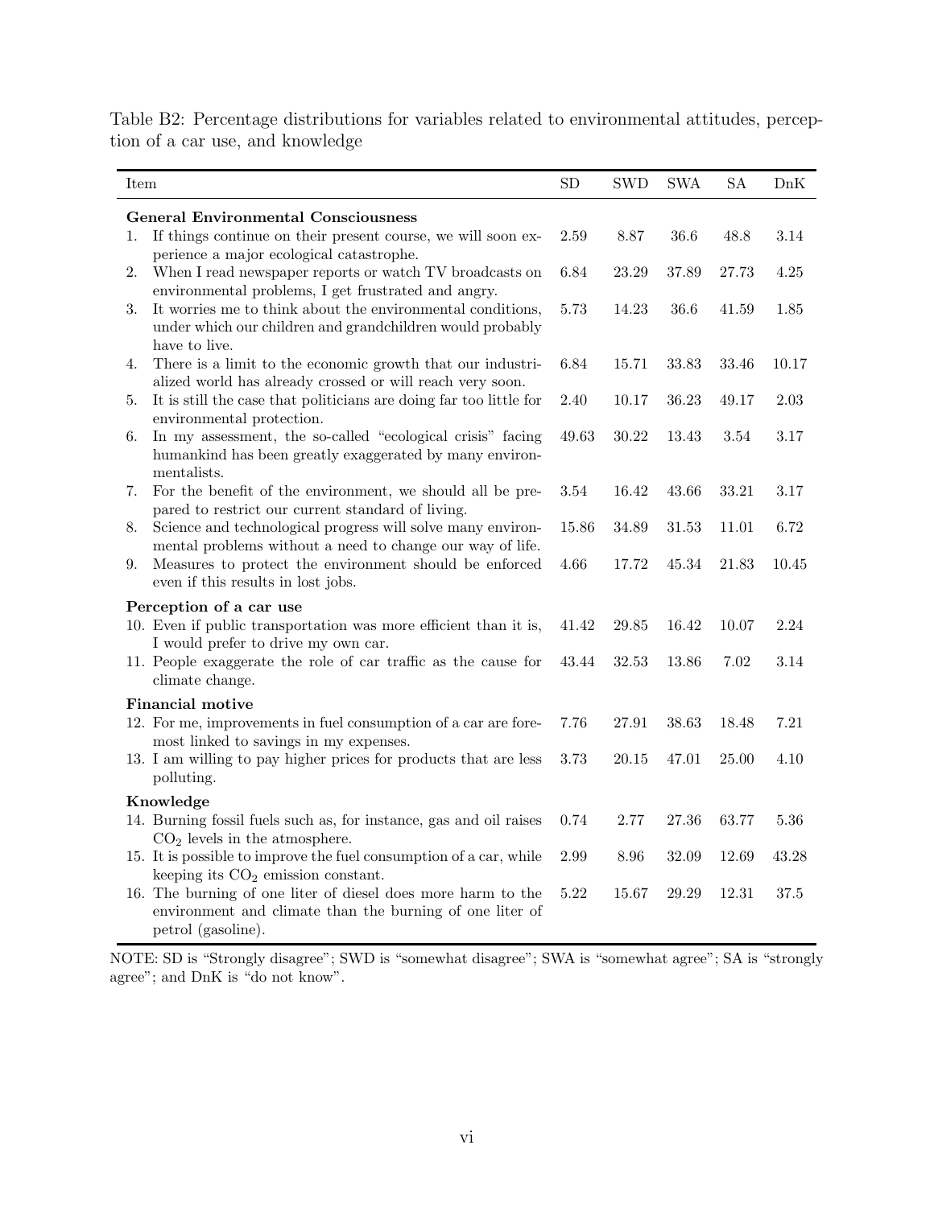Table B2: Percentage distributions for variables related to environmental attitudes, perception of a car use, and knowledge

| Item | SD | SWD | SWA | SA | DnK |
|---|---|---|---|---|---|
| **General Environmental Consciousness** | | | | | |
| 1. If things continue on their present course, we will soon experience a major ecological catastrophe. | 2.59 | 8.87 | 36.6 | 48.8 | 3.14 |
| 2. When I read newspaper reports or watch TV broadcasts on environmental problems, I get frustrated and angry. | 6.84 | 23.29 | 37.89 | 27.73 | 4.25 |
| 3. It worries me to think about the environmental conditions, under which our children and grandchildren would probably have to live. | 5.73 | 14.23 | 36.6 | 41.59 | 1.85 |
| 4. There is a limit to the economic growth that our industrialized world has already crossed or will reach very soon. | 6.84 | 15.71 | 33.83 | 33.46 | 10.17 |
| 5. It is still the case that politicians are doing far too little for environmental protection. | 2.40 | 10.17 | 36.23 | 49.17 | 2.03 |
| 6. In my assessment, the so-called "ecological crisis" facing humankind has been greatly exaggerated by many environmentalists. | 49.63 | 30.22 | 13.43 | 3.54 | 3.17 |
| 7. For the benefit of the environment, we should all be prepared to restrict our current standard of living. | 3.54 | 16.42 | 43.66 | 33.21 | 3.17 |
| 8. Science and technological progress will solve many environmental problems without a need to change our way of life. | 15.86 | 34.89 | 31.53 | 11.01 | 6.72 |
| 9. Measures to protect the environment should be enforced even if this results in lost jobs. | 4.66 | 17.72 | 45.34 | 21.83 | 10.45 |
| **Perception of a car use** | | | | | |
| 10. Even if public transportation was more efficient than it is, I would prefer to drive my own car. | 41.42 | 29.85 | 16.42 | 10.07 | 2.24 |
| 11. People exaggerate the role of car traffic as the cause for climate change. | 43.44 | 32.53 | 13.86 | 7.02 | 3.14 |
| **Financial motive** | | | | | |
| 12. For me, improvements in fuel consumption of a car are foremost linked to savings in my expenses. | 7.76 | 27.91 | 38.63 | 18.48 | 7.21 |
| 13. I am willing to pay higher prices for products that are less polluting. | 3.73 | 20.15 | 47.01 | 25.00 | 4.10 |
| **Knowledge** | | | | | |
| 14. Burning fossil fuels such as, for instance, gas and oil raises $CO_2$ levels in the atmosphere. | 0.74 | 2.77 | 27.36 | 63.77 | 5.36 |
| 15. It is possible to improve the fuel consumption of a car, while keeping its $CO_2$ emission constant. | 2.99 | 8.96 | 32.09 | 12.69 | 43.28 |
| 16. The burning of one liter of diesel does more harm to the environment and climate than the burning of one liter of petrol (gasoline). | 5.22 | 15.67 | 29.29 | 12.31 | 37.5 |

NOTE: SD is "Strongly disagree"; SWD is "somewhat disagree"; SWA is "somewhat agree"; SA is "strongly agree"; and DnK is "do not know".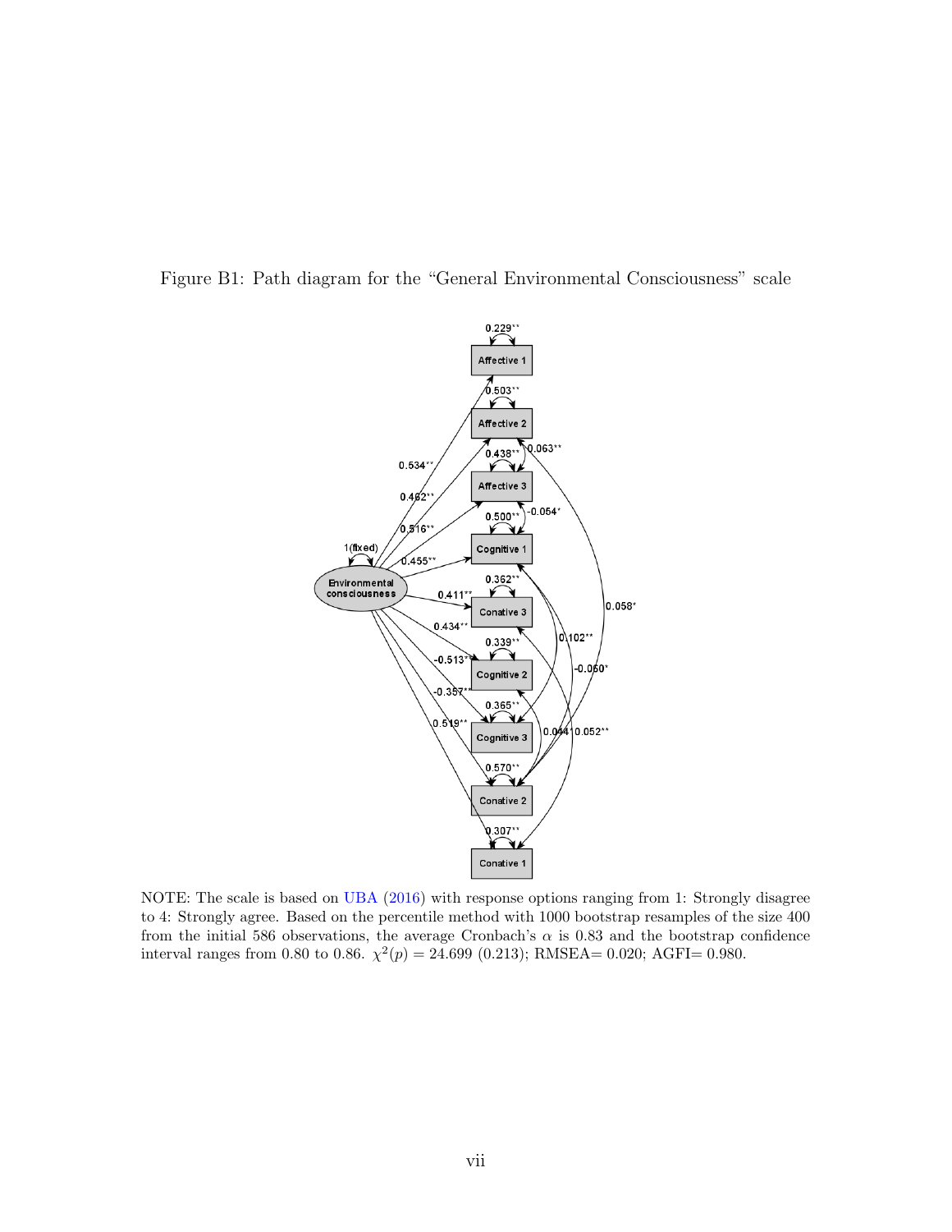Figure B1: Path diagram for the "General Environmental Consciousness" scale

NOTE: The scale is based on UBA (2016) with response options ranging from 1: Strongly disagree to 4: Strongly agree. Based on the percentile method with 1000 bootstrap resamples of the size 400 from the initial 586 observations, the average Cronbach's $\alpha$ is 0.83 and the bootstrap confidence interval ranges from 0.80 to 0.86. $\chi^2(p) = 24.699$ (0.213); RMSEA= 0.020; AGFI= 0.980.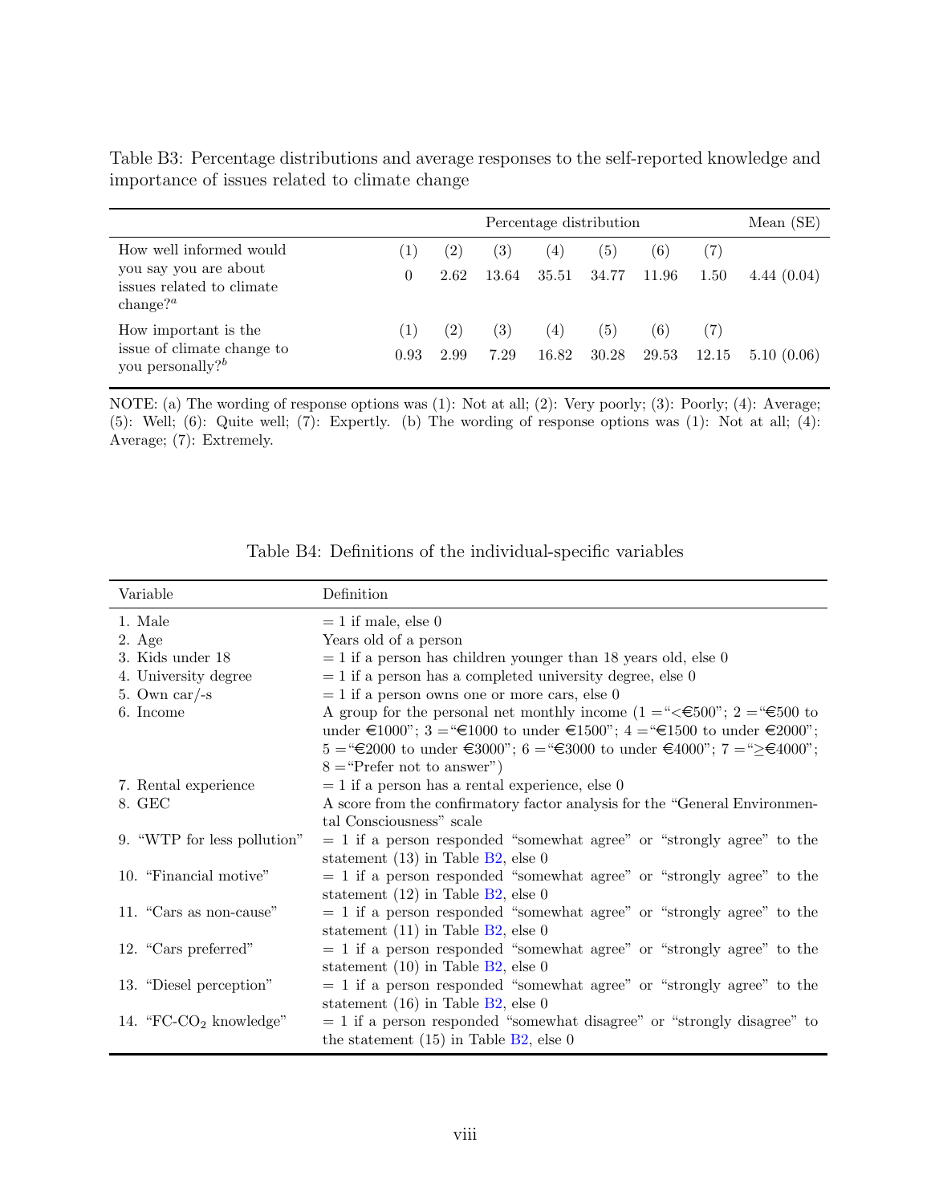Table B3: Percentage distributions and average responses to the self-reported knowledge and importance of issues related to climate change

| | Percentage distribution | | | | | | | Mean (SE) |
|---|---|---|---|---|---|---|---|---|
| How well informed would you say you are about issues related to climate change?[a] | (1) | (2) | (3) | (4) | (5) | (6) | (7) | |
| | 0 | 2.62 | 13.64 | 35.51 | 34.77 | 11.96 | 1.50 | 4.44 (0.04) |
| How important is the issue of climate change to you personally?[b] | (1) | (2) | (3) | (4) | (5) | (6) | (7) | |
| | 0.93 | 2.99 | 7.29 | 16.82 | 30.28 | 29.53 | 12.15 | 5.10 (0.06) |

NOTE: (a) The wording of response options was (1): Not at all; (2): Very poorly; (3): Poorly; (4): Average; (5): Well; (6): Quite well; (7): Expertly. (b) The wording of response options was (1): Not at all; (4): Average; (7): Extremely.

Table B4: Definitions of the individual-specific variables

| Variable | Definition |
|---|---|
| 1. Male | = 1 if male, else 0 |
| 2. Age | Years old of a person |
| 3. Kids under 18 | = 1 if a person has children younger than 18 years old, else 0 |
| 4. University degree | = 1 if a person has a completed university degree, else 0 |
| 5. Own car/-s | = 1 if a person owns one or more cars, else 0 |
| 6. Income | A group for the personal net monthly income (1 = "<€500"; 2 = "€500 to under €1000"; 3 = "€1000 to under €1500"; 4 = "€1500 to under €2000"; 5 = "€2000 to under €3000"; 6 = "€3000 to under €4000"; 7 = "≥€4000"; 8 = "Prefer not to answer") |
| 7. Rental experience | = 1 if a person has a rental experience, else 0 |
| 8. GEC | A score from the confirmatory factor analysis for the "General Environmental Consciousness" scale |
| 9. "WTP for less pollution" | = 1 if a person responded "somewhat agree" or "strongly agree" to the statement (13) in Table B2, else 0 |
| 10. "Financial motive" | = 1 if a person responded "somewhat agree" or "strongly agree" to the statement (12) in Table B2, else 0 |
| 11. "Cars as non-cause" | = 1 if a person responded "somewhat agree" or "strongly agree" to the statement (11) in Table B2, else 0 |
| 12. "Cars preferred" | = 1 if a person responded "somewhat agree" or "strongly agree" to the statement (10) in Table B2, else 0 |
| 13. "Diesel perception" | = 1 if a person responded "somewhat agree" or "strongly agree" to the statement (16) in Table B2, else 0 |
| 14. "FC-$CO_2$ knowledge" | = 1 if a person responded "somewhat disagree" or "strongly disagree" to the statement (15) in Table B2, else 0 |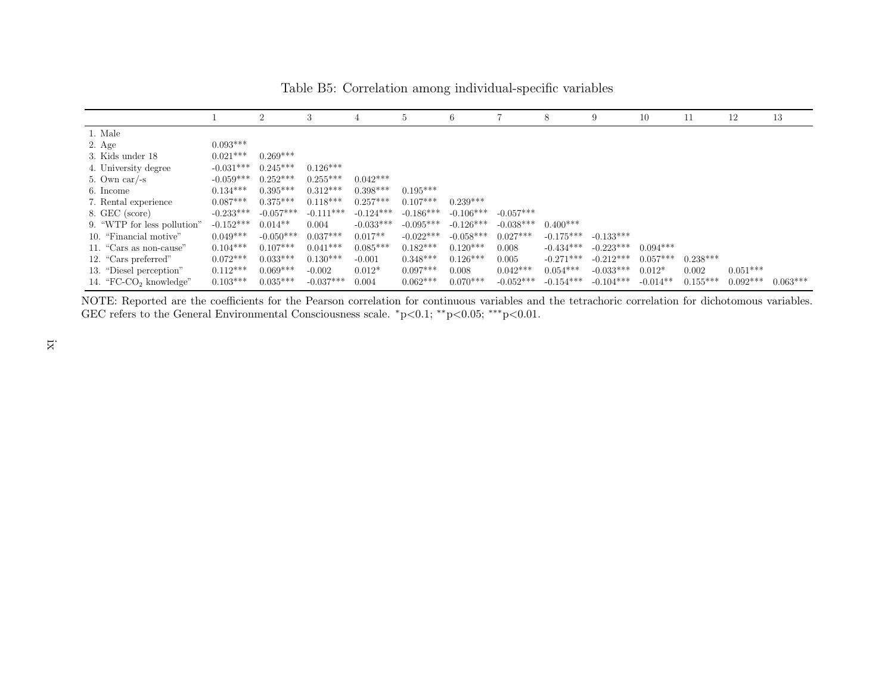Table B5: Correlation among individual-specific variables

| | 1 | 2 | 3 | 4 | 5 | 6 | 7 | 8 | 9 | 10 | 11 | 12 | 13 |
|---|---|---|---|---|---|---|---|---|---|---|---|---|---|
| 1. Male | | | | | | | | | | | | | |
| 2. Age | 0.093*** | | | | | | | | | | | | |
| 3. Kids under 18 | 0.021*** | 0.269*** | | | | | | | | | | | |
| 4. University degree | -0.031*** | 0.245*** | 0.126*** | | | | | | | | | | |
| 5. Own car/-s | -0.059*** | 0.252*** | 0.255*** | 0.042*** | | | | | | | | | |
| 6. Income | 0.134*** | 0.395*** | 0.312*** | 0.398*** | 0.195*** | | | | | | | | |
| 7. Rental experience | 0.087*** | 0.375*** | 0.118*** | 0.257*** | 0.107*** | 0.239*** | | | | | | | |
| 8. GEC (score) | -0.233*** | -0.057*** | -0.111*** | -0.124*** | -0.186*** | -0.106*** | -0.057*** | | | | | | |
| 9. “WTP for less pollution” | -0.152*** | 0.014** | 0.004 | -0.033*** | -0.095*** | -0.126*** | -0.038*** | 0.400*** | | | | | |
| 10. “Financial motive” | 0.049*** | -0.050*** | 0.037*** | 0.017** | -0.022*** | -0.058*** | 0.027*** | -0.175*** | -0.133*** | | | | |
| 11. “Cars as non-cause” | 0.104*** | 0.107*** | 0.041*** | 0.085*** | 0.182*** | 0.120*** | 0.008 | -0.434*** | -0.223*** | 0.094*** | | | |
| 12. “Cars preferred” | 0.072*** | 0.033*** | 0.130*** | -0.001 | 0.348*** | 0.126*** | 0.005 | -0.271*** | -0.212*** | 0.057*** | 0.238*** | | |
| 13. “Diesel perception” | 0.112*** | 0.069*** | -0.002 | 0.012* | 0.097*** | 0.008 | 0.042*** | 0.054*** | -0.033*** | 0.012* | 0.002 | 0.051*** | |
| 14. “FC-$CO_2$ knowledge” | 0.103*** | 0.035*** | -0.037*** | 0.004 | 0.062*** | 0.070*** | -0.052*** | -0.154*** | -0.104*** | -0.014** | 0.155*** | 0.092*** | 0.063*** |

NOTE: Reported are the coefficients for the Pearson correlation for continuous variables and the tetrachoric correlation for dichotomous variables. GEC refers to the General Environmental Consciousness scale. *p<0.1; **p<0.05; ***p<0.01.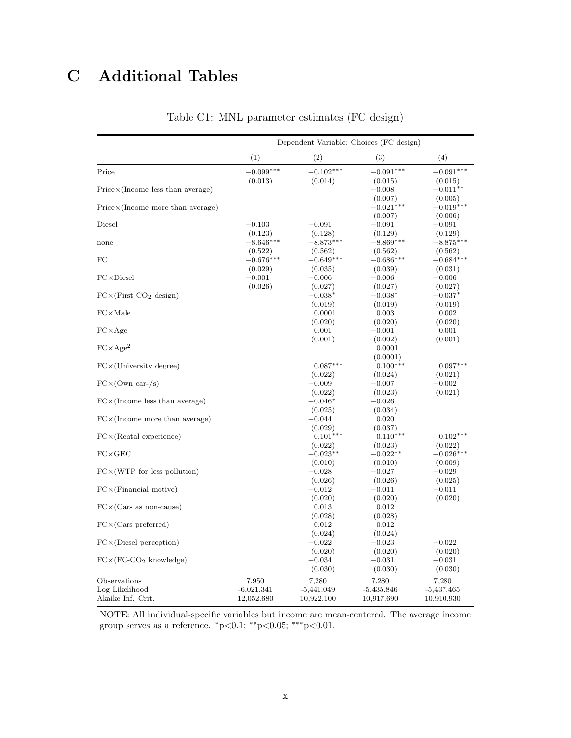# C Additional Tables

Table C1: MNL parameter estimates (FC design)

| | Dependent Variable: Choices (FC design) | | | |
|---|---|---|---|---|
| | (1) | (2) | (3) | (4) |
| Price | $-0.099^{***}$ | $-0.102^{***}$ | $-0.091^{***}$ | $-0.091^{***}$ |
| | (0.013) | (0.014) | (0.015) | (0.015) |
| Price×(Income less than average) | | | $-0.008$ | $-0.011^{**}$ |
| | | | (0.007) | (0.005) |
| Price×(Income more than average) | | | $-0.021^{***}$ | $-0.019^{***}$ |
| | | | (0.007) | (0.006) |
| Diesel | $-0.103$ | $-0.091$ | $-0.091$ | $-0.091$ |
| | (0.123) | (0.128) | (0.129) | (0.129) |
| none | $-8.646^{***}$ | $-8.873^{***}$ | $-8.869^{***}$ | $-8.875^{***}$ |
| | (0.522) | (0.562) | (0.562) | (0.562) |
| FC | $-0.676^{***}$ | $-0.649^{***}$ | $-0.686^{***}$ | $-0.684^{***}$ |
| | (0.029) | (0.035) | (0.039) | (0.031) |
| FC×Diesel | $-0.001$ | $-0.006$ | $-0.006$ | $-0.006$ |
| | (0.026) | (0.027) | (0.027) | (0.027) |
| FC×(First $CO_2$ design) | | $-0.038^{*}$ | $-0.038^{*}$ | $-0.037^{*}$ |
| | | (0.019) | (0.019) | (0.019) |
| FC×Male | | 0.0001 | 0.003 | 0.002 |
| | | (0.020) | (0.020) | (0.020) |
| FC×Age | | 0.001 | $-0.001$ | 0.001 |
| | | (0.001) | (0.002) | (0.001) |
| FC×$Age^2$ | | | 0.0001 | |
| | | | (0.0001) | |
| FC×(University degree) | | $0.087^{***}$ | $0.100^{***}$ | $0.097^{***}$ |
| | | (0.022) | (0.024) | (0.021) |
| FC×(Own car-/s) | | $-0.009$ | $-0.007$ | $-0.002$ |
| | | (0.022) | (0.023) | (0.021) |
| FC×(Income less than average) | | $-0.046^{*}$ | $-0.026$ | |
| | | (0.025) | (0.034) | |
| FC×(Income more than average) | | $-0.044$ | 0.020 | |
| | | (0.029) | (0.037) | |
| FC×(Rental experience) | | $0.101^{***}$ | $0.110^{***}$ | $0.102^{***}$ |
| | | (0.022) | (0.023) | (0.022) |
| FC×GEC | | $-0.023^{**}$ | $-0.022^{**}$ | $-0.026^{***}$ |
| | | (0.010) | (0.010) | (0.009) |
| FC×(WTP for less pollution) | | $-0.028$ | $-0.027$ | $-0.029$ |
| | | (0.026) | (0.026) | (0.025) |
| FC×(Financial motive) | | $-0.012$ | $-0.011$ | $-0.011$ |
| | | (0.020) | (0.020) | (0.020) |
| FC×(Cars as non-cause) | | 0.013 | 0.012 | |
| | | (0.028) | (0.028) | |
| FC×(Cars preferred) | | 0.012 | 0.012 | |
| | | (0.024) | (0.024) | |
| FC×(Diesel perception) | | $-0.022$ | $-0.023$ | $-0.022$ |
| | | (0.020) | (0.020) | (0.020) |
| FC×(FC-$CO_2$ knowledge) | | $-0.034$ | $-0.031$ | $-0.031$ |
| | | (0.030) | (0.030) | (0.030) |
| Observations | 7,950 | 7,280 | 7,280 | 7,280 |
| Log Likelihood | -6,021.341 | -5,441.049 | -5,435.846 | -5,437.465 |
| Akaike Inf. Crit. | 12,052.680 | 10,922.100 | 10,917.690 | 10,910.930 |

NOTE: All individual-specific variables but income are mean-centered. The average income group serves as a reference. $^{*}$p<0.1; $^{**}$p<0.05; $^{***}$p<0.01.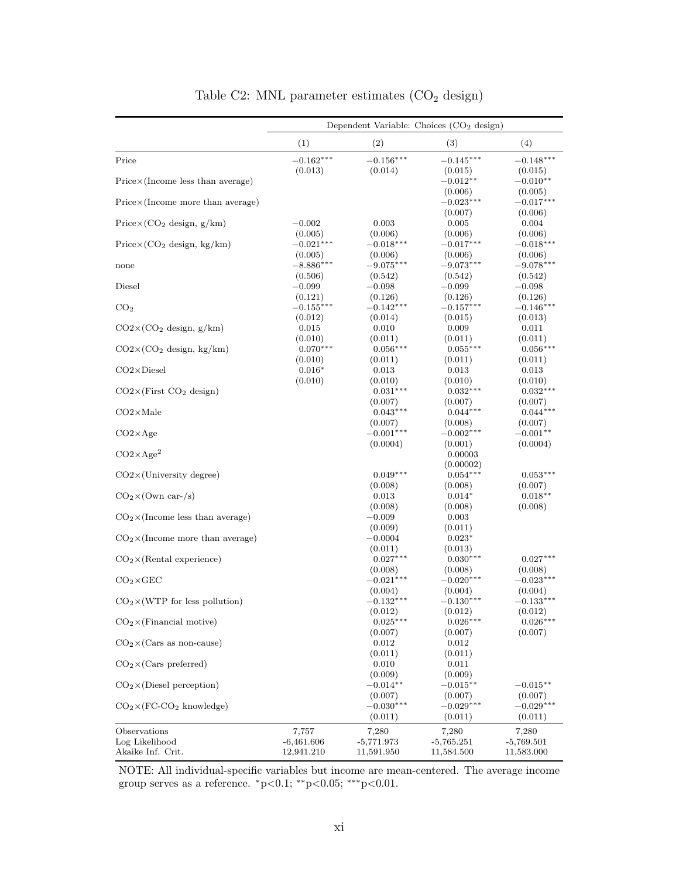Table C2: MNL parameter estimates ($CO_2$ design)

| | Dependent Variable: Choices ($CO_2$ design) | | | |
|---|---|---|---|---|
| | (1) | (2) | (3) | (4) |
| Price | $-0.162^{***}$ | $-0.156^{***}$ | $-0.145^{***}$ | $-0.148^{***}$ |
| | (0.013) | (0.014) | (0.015) | (0.015) |
| Price×(Income less than average) | | | $-0.012^{**}$ | $-0.010^{**}$ |
| | | | (0.006) | (0.005) |
| Price×(Income more than average) | | | $-0.023^{***}$ | $-0.017^{***}$ |
| | | | (0.007) | (0.006) |
| Price×($CO_2$ design, g/km) | $-0.002$ | 0.003 | 0.005 | 0.004 |
| | (0.005) | (0.006) | (0.006) | (0.006) |
| Price×($CO_2$ design, kg/km) | $-0.021^{***}$ | $-0.018^{***}$ | $-0.017^{***}$ | $-0.018^{***}$ |
| | (0.005) | (0.006) | (0.006) | (0.006) |
| none | $-8.886^{***}$ | $-9.075^{***}$ | $-9.073^{***}$ | $-9.078^{***}$ |
| | (0.506) | (0.542) | (0.542) | (0.542) |
| Diesel | $-0.099$ | $-0.098$ | $-0.099$ | $-0.098$ |
| | (0.121) | (0.126) | (0.126) | (0.126) |
| $CO_2$ | $-0.155^{***}$ | $-0.142^{***}$ | $-0.157^{***}$ | $-0.146^{***}$ |
| | (0.012) | (0.014) | (0.015) | (0.013) |
| CO2×($CO_2$ design, g/km) | 0.015 | 0.010 | 0.009 | 0.011 |
| | (0.010) | (0.011) | (0.011) | (0.011) |
| CO2×($CO_2$ design, kg/km) | $0.070^{***}$ | $0.056^{***}$ | $0.055^{***}$ | $0.056^{***}$ |
| | (0.010) | (0.011) | (0.011) | (0.011) |
| CO2×Diesel | $0.016^{*}$ | 0.013 | 0.013 | 0.013 |
| | (0.010) | (0.010) | (0.010) | (0.010) |
| CO2×(First $CO_2$ design) | | $0.031^{***}$ | $0.032^{***}$ | $0.032^{***}$ |
| | | (0.007) | (0.007) | (0.007) |
| CO2×Male | | $0.043^{***}$ | $0.044^{***}$ | $0.044^{***}$ |
| | | (0.007) | (0.008) | (0.007) |
| CO2×Age | | $-0.001^{***}$ | $-0.002^{***}$ | $-0.001^{**}$ |
| | | (0.0004) | (0.001) | (0.0004) |
| CO2×$Age^2$ | | | 0.00003 | |
| | | | (0.00002) | |
| CO2×(University degree) | | $0.049^{***}$ | $0.054^{***}$ | $0.053^{***}$ |
| | | (0.008) | (0.008) | (0.007) |
| $CO_2$×(Own car-/s) | | 0.013 | $0.014^{*}$ | $0.018^{**}$ |
| | | (0.008) | (0.008) | (0.008) |
| $CO_2$×(Income less than average) | | $-0.009$ | 0.003 | |
| | | (0.009) | (0.011) | |
| $CO_2$×(Income more than average) | | $-0.0004$ | $0.023^{*}$ | |
| | | (0.011) | (0.013) | |
| $CO_2$×(Rental experience) | | $0.027^{***}$ | $0.030^{***}$ | $0.027^{***}$ |
| | | (0.008) | (0.008) | (0.008) |
| $CO_2$×GEC | | $-0.021^{***}$ | $-0.020^{***}$ | $-0.023^{***}$ |
| | | (0.004) | (0.004) | (0.004) |
| $CO_2$×(WTP for less pollution) | | $-0.132^{***}$ | $-0.130^{***}$ | $-0.133^{***}$ |
| | | (0.012) | (0.012) | (0.012) |
| $CO_2$×(Financial motive) | | $0.025^{***}$ | $0.026^{***}$ | $0.026^{***}$ |
| | | (0.007) | (0.007) | (0.007) |
| $CO_2$×(Cars as non-cause) | | 0.012 | 0.012 | |
| | | (0.011) | (0.011) | |
| $CO_2$×(Cars preferred) | | 0.010 | 0.011 | |
| | | (0.009) | (0.009) | |
| $CO_2$×(Diesel perception) | | $-0.014^{**}$ | $-0.015^{**}$ | $-0.015^{**}$ |
| | | (0.007) | (0.007) | (0.007) |
| $CO_2$×(FC-$CO_2$ knowledge) | | $-0.030^{***}$ | $-0.029^{***}$ | $-0.029^{***}$ |
| | | (0.011) | (0.011) | (0.011) |
| Observations | 7,757 | 7,280 | 7,280 | 7,280 |
| Log Likelihood | -6,461.606 | -5,771.973 | -5,765.251 | -5,769.501 |
| Akaike Inf. Crit. | 12,941.210 | 11,591.950 | 11,584.500 | 11,583.000 |

NOTE: All individual-specific variables but income are mean-centered. The average income group serves as a reference. $^{*}p<0.1$; $^{**}p<0.05$; $^{***}p<0.01$.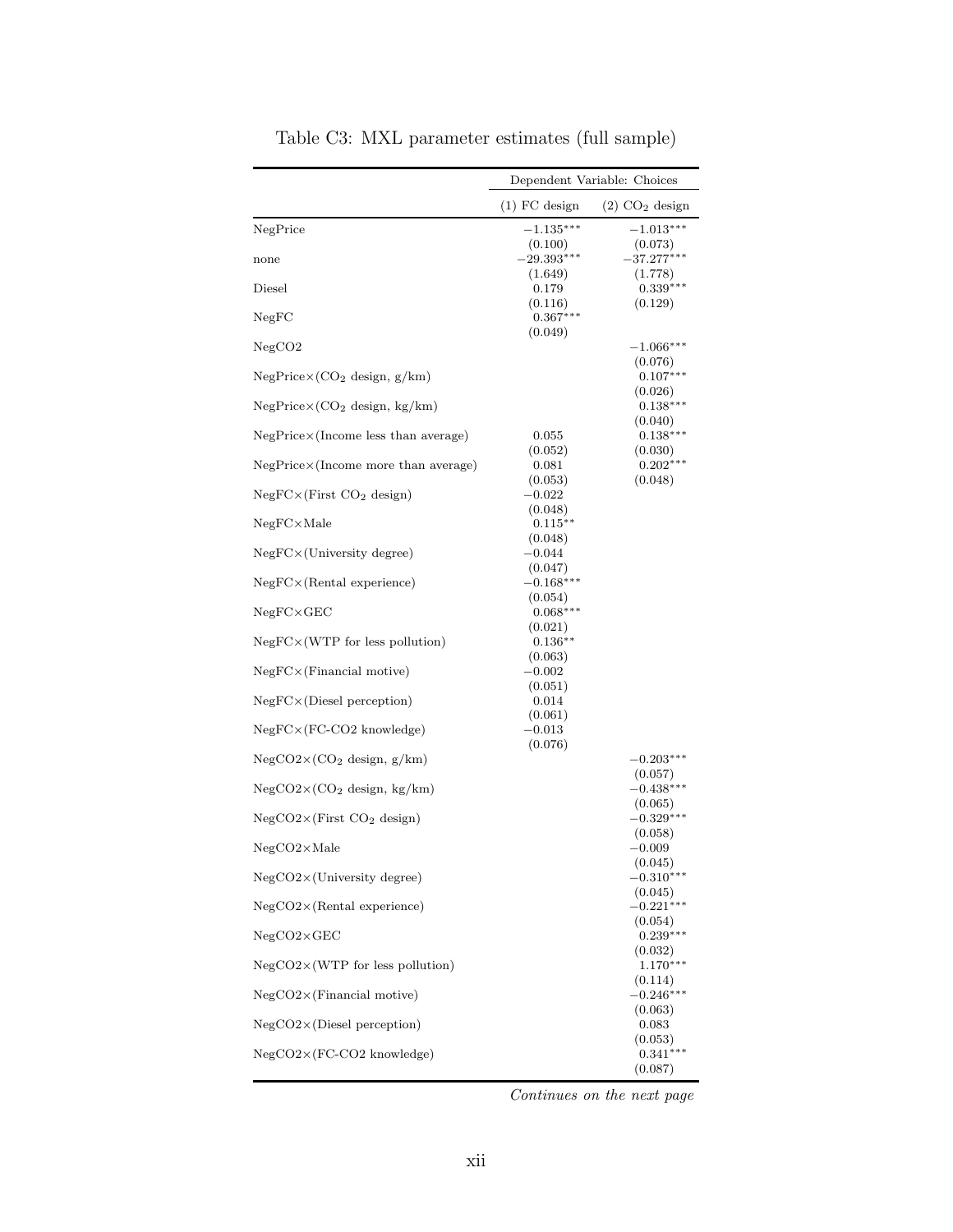Table C3: MXL parameter estimates (full sample)

| | Dependent Variable: Choices | |
|---|---|---|
| | (1) FC design | (2) $CO_2$ design |
| NegPrice | $-1.135^{***}$ | $-1.013^{***}$ |
| | (0.100) | (0.073) |
| none | $-29.393^{***}$ | $-37.277^{***}$ |
| | (1.649) | (1.778) |
| Diesel | 0.179 | $0.339^{***}$ |
| | (0.116) | (0.129) |
| NegFC | $0.367^{***}$ | |
| | (0.049) | |
| NegCO2 | | $-1.066^{***}$ |
| | | (0.076) |
| NegPrice×($CO_2$ design, g/km) | | $0.107^{***}$ |
| | | (0.026) |
| NegPrice×($CO_2$ design, kg/km) | | $0.138^{***}$ |
| | | (0.040) |
| NegPrice×(Income less than average) | 0.055 | $0.138^{***}$ |
| | (0.052) | (0.030) |
| NegPrice×(Income more than average) | 0.081 | $0.202^{***}$ |
| | (0.053) | (0.048) |
| NegFC×(First $CO_2$ design) | $-0.022$ | |
| | (0.048) | |
| NegFC×Male | $0.115^{**}$ | |
| | (0.048) | |
| NegFC×(University degree) | $-0.044$ | |
| | (0.047) | |
| NegFC×(Rental experience) | $-0.168^{***}$ | |
| | (0.054) | |
| NegFC×GEC | $0.068^{***}$ | |
| | (0.021) | |
| NegFC×(WTP for less pollution) | $0.136^{**}$ | |
| | (0.063) | |
| NegFC×(Financial motive) | $-0.002$ | |
| | (0.051) | |
| NegFC×(Diesel perception) | 0.014 | |
| | (0.061) | |
| NegFC×(FC-CO2 knowledge) | $-0.013$ | |
| | (0.076) | |
| NegCO2×($CO_2$ design, g/km) | | $-0.203^{***}$ |
| | | (0.057) |
| NegCO2×($CO_2$ design, kg/km) | | $-0.438^{***}$ |
| | | (0.065) |
| NegCO2×(First $CO_2$ design) | | $-0.329^{***}$ |
| | | (0.058) |
| NegCO2×Male | | $-0.009$ |
| | | (0.045) |
| NegCO2×(University degree) | | $-0.310^{***}$ |
| | | (0.045) |
| NegCO2×(Rental experience) | | $-0.221^{***}$ |
| | | (0.054) |
| NegCO2×GEC | | $0.239^{***}$ |
| | | (0.032) |
| NegCO2×(WTP for less pollution) | | $1.170^{***}$ |
| | | (0.114) |
| NegCO2×(Financial motive) | | $-0.246^{***}$ |
| | | (0.063) |
| NegCO2×(Diesel perception) | | 0.083 |
| | | (0.053) |
| NegCO2×(FC-CO2 knowledge) | | $0.341^{***}$ |
| | | (0.087) |

*Continues on the next page*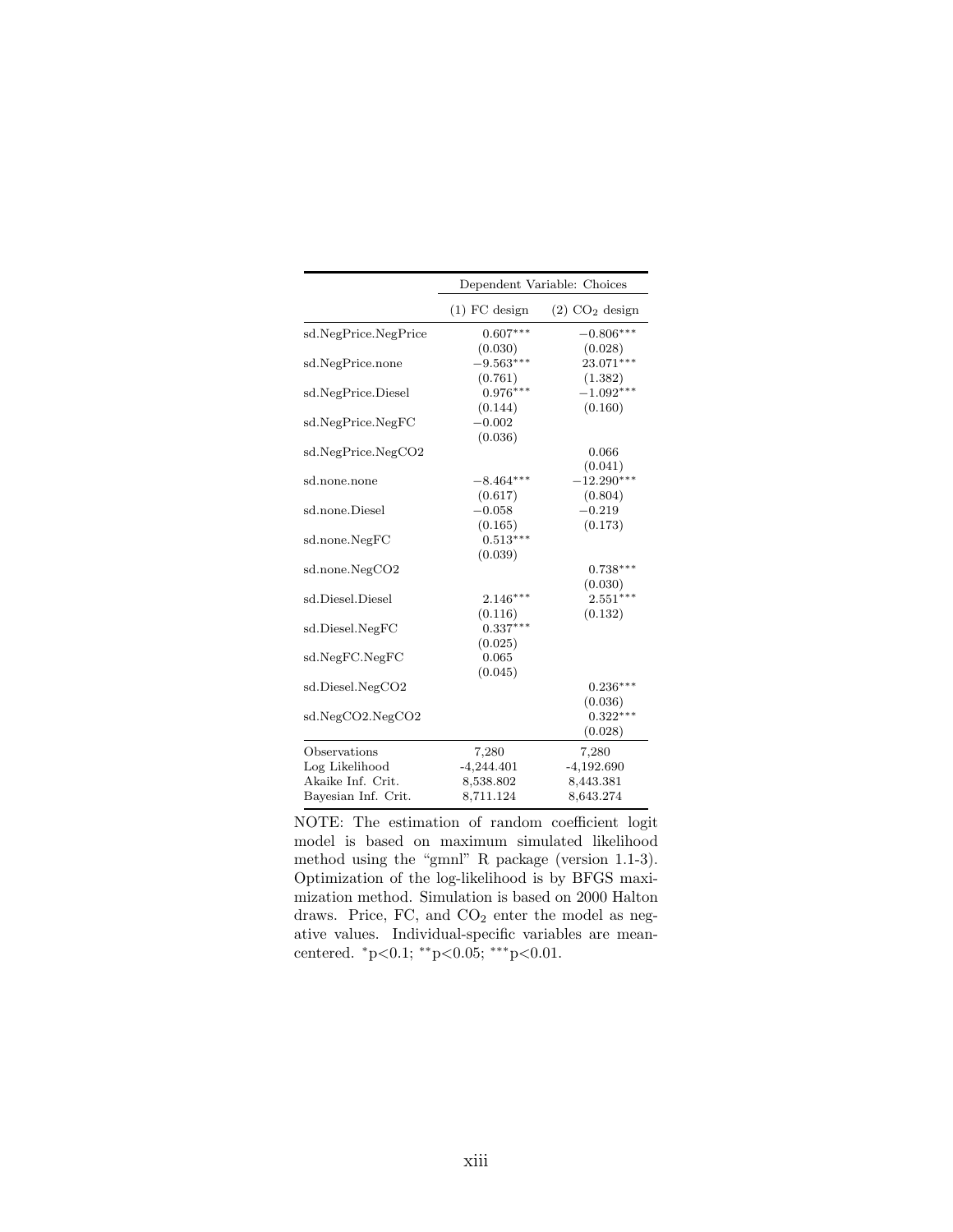| | Dependent Variable: Choices | |
|---|---|---|
| | (1) FC design | (2) $CO_2$ design |
| sd.NegPrice.NegPrice | 0.607*** | −0.806*** |
| | (0.030) | (0.028) |
| sd.NegPrice.none | −9.563*** | 23.071*** |
| | (0.761) | (1.382) |
| sd.NegPrice.Diesel | 0.976*** | −1.092*** |
| | (0.144) | (0.160) |
| sd.NegPrice.NegFC | −0.002 | |
| | (0.036) | |
| sd.NegPrice.NegCO2 | | 0.066 |
| | | (0.041) |
| sd.none.none | −8.464*** | −12.290*** |
| | (0.617) | (0.804) |
| sd.none.Diesel | −0.058 | −0.219 |
| | (0.165) | (0.173) |
| sd.none.NegFC | 0.513*** | |
| | (0.039) | |
| sd.none.NegCO2 | | 0.738*** |
| | | (0.030) |
| sd.Diesel.Diesel | 2.146*** | 2.551*** |
| | (0.116) | (0.132) |
| sd.Diesel.NegFC | 0.337*** | |
| | (0.025) | |
| sd.NegFC.NegFC | 0.065 | |
| | (0.045) | |
| sd.Diesel.NegCO2 | | 0.236*** |
| | | (0.036) |
| sd.NegCO2.NegCO2 | | 0.322*** |
| | | (0.028) |
| Observations | 7,280 | 7,280 |
| Log Likelihood | -4,244.401 | -4,192.690 |
| Akaike Inf. Crit. | 8,538.802 | 8,443.381 |
| Bayesian Inf. Crit. | 8,711.124 | 8,643.274 |

NOTE: The estimation of random coefficient logit model is based on maximum simulated likelihood method using the "gmnl" R package (version 1.1-3). Optimization of the log-likelihood is by BFGS maximization method. Simulation is based on 2000 Halton draws. Price, FC, and $CO_2$ enter the model as negative values. Individual-specific variables are mean-centered. *p<0.1; **p<0.05; ***p<0.01.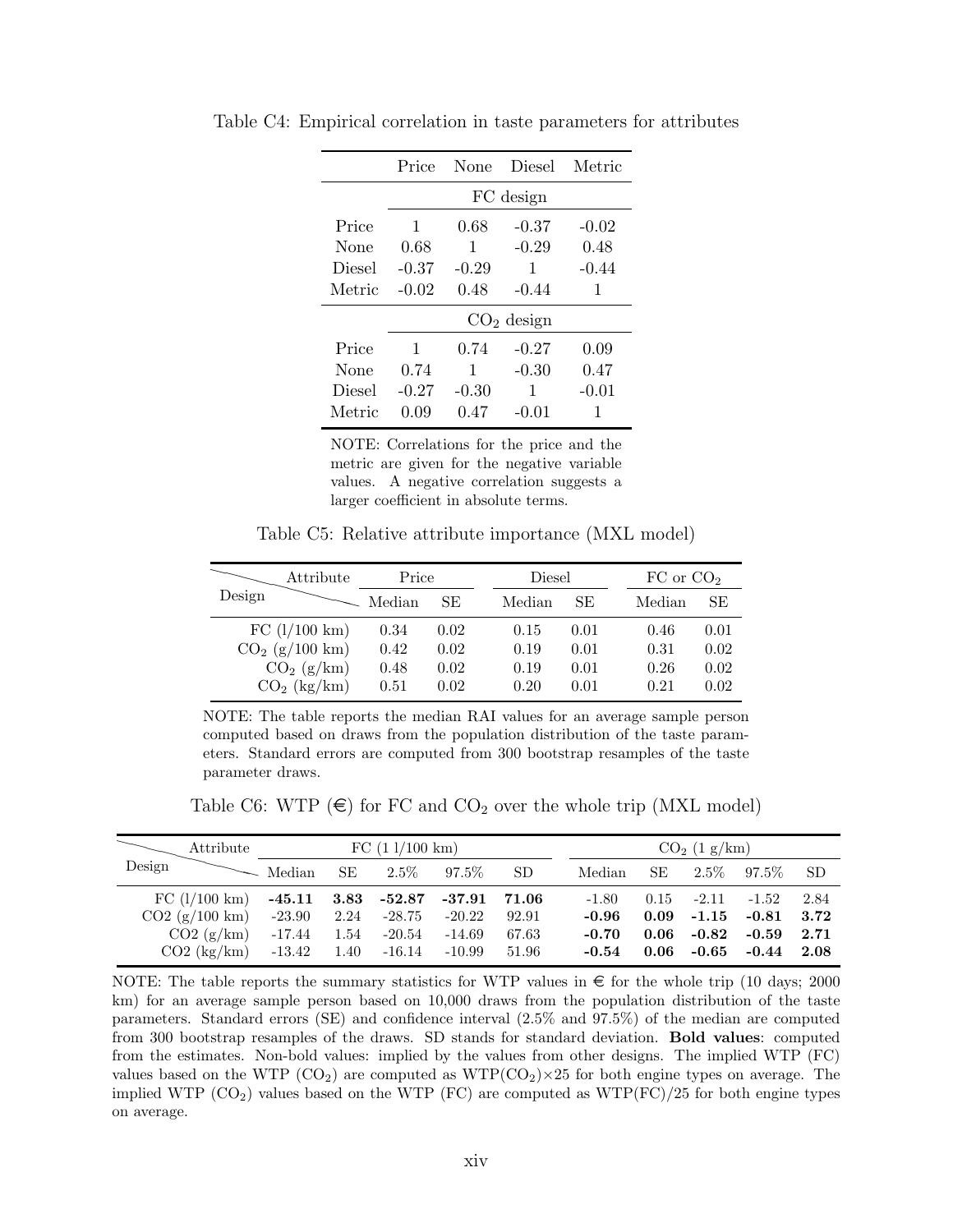Table C4: Empirical correlation in taste parameters for attributes

| | Price | None | Diesel | Metric |
|---|---|---|---|---|
| | FC design | | | |
| Price | 1 | 0.68 | -0.37 | -0.02 |
| None | 0.68 | 1 | -0.29 | 0.48 |
| Diesel | -0.37 | -0.29 | 1 | -0.44 |
| Metric | -0.02 | 0.48 | -0.44 | 1 |
| | $CO_2$ design | | | |
| Price | 1 | 0.74 | -0.27 | 0.09 |
| None | 0.74 | 1 | -0.30 | 0.47 |
| Diesel | -0.27 | -0.30 | 1 | -0.01 |
| Metric | 0.09 | 0.47 | -0.01 | 1 |

NOTE: Correlations for the price and the metric are given for the negative variable values. A negative correlation suggests a larger coefficient in absolute terms.

Table C5: Relative attribute importance (MXL model)

| Design \ Attribute | Price | | Diesel | | FC or $CO_2$ | |
|---|---|---|---|---|---|---|
| | Median | SE | Median | SE | Median | SE |
| FC (l/100 km) | 0.34 | 0.02 | 0.15 | 0.01 | 0.46 | 0.01 |
| $CO_2$ (g/100 km) | 0.42 | 0.02 | 0.19 | 0.01 | 0.31 | 0.02 |
| $CO_2$ (g/km) | 0.48 | 0.02 | 0.19 | 0.01 | 0.26 | 0.02 |
| $CO_2$ (kg/km) | 0.51 | 0.02 | 0.20 | 0.01 | 0.21 | 0.02 |

NOTE: The table reports the median RAI values for an average sample person computed based on draws from the population distribution of the taste parameters. Standard errors are computed from 300 bootstrap resamples of the taste parameter draws.

Table C6: WTP (€) for FC and $CO_2$ over the whole trip (MXL model)

| Design \ Attribute | FC (1 l/100 km) | | | | | $CO_2$ (1 g/km) | | | | |
|---|---|---|---|---|---|---|---|---|---|---|
| | Median | SE | 2.5% | 97.5% | SD | Median | SE | 2.5% | 97.5% | SD |
| FC (l/100 km) | **-45.11** | **3.83** | **-52.87** | **-37.91** | **71.06** | -1.80 | 0.15 | -2.11 | -1.52 | 2.84 |
| CO2 (g/100 km) | -23.90 | 2.24 | -28.75 | -20.22 | 92.91 | **-0.96** | **0.09** | **-1.15** | **-0.81** | **3.72** |
| CO2 (g/km) | -17.44 | 1.54 | -20.54 | -14.69 | 67.63 | **-0.70** | **0.06** | **-0.82** | **-0.59** | **2.71** |
| CO2 (kg/km) | -13.42 | 1.40 | -16.14 | -10.99 | 51.96 | **-0.54** | **0.06** | **-0.65** | **-0.44** | **2.08** |

NOTE: The table reports the summary statistics for WTP values in € for the whole trip (10 days; 2000 km) for an average sample person based on 10,000 draws from the population distribution of the taste parameters. Standard errors (SE) and confidence interval (2.5% and 97.5%) of the median are computed from 300 bootstrap resamples of the draws. SD stands for standard deviation. **Bold values**: computed from the estimates. Non-bold values: implied by the values from other designs. The implied WTP (FC) values based on the WTP ($CO_2$) are computed as WTP($CO_2$)×25 for both engine types on average. The implied WTP ($CO_2$) values based on the WTP (FC) are computed as WTP(FC)/25 for both engine types on average.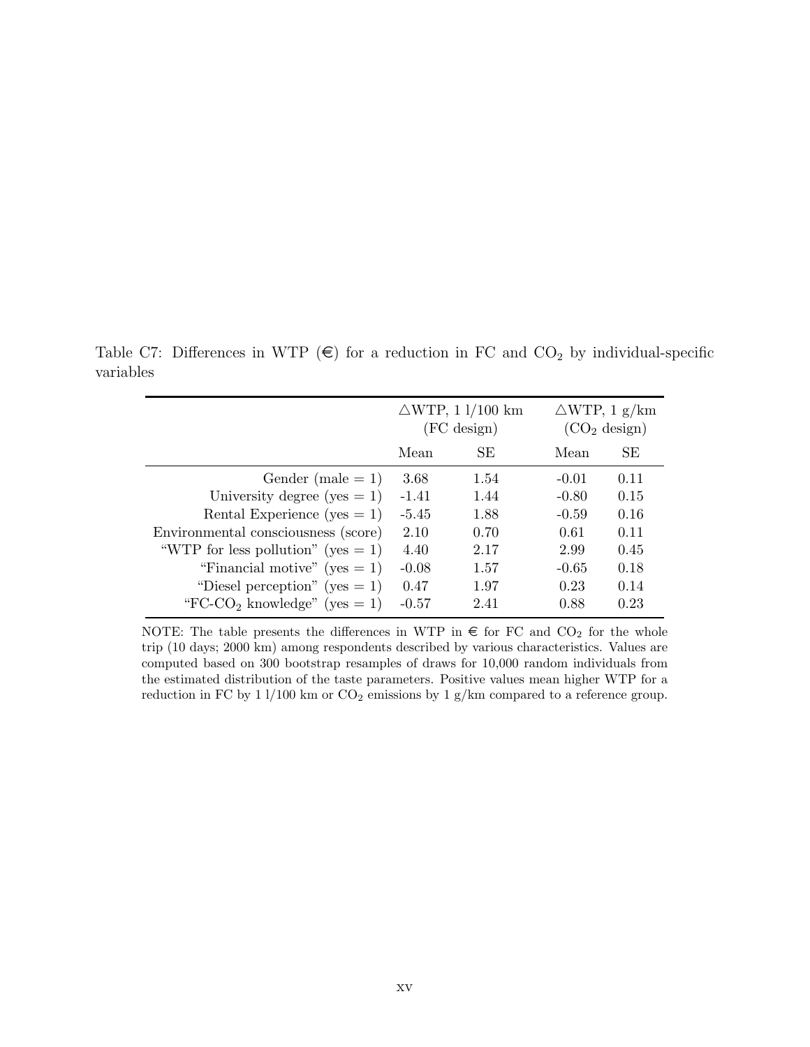Table C7: Differences in WTP (€) for a reduction in FC and $CO_2$ by individual-specific variables

| | $\triangle$WTP, 1 l/100 km (FC design) | | $\triangle$WTP, 1 g/km ($CO_2$ design) | |
|---|---|---|---|---|
| | Mean | SE | Mean | SE |
| Gender (male = 1) | 3.68 | 1.54 | -0.01 | 0.11 |
| University degree (yes = 1) | -1.41 | 1.44 | -0.80 | 0.15 |
| Rental Experience (yes = 1) | -5.45 | 1.88 | -0.59 | 0.16 |
| Environmental consciousness (score) | 2.10 | 0.70 | 0.61 | 0.11 |
| "WTP for less pollution" (yes = 1) | 4.40 | 2.17 | 2.99 | 0.45 |
| "Financial motive" (yes = 1) | -0.08 | 1.57 | -0.65 | 0.18 |
| "Diesel perception" (yes = 1) | 0.47 | 1.97 | 0.23 | 0.14 |
| "FC-$CO_2$ knowledge" (yes = 1) | -0.57 | 2.41 | 0.88 | 0.23 |

NOTE: The table presents the differences in WTP in € for FC and $CO_2$ for the whole trip (10 days; 2000 km) among respondents described by various characteristics. Values are computed based on 300 bootstrap resamples of draws for 10,000 random individuals from the estimated distribution of the taste parameters. Positive values mean higher WTP for a reduction in FC by 1 l/100 km or $CO_2$ emissions by 1 g/km compared to a reference group.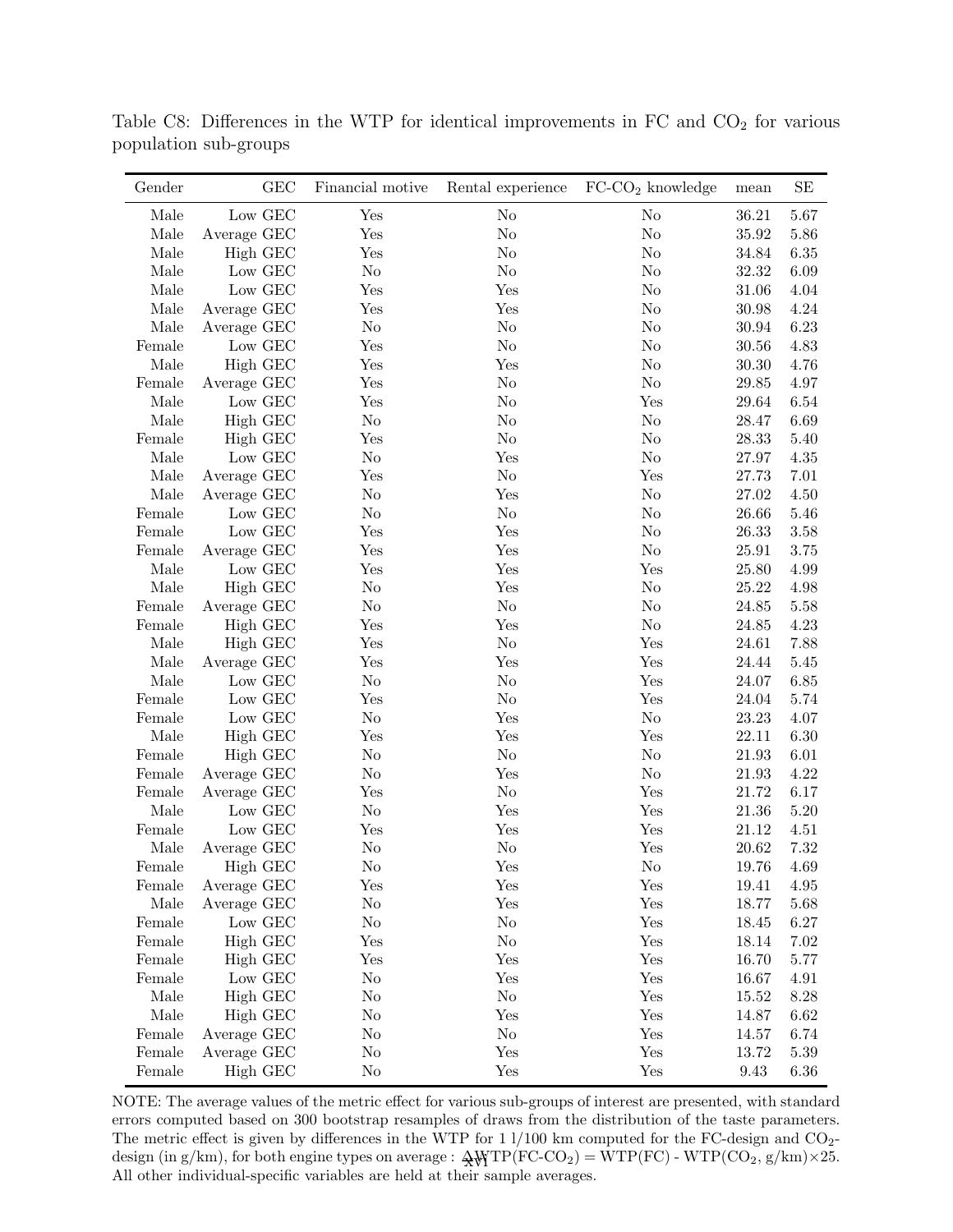Table C8: Differences in the WTP for identical improvements in FC and $CO_2$ for various population sub-groups

| Gender | GEC | Financial motive | Rental experience | FC-$CO_2$ knowledge | mean | SE |
|---|---|---|---|---|---|---|
| Male | Low GEC | Yes | No | No | 36.21 | 5.67 |
| Male | Average GEC | Yes | No | No | 35.92 | 5.86 |
| Male | High GEC | Yes | No | No | 34.84 | 6.35 |
| Male | Low GEC | No | No | No | 32.32 | 6.09 |
| Male | Low GEC | Yes | Yes | No | 31.06 | 4.04 |
| Male | Average GEC | Yes | Yes | No | 30.98 | 4.24 |
| Male | Average GEC | No | No | No | 30.94 | 6.23 |
| Female | Low GEC | Yes | No | No | 30.56 | 4.83 |
| Male | High GEC | Yes | Yes | No | 30.30 | 4.76 |
| Female | Average GEC | Yes | No | No | 29.85 | 4.97 |
| Male | Low GEC | Yes | No | Yes | 29.64 | 6.54 |
| Male | High GEC | No | No | No | 28.47 | 6.69 |
| Female | High GEC | Yes | No | No | 28.33 | 5.40 |
| Male | Low GEC | No | Yes | No | 27.97 | 4.35 |
| Male | Average GEC | Yes | No | Yes | 27.73 | 7.01 |
| Male | Average GEC | No | Yes | No | 27.02 | 4.50 |
| Female | Low GEC | No | No | No | 26.66 | 5.46 |
| Female | Low GEC | Yes | Yes | No | 26.33 | 3.58 |
| Female | Average GEC | Yes | Yes | No | 25.91 | 3.75 |
| Male | Low GEC | Yes | Yes | Yes | 25.80 | 4.99 |
| Male | High GEC | No | Yes | No | 25.22 | 4.98 |
| Female | Average GEC | No | No | No | 24.85 | 5.58 |
| Female | High GEC | Yes | Yes | No | 24.85 | 4.23 |
| Male | High GEC | Yes | No | Yes | 24.61 | 7.88 |
| Male | Average GEC | Yes | Yes | Yes | 24.44 | 5.45 |
| Male | Low GEC | No | No | Yes | 24.07 | 6.85 |
| Female | Low GEC | Yes | No | Yes | 24.04 | 5.74 |
| Female | Low GEC | No | Yes | No | 23.23 | 4.07 |
| Male | High GEC | Yes | Yes | Yes | 22.11 | 6.30 |
| Female | High GEC | No | No | No | 21.93 | 6.01 |
| Female | Average GEC | No | Yes | No | 21.93 | 4.22 |
| Female | Average GEC | Yes | No | Yes | 21.72 | 6.17 |
| Male | Low GEC | No | Yes | Yes | 21.36 | 5.20 |
| Female | Low GEC | Yes | Yes | Yes | 21.12 | 4.51 |
| Male | Average GEC | No | No | Yes | 20.62 | 7.32 |
| Female | High GEC | No | Yes | No | 19.76 | 4.69 |
| Female | Average GEC | Yes | Yes | Yes | 19.41 | 4.95 |
| Male | Average GEC | No | Yes | Yes | 18.77 | 5.68 |
| Female | Low GEC | No | No | Yes | 18.45 | 6.27 |
| Female | High GEC | Yes | No | Yes | 18.14 | 7.02 |
| Female | High GEC | Yes | Yes | Yes | 16.70 | 5.77 |
| Female | Low GEC | No | Yes | Yes | 16.67 | 4.91 |
| Male | High GEC | No | No | Yes | 15.52 | 8.28 |
| Male | High GEC | No | Yes | Yes | 14.87 | 6.62 |
| Female | Average GEC | No | No | Yes | 14.57 | 6.74 |
| Female | Average GEC | No | Yes | Yes | 13.72 | 5.39 |
| Female | High GEC | No | Yes | Yes | 9.43 | 6.36 |

NOTE: The average values of the metric effect for various sub-groups of interest are presented, with standard errors computed based on 300 bootstrap resamples of draws from the distribution of the taste parameters. The metric effect is given by differences in the WTP for 1 l/100 km computed for the FC-design and $CO_2$-design (in g/km), for both engine types on average : $\Delta$WTP(FC-$CO_2$) = WTP(FC) - WTP($CO_2$, g/km)$\times$25. All other individual-specific variables are held at their sample averages.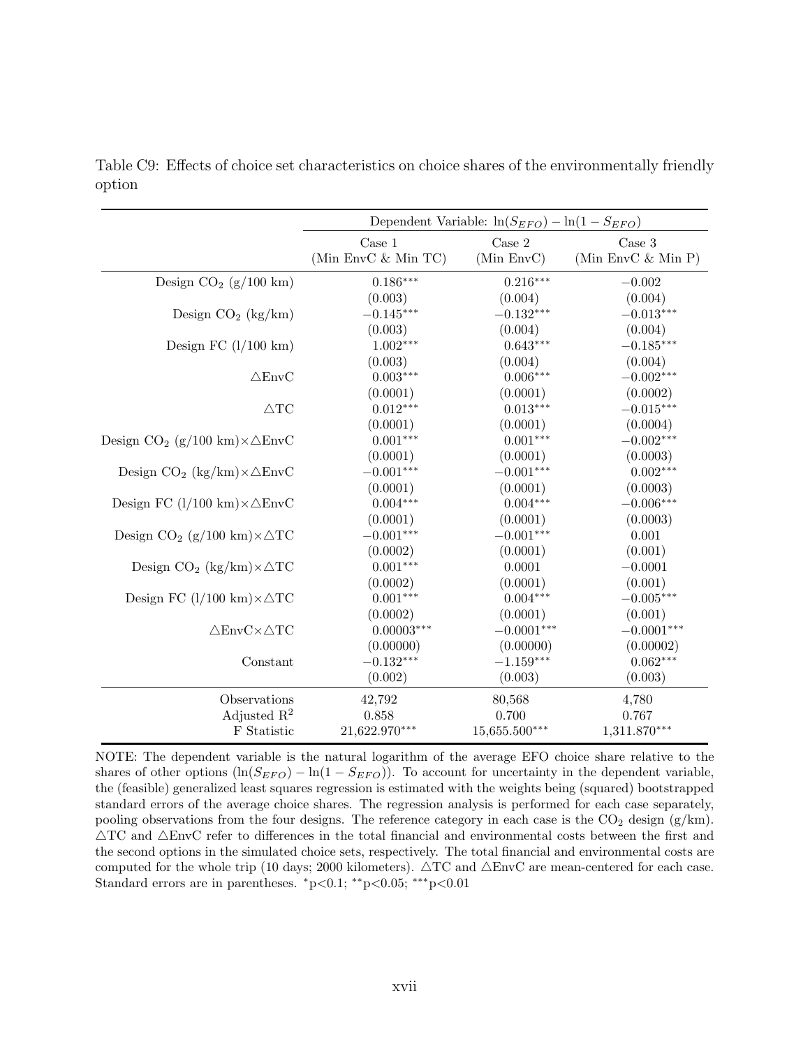Table C9: Effects of choice set characteristics on choice shares of the environmentally friendly option

| | Dependent Variable: $\ln(S_{EFO}) - \ln(1 - S_{EFO})$ | | |
|---|---|---|---|
| | Case 1 (Min EnvC & Min TC) | Case 2 (Min EnvC) | Case 3 (Min EnvC & Min P) |
| Design $CO_2$ (g/100 km) | $0.186^{***}$ | $0.216^{***}$ | $-0.002$ |
| | (0.003) | (0.004) | (0.004) |
| Design $CO_2$ (kg/km) | $-0.145^{***}$ | $-0.132^{***}$ | $-0.013^{***}$ |
| | (0.003) | (0.004) | (0.004) |
| Design FC (l/100 km) | $1.002^{***}$ | $0.643^{***}$ | $-0.185^{***}$ |
| | (0.003) | (0.004) | (0.004) |
| $\triangle$EnvC | $0.003^{***}$ | $0.006^{***}$ | $-0.002^{***}$ |
| | (0.0001) | (0.0001) | (0.0002) |
| $\triangle$TC | $0.012^{***}$ | $0.013^{***}$ | $-0.015^{***}$ |
| | (0.0001) | (0.0001) | (0.0004) |
| Design $CO_2$ (g/100 km)$\times\triangle$EnvC | $0.001^{***}$ | $0.001^{***}$ | $-0.002^{***}$ |
| | (0.0001) | (0.0001) | (0.0003) |
| Design $CO_2$ (kg/km)$\times\triangle$EnvC | $-0.001^{***}$ | $-0.001^{***}$ | $0.002^{***}$ |
| | (0.0001) | (0.0001) | (0.0003) |
| Design FC (l/100 km)$\times\triangle$EnvC | $0.004^{***}$ | $0.004^{***}$ | $-0.006^{***}$ |
| | (0.0001) | (0.0001) | (0.0003) |
| Design $CO_2$ (g/100 km)$\times\triangle$TC | $-0.001^{***}$ | $-0.001^{***}$ | 0.001 |
| | (0.0002) | (0.0001) | (0.001) |
| Design $CO_2$ (kg/km)$\times\triangle$TC | $0.001^{***}$ | 0.0001 | $-0.0001$ |
| | (0.0002) | (0.0001) | (0.001) |
| Design FC (l/100 km)$\times\triangle$TC | $0.001^{***}$ | $0.004^{***}$ | $-0.005^{***}$ |
| | (0.0002) | (0.0001) | (0.001) |
| $\triangle$EnvC$\times\triangle$TC | $0.00003^{***}$ | $-0.0001^{***}$ | $-0.0001^{***}$ |
| | (0.00000) | (0.00000) | (0.00002) |
| Constant | $-0.132^{***}$ | $-1.159^{***}$ | $0.062^{***}$ |
| | (0.002) | (0.003) | (0.003) |
| Observations | 42,792 | 80,568 | 4,780 |
| Adjusted $R^2$ | 0.858 | 0.700 | 0.767 |
| F Statistic | $21{,}622.970^{***}$ | $15{,}655.500^{***}$ | $1{,}311.870^{***}$ |

NOTE: The dependent variable is the natural logarithm of the average EFO choice share relative to the shares of other options ($\ln(S_{EFO}) - \ln(1 - S_{EFO})$). To account for uncertainty in the dependent variable, the (feasible) generalized least squares regression is estimated with the weights being (squared) bootstrapped standard errors of the average choice shares. The regression analysis is performed for each case separately, pooling observations from the four designs. The reference category in each case is the $CO_2$ design (g/km). $\triangle$TC and $\triangle$EnvC refer to differences in the total financial and environmental costs between the first and the second options in the simulated choice sets, respectively. The total financial and environmental costs are computed for the whole trip (10 days; 2000 kilometers). $\triangle$TC and $\triangle$EnvC are mean-centered for each case. Standard errors are in parentheses. $^{*}$p<0.1; $^{**}$p<0.05; $^{***}$p<0.01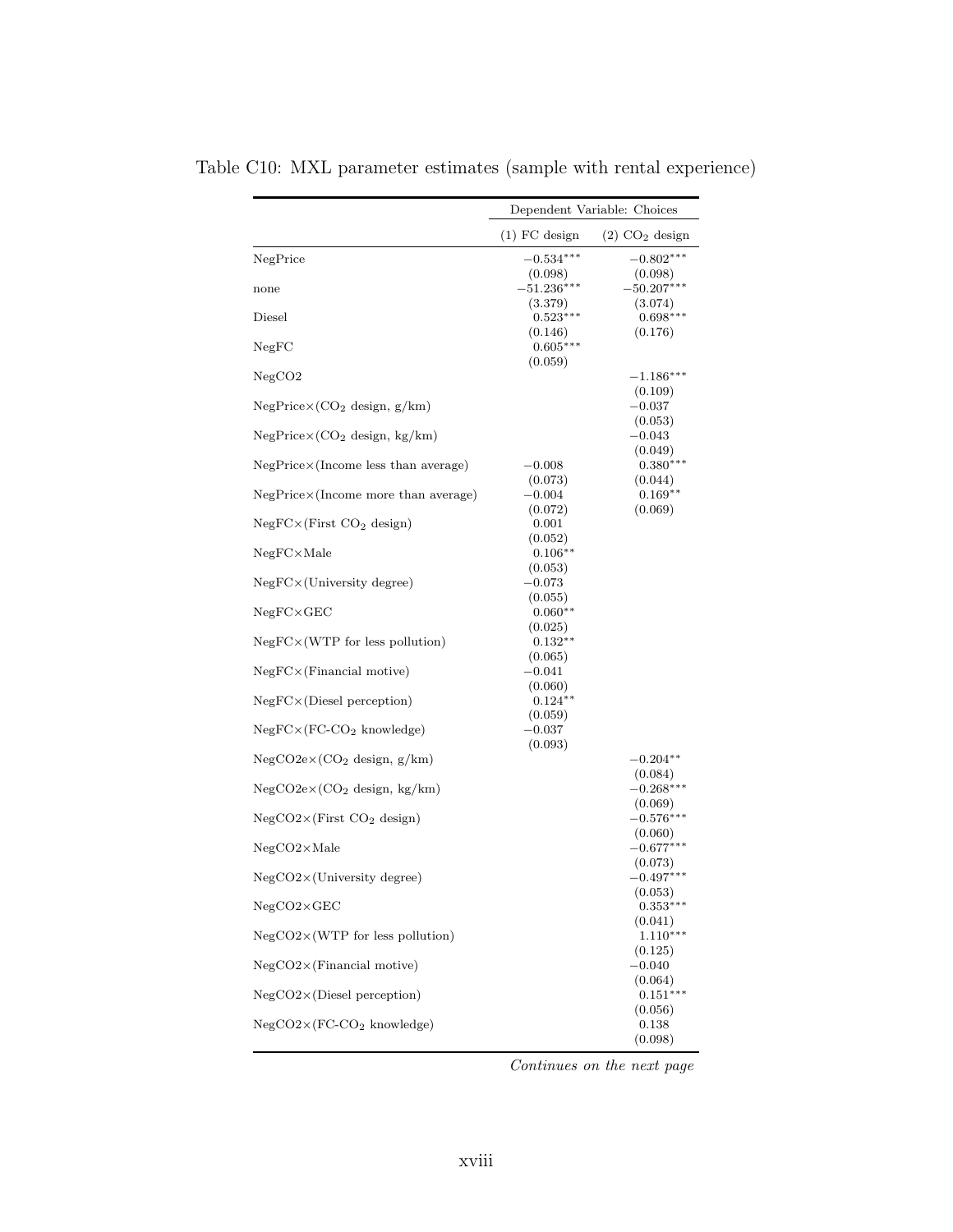Table C10: MXL parameter estimates (sample with rental experience)

| | Dependent Variable: Choices | |
|---|---|---|
| | (1) FC design | (2) $CO_2$ design |
| NegPrice | $-0.534^{***}$ | $-0.802^{***}$ |
| | (0.098) | (0.098) |
| none | $-51.236^{***}$ | $-50.207^{***}$ |
| | (3.379) | (3.074) |
| Diesel | $0.523^{***}$ | $0.698^{***}$ |
| | (0.146) | (0.176) |
| NegFC | $0.605^{***}$ | |
| | (0.059) | |
| NegCO2 | | $-1.186^{***}$ |
| | | (0.109) |
| NegPrice×($CO_2$ design, g/km) | | $-0.037$ |
| | | (0.053) |
| NegPrice×($CO_2$ design, kg/km) | | $-0.043$ |
| | | (0.049) |
| NegPrice×(Income less than average) | $-0.008$ | $0.380^{***}$ |
| | (0.073) | (0.044) |
| NegPrice×(Income more than average) | $-0.004$ | $0.169^{**}$ |
| | (0.072) | (0.069) |
| NegFC×(First $CO_2$ design) | 0.001 | |
| | (0.052) | |
| NegFC×Male | $0.106^{**}$ | |
| | (0.053) | |
| NegFC×(University degree) | $-0.073$ | |
| | (0.055) | |
| NegFC×GEC | $0.060^{**}$ | |
| | (0.025) | |
| NegFC×(WTP for less pollution) | $0.132^{**}$ | |
| | (0.065) | |
| NegFC×(Financial motive) | $-0.041$ | |
| | (0.060) | |
| NegFC×(Diesel perception) | $0.124^{**}$ | |
| | (0.059) | |
| NegFC×(FC-$CO_2$ knowledge) | $-0.037$ | |
| | (0.093) | |
| NegCO2e×($CO_2$ design, g/km) | | $-0.204^{**}$ |
| | | (0.084) |
| NegCO2e×($CO_2$ design, kg/km) | | $-0.268^{***}$ |
| | | (0.069) |
| NegCO2×(First $CO_2$ design) | | $-0.576^{***}$ |
| | | (0.060) |
| NegCO2×Male | | $-0.677^{***}$ |
| | | (0.073) |
| NegCO2×(University degree) | | $-0.497^{***}$ |
| | | (0.053) |
| NegCO2×GEC | | $0.353^{***}$ |
| | | (0.041) |
| NegCO2×(WTP for less pollution) | | $1.110^{***}$ |
| | | (0.125) |
| NegCO2×(Financial motive) | | $-0.040$ |
| | | (0.064) |
| NegCO2×(Diesel perception) | | $0.151^{***}$ |
| | | (0.056) |
| NegCO2×(FC-$CO_2$ knowledge) | | 0.138 |
| | | (0.098) |

*Continues on the next page*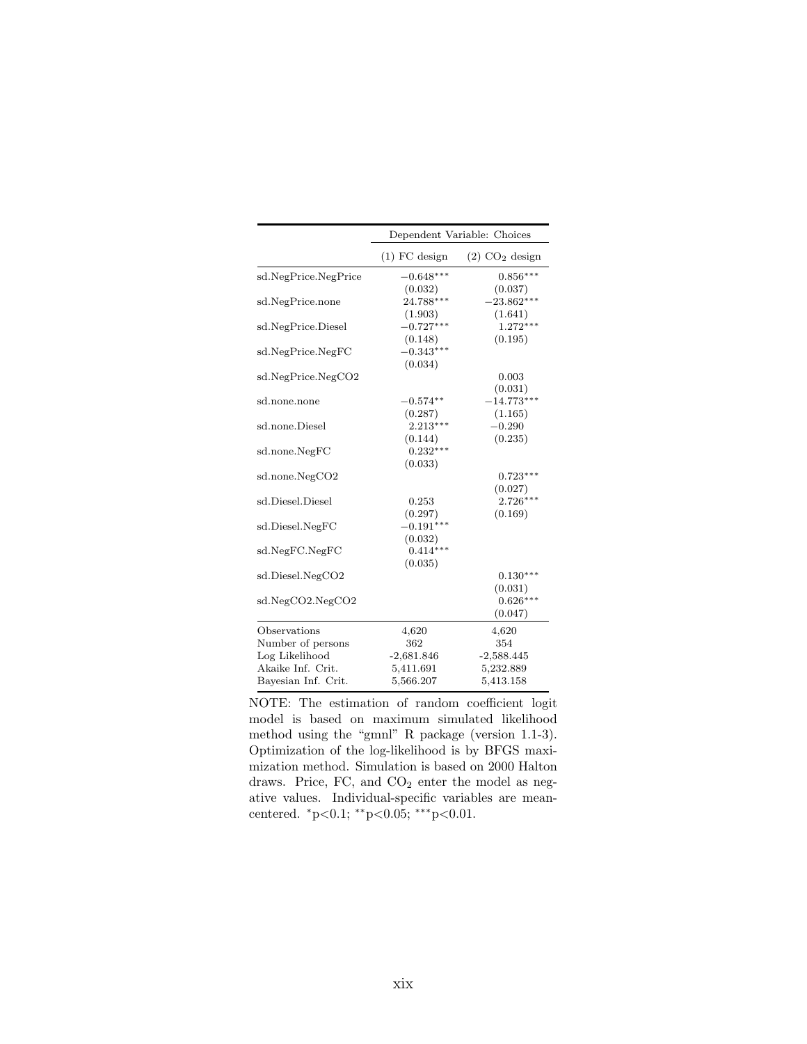| | Dependent Variable: Choices | |
|---|---|---|
| | (1) FC design | (2) $CO_2$ design |
| sd.NegPrice.NegPrice | $-0.648^{***}$ | $0.856^{***}$ |
| | (0.032) | (0.037) |
| sd.NegPrice.none | $24.788^{***}$ | $-23.862^{***}$ |
| | (1.903) | (1.641) |
| sd.NegPrice.Diesel | $-0.727^{***}$ | $1.272^{***}$ |
| | (0.148) | (0.195) |
| sd.NegPrice.NegFC | $-0.343^{***}$ | |
| | (0.034) | |
| sd.NegPrice.NegCO2 | | 0.003 |
| | | (0.031) |
| sd.none.none | $-0.574^{**}$ | $-14.773^{***}$ |
| | (0.287) | (1.165) |
| sd.none.Diesel | $2.213^{***}$ | $-0.290$ |
| | (0.144) | (0.235) |
| sd.none.NegFC | $0.232^{***}$ | |
| | (0.033) | |
| sd.none.NegCO2 | | $0.723^{***}$ |
| | | (0.027) |
| sd.Diesel.Diesel | 0.253 | $2.726^{***}$ |
| | (0.297) | (0.169) |
| sd.Diesel.NegFC | $-0.191^{***}$ | |
| | (0.032) | |
| sd.NegFC.NegFC | $0.414^{***}$ | |
| | (0.035) | |
| sd.Diesel.NegCO2 | | $0.130^{***}$ |
| | | (0.031) |
| sd.NegCO2.NegCO2 | | $0.626^{***}$ |
| | | (0.047) |
| Observations | 4,620 | 4,620 |
| Number of persons | 362 | 354 |
| Log Likelihood | -2,681.846 | -2,588.445 |
| Akaike Inf. Crit. | 5,411.691 | 5,232.889 |
| Bayesian Inf. Crit. | 5,566.207 | 5,413.158 |

NOTE: The estimation of random coefficient logit model is based on maximum simulated likelihood method using the "gmnl" R package (version 1.1-3). Optimization of the log-likelihood is by BFGS maximization method. Simulation is based on 2000 Halton draws. Price, FC, and $CO_2$ enter the model as negative values. Individual-specific variables are mean-centered. $^{*}p<0.1$; $^{**}p<0.05$; $^{***}p<0.01$.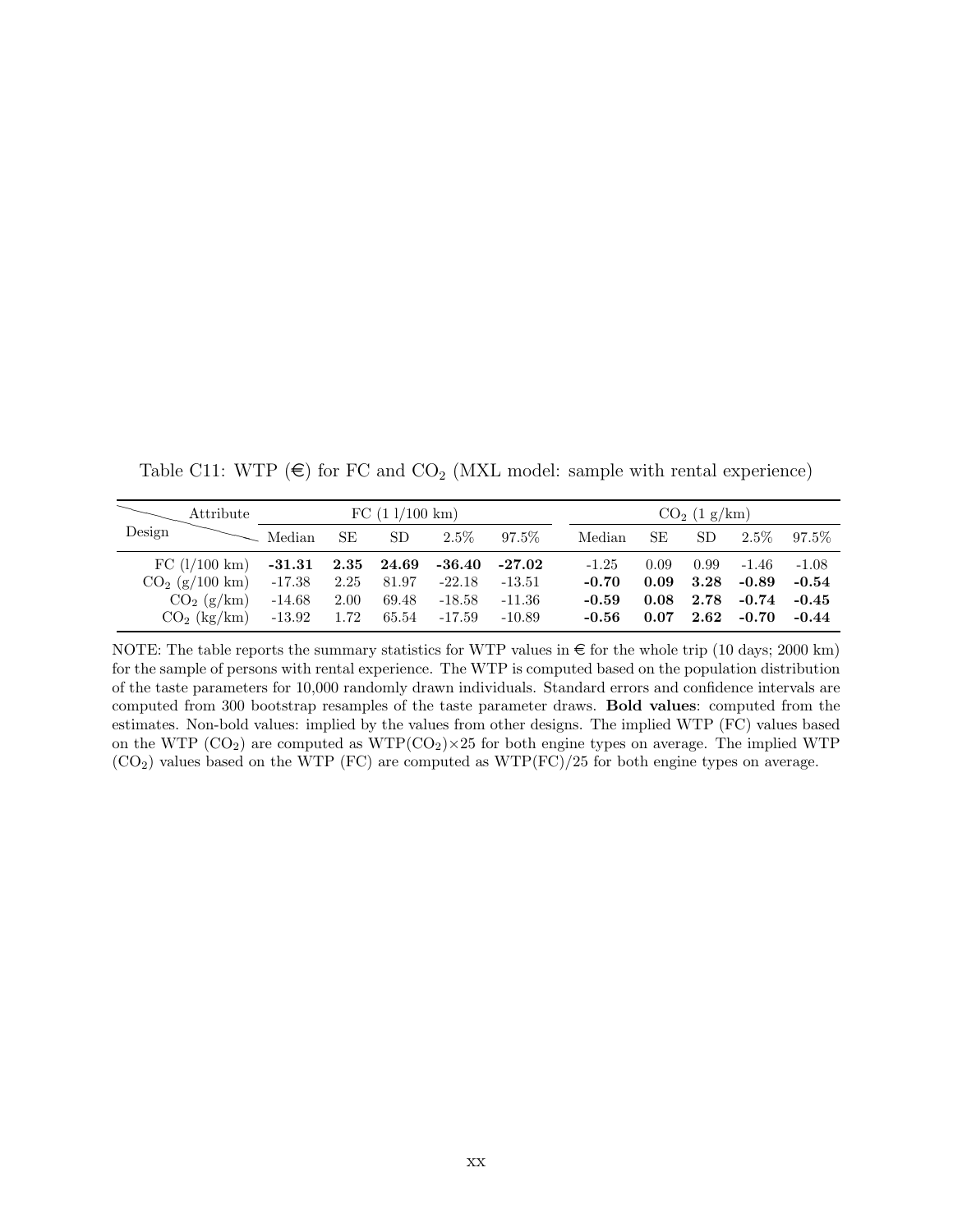Table C11: WTP (€) for FC and $CO_2$ (MXL model: sample with rental experience)

| Design \ Attribute | FC (1 l/100 km) | | | | | $CO_2$ (1 g/km) | | | | |
|---|---|---|---|---|---|---|---|---|---|---|
| | Median | SE | SD | 2.5% | 97.5% | Median | SE | SD | 2.5% | 97.5% |
| FC (l/100 km) | **-31.31** | **2.35** | **24.69** | **-36.40** | **-27.02** | -1.25 | 0.09 | 0.99 | -1.46 | -1.08 |
| $CO_2$ (g/100 km) | -17.38 | 2.25 | 81.97 | -22.18 | -13.51 | **-0.70** | **0.09** | **3.28** | **-0.89** | **-0.54** |
| $CO_2$ (g/km) | -14.68 | 2.00 | 69.48 | -18.58 | -11.36 | **-0.59** | **0.08** | **2.78** | **-0.74** | **-0.45** |
| $CO_2$ (kg/km) | -13.92 | 1.72 | 65.54 | -17.59 | -10.89 | **-0.56** | **0.07** | **2.62** | **-0.70** | **-0.44** |

NOTE: The table reports the summary statistics for WTP values in € for the whole trip (10 days; 2000 km) for the sample of persons with rental experience. The WTP is computed based on the population distribution of the taste parameters for 10,000 randomly drawn individuals. Standard errors and confidence intervals are computed from 300 bootstrap resamples of the taste parameter draws. **Bold values**: computed from the estimates. Non-bold values: implied by the values from other designs. The implied WTP (FC) values based on the WTP ($CO_2$) are computed as WTP($CO_2$)×25 for both engine types on average. The implied WTP ($CO_2$) values based on the WTP (FC) are computed as WTP(FC)/25 for both engine types on average.